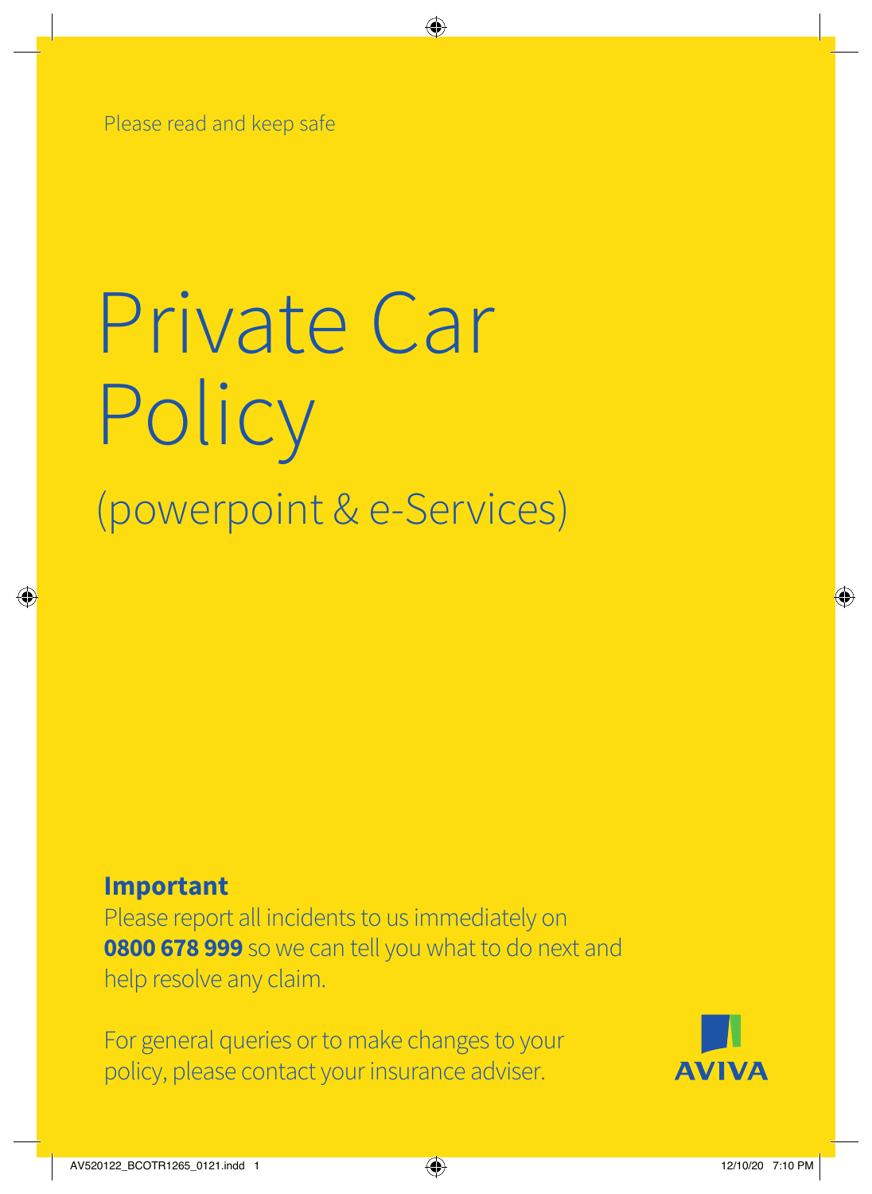Please read and keep safe

# Private Car Policy

## (powerpoint & e-Services)

**Important**

Please report all incidents to us immediately on **0800 678 999** so we can tell you what to do next and help resolve any claim.

For general queries or to make changes to your policy, please contact your insurance adviser.

AVIVA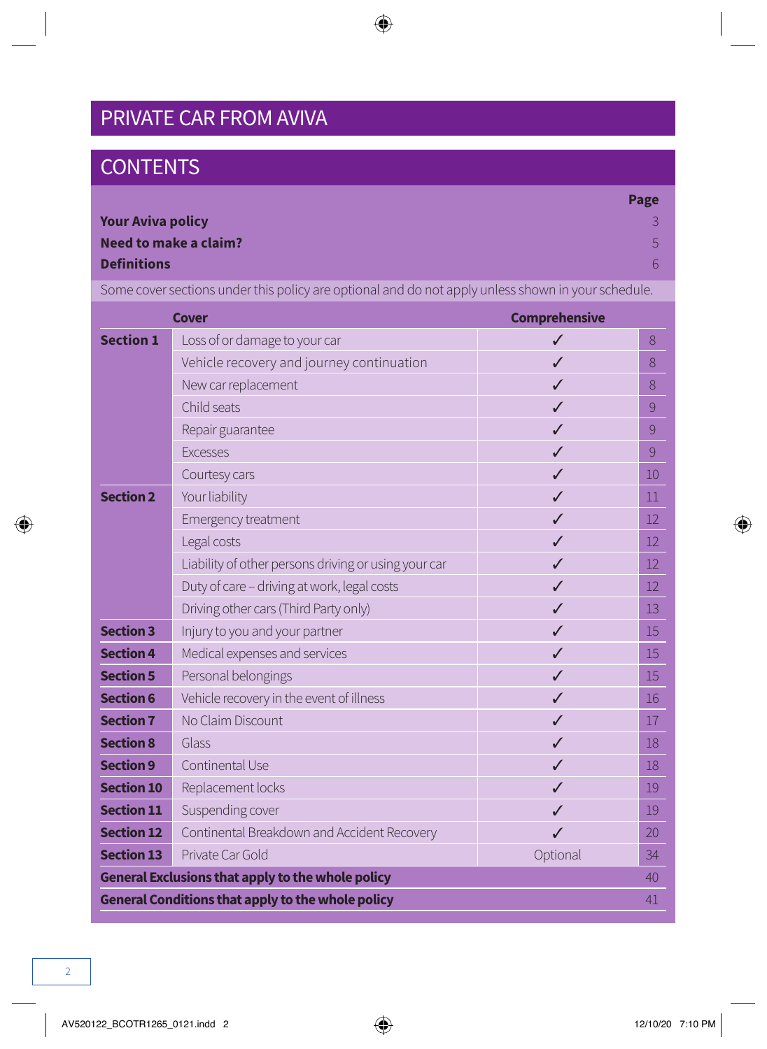# PRIVATE CAR FROM AVIVA

## CONTENTS

| | Page |
|---|---|
| **Your Aviva policy** | 3 |
| **Need to make a claim?** | 5 |
| **Definitions** | 6 |

Some cover sections under this policy are optional and do not apply unless shown in your schedule.

| Cover | | Comprehensive | |
|---|---|---|---|
| **Section 1** | Loss of or damage to your car | ✓ | 8 |
| | Vehicle recovery and journey continuation | ✓ | 8 |
| | New car replacement | ✓ | 8 |
| | Child seats | ✓ | 9 |
| | Repair guarantee | ✓ | 9 |
| | Excesses | ✓ | 9 |
| | Courtesy cars | ✓ | 10 |
| **Section 2** | Your liability | ✓ | 11 |
| | Emergency treatment | ✓ | 12 |
| | Legal costs | ✓ | 12 |
| | Liability of other persons driving or using your car | ✓ | 12 |
| | Duty of care – driving at work, legal costs | ✓ | 12 |
| | Driving other cars (Third Party only) | ✓ | 13 |
| **Section 3** | Injury to you and your partner | ✓ | 15 |
| **Section 4** | Medical expenses and services | ✓ | 15 |
| **Section 5** | Personal belongings | ✓ | 15 |
| **Section 6** | Vehicle recovery in the event of illness | ✓ | 16 |
| **Section 7** | No Claim Discount | ✓ | 17 |
| **Section 8** | Glass | ✓ | 18 |
| **Section 9** | Continental Use | ✓ | 18 |
| **Section 10** | Replacement locks | ✓ | 19 |
| **Section 11** | Suspending cover | ✓ | 19 |
| **Section 12** | Continental Breakdown and Accident Recovery | ✓ | 20 |
| **Section 13** | Private Car Gold | Optional | 34 |
| **General Exclusions that apply to the whole policy** | | | 40 |
| **General Conditions that apply to the whole policy** | | | 41 |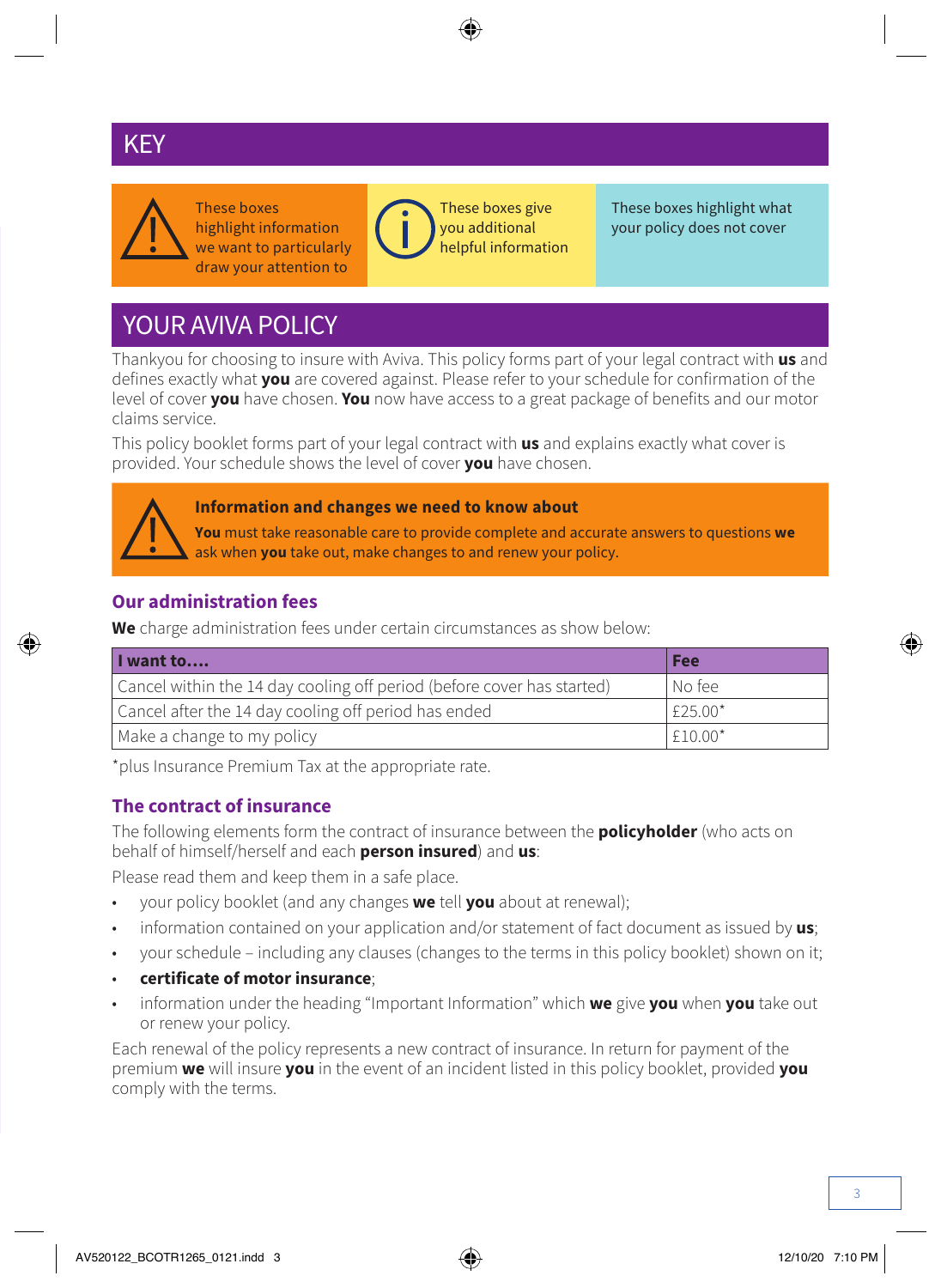# KEY

These boxes highlight information we want to particularly draw your attention to

These boxes give you additional helpful information

These boxes highlight what your policy does not cover

# YOUR AVIVA POLICY

Thankyou for choosing to insure with Aviva. This policy forms part of your legal contract with **us** and defines exactly what **you** are covered against. Please refer to your schedule for confirmation of the level of cover **you** have chosen. **You** now have access to a great package of benefits and our motor claims service.

This policy booklet forms part of your legal contract with **us** and explains exactly what cover is provided. Your schedule shows the level of cover **you** have chosen.

**Information and changes we need to know about**

**You** must take reasonable care to provide complete and accurate answers to questions **we** ask when **you** take out, make changes to and renew your policy.

### Our administration fees

**We** charge administration fees under certain circumstances as show below:

| I want to…. | Fee |
| --- | --- |
| Cancel within the 14 day cooling off period (before cover has started) | No fee |
| Cancel after the 14 day cooling off period has ended | £25.00* |
| Make a change to my policy | £10.00* |

*plus Insurance Premium Tax at the appropriate rate.

### The contract of insurance

The following elements form the contract of insurance between the **policyholder** (who acts on behalf of himself/herself and each **person insured**) and **us**:

Please read them and keep them in a safe place.

- your policy booklet (and any changes **we** tell **you** about at renewal);
- information contained on your application and/or statement of fact document as issued by **us**;
- your schedule – including any clauses (changes to the terms in this policy booklet) shown on it;
- **certificate of motor insurance**;
- information under the heading "Important Information" which **we** give **you** when **you** take out or renew your policy.

Each renewal of the policy represents a new contract of insurance. In return for payment of the premium **we** will insure **you** in the event of an incident listed in this policy booklet, provided **you** comply with the terms.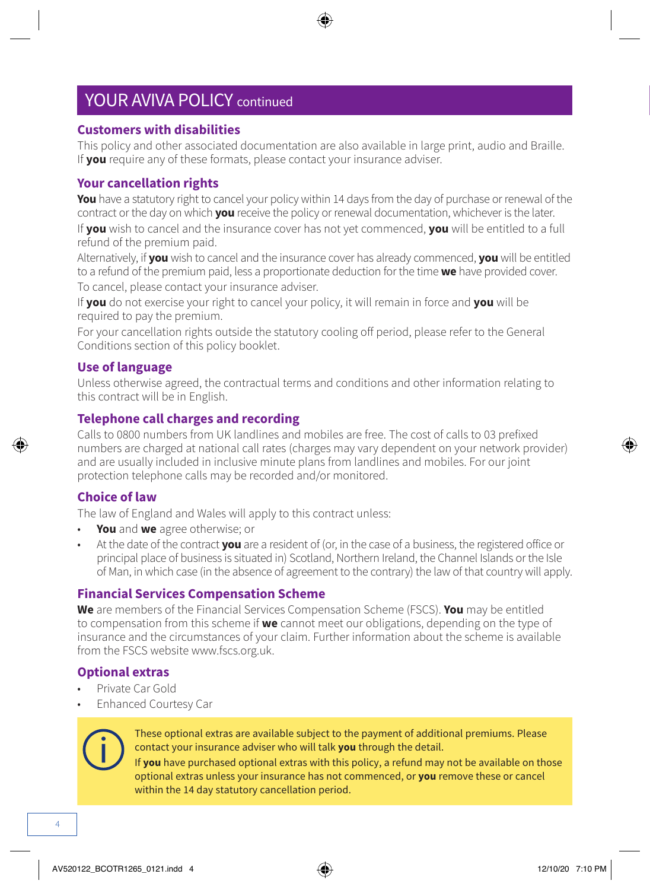# YOUR AVIVA POLICY continued

## Customers with disabilities

This policy and other associated documentation are also available in large print, audio and Braille. If **you** require any of these formats, please contact your insurance adviser.

## Your cancellation rights

**You** have a statutory right to cancel your policy within 14 days from the day of purchase or renewal of the contract or the day on which **you** receive the policy or renewal documentation, whichever is the later.

If **you** wish to cancel and the insurance cover has not yet commenced, **you** will be entitled to a full refund of the premium paid.

Alternatively, if **you** wish to cancel and the insurance cover has already commenced, **you** will be entitled to a refund of the premium paid, less a proportionate deduction for the time **we** have provided cover.

To cancel, please contact your insurance adviser.

If **you** do not exercise your right to cancel your policy, it will remain in force and **you** will be required to pay the premium.

For your cancellation rights outside the statutory cooling off period, please refer to the General Conditions section of this policy booklet.

## Use of language

Unless otherwise agreed, the contractual terms and conditions and other information relating to this contract will be in English.

## Telephone call charges and recording

Calls to 0800 numbers from UK landlines and mobiles are free. The cost of calls to 03 prefixed numbers are charged at national call rates (charges may vary dependent on your network provider) and are usually included in inclusive minute plans from landlines and mobiles. For our joint protection telephone calls may be recorded and/or monitored.

## Choice of law

The law of England and Wales will apply to this contract unless:

- **You** and **we** agree otherwise; or
- At the date of the contract **you** are a resident of (or, in the case of a business, the registered office or principal place of business is situated in) Scotland, Northern Ireland, the Channel Islands or the Isle of Man, in which case (in the absence of agreement to the contrary) the law of that country will apply.

## Financial Services Compensation Scheme

**We** are members of the Financial Services Compensation Scheme (FSCS). **You** may be entitled to compensation from this scheme if **we** cannot meet our obligations, depending on the type of insurance and the circumstances of your claim. Further information about the scheme is available from the FSCS website www.fscs.org.uk.

## Optional extras

- Private Car Gold
- Enhanced Courtesy Car

> These optional extras are available subject to the payment of additional premiums. Please contact your insurance adviser who will talk **you** through the detail.
>
> If **you** have purchased optional extras with this policy, a refund may not be available on those optional extras unless your insurance has not commenced, or **you** remove these or cancel within the 14 day statutory cancellation period.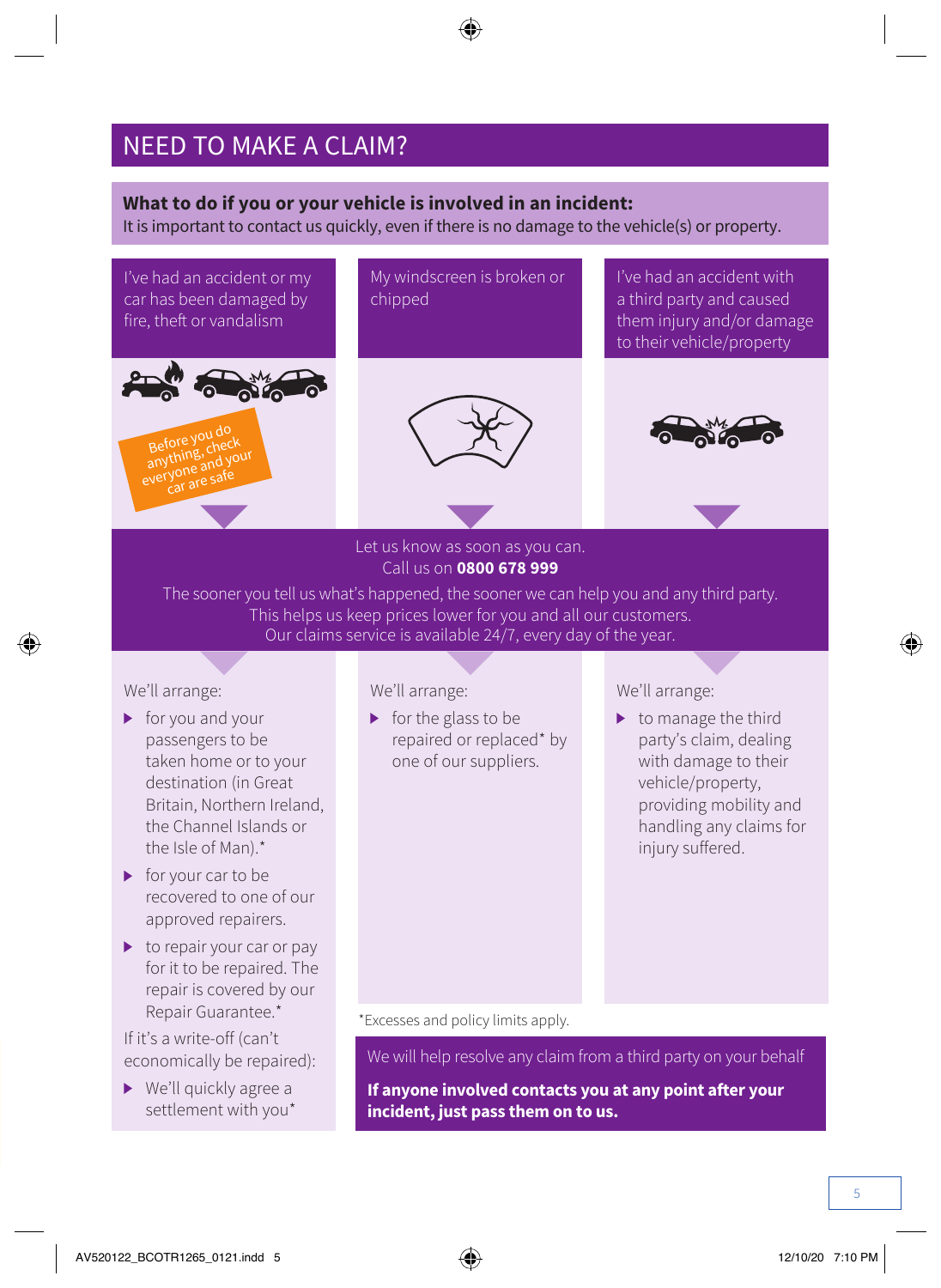# NEED TO MAKE A CLAIM?

**What to do if you or your vehicle is involved in an incident:**
It is important to contact us quickly, even if there is no damage to the vehicle(s) or property.

### I've had an accident or my car has been damaged by fire, theft or vandalism

Before you do anything, check everyone and your car are safe

### My windscreen is broken or chipped

### I've had an accident with a third party and caused them injury and/or damage to their vehicle/property

Let us know as soon as you can.
Call us on **0800 678 999**

The sooner you tell us what's happened, the sooner we can help you and any third party.
This helps us keep prices lower for you and all our customers.
Our claims service is available 24/7, every day of the year.

**I've had an accident or my car has been damaged by fire, theft or vandalism**

We'll arrange:

- for you and your passengers to be taken home or to your destination (in Great Britain, Northern Ireland, the Channel Islands or the Isle of Man).*
- for your car to be recovered to one of our approved repairers.
- to repair your car or pay for it to be repaired. The repair is covered by our Repair Guarantee.*

If it's a write-off (can't economically be repaired):

- We'll quickly agree a settlement with you*

**My windscreen is broken or chipped**

We'll arrange:

- for the glass to be repaired or replaced* by one of our suppliers.

**I've had an accident with a third party and caused them injury and/or damage to their vehicle/property**

We'll arrange:

- to manage the third party's claim, dealing with damage to their vehicle/property, providing mobility and handling any claims for injury suffered.

*Excesses and policy limits apply.

We will help resolve any claim from a third party on your behalf

**If anyone involved contacts you at any point after your incident, just pass them on to us.**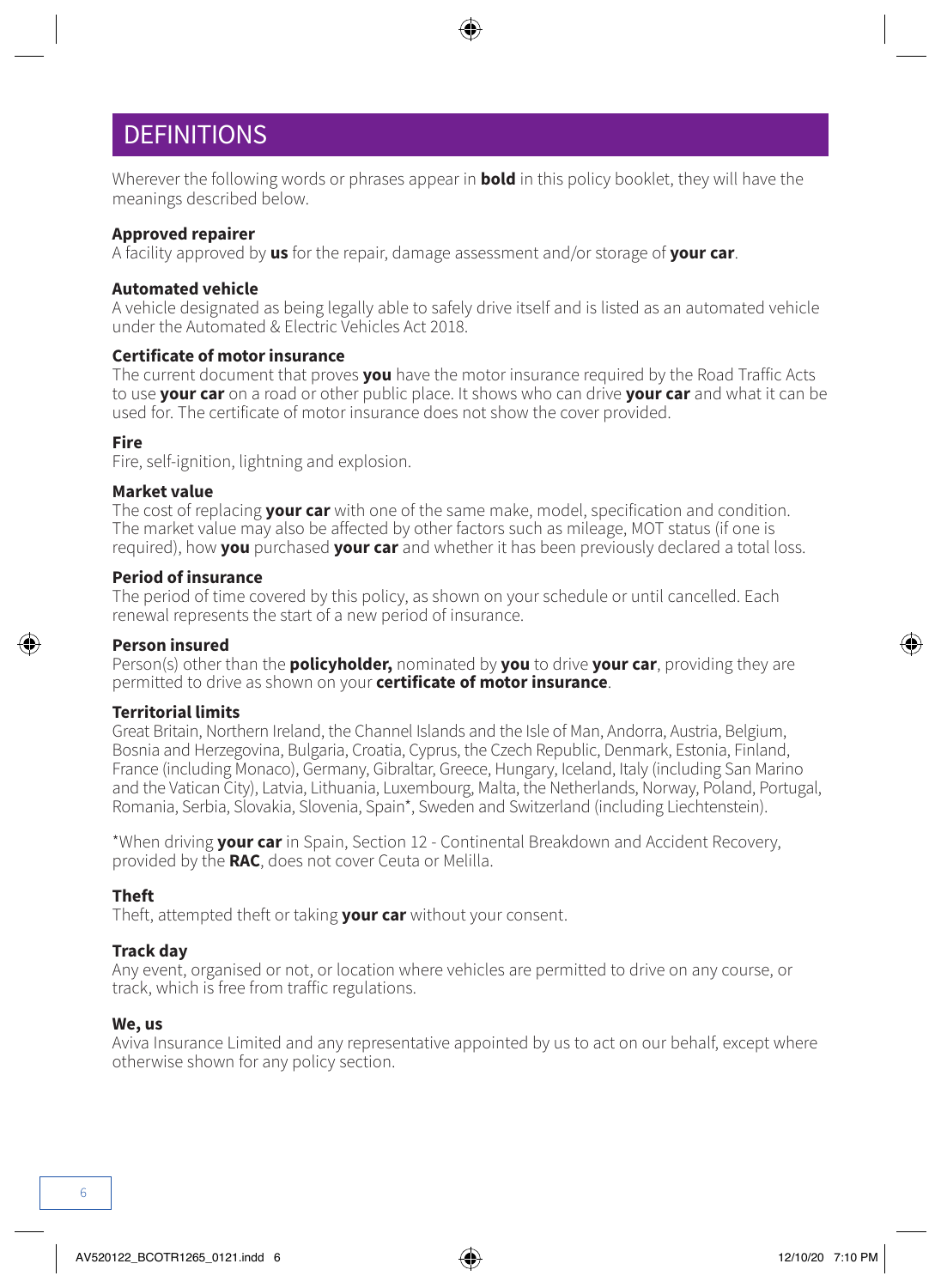# DEFINITIONS

Wherever the following words or phrases appear in **bold** in this policy booklet, they will have the meanings described below.

**Approved repairer**
A facility approved by **us** for the repair, damage assessment and/or storage of **your car**.

**Automated vehicle**
A vehicle designated as being legally able to safely drive itself and is listed as an automated vehicle under the Automated & Electric Vehicles Act 2018.

**Certificate of motor insurance**
The current document that proves **you** have the motor insurance required by the Road Traffic Acts to use **your car** on a road or other public place. It shows who can drive **your car** and what it can be used for. The certificate of motor insurance does not show the cover provided.

**Fire**
Fire, self-ignition, lightning and explosion.

**Market value**
The cost of replacing **your car** with one of the same make, model, specification and condition. The market value may also be affected by other factors such as mileage, MOT status (if one is required), how **you** purchased **your car** and whether it has been previously declared a total loss.

**Period of insurance**
The period of time covered by this policy, as shown on your schedule or until cancelled. Each renewal represents the start of a new period of insurance.

**Person insured**
Person(s) other than the **policyholder,** nominated by **you** to drive **your car**, providing they are permitted to drive as shown on your **certificate of motor insurance**.

**Territorial limits**
Great Britain, Northern Ireland, the Channel Islands and the Isle of Man, Andorra, Austria, Belgium, Bosnia and Herzegovina, Bulgaria, Croatia, Cyprus, the Czech Republic, Denmark, Estonia, Finland, France (including Monaco), Germany, Gibraltar, Greece, Hungary, Iceland, Italy (including San Marino and the Vatican City), Latvia, Lithuania, Luxembourg, Malta, the Netherlands, Norway, Poland, Portugal, Romania, Serbia, Slovakia, Slovenia, Spain*, Sweden and Switzerland (including Liechtenstein).

*When driving **your car** in Spain, Section 12 - Continental Breakdown and Accident Recovery, provided by the **RAC**, does not cover Ceuta or Melilla.

**Theft**
Theft, attempted theft or taking **your car** without your consent.

**Track day**
Any event, organised or not, or location where vehicles are permitted to drive on any course, or track, which is free from traffic regulations.

**We, us**
Aviva Insurance Limited and any representative appointed by us to act on our behalf, except where otherwise shown for any policy section.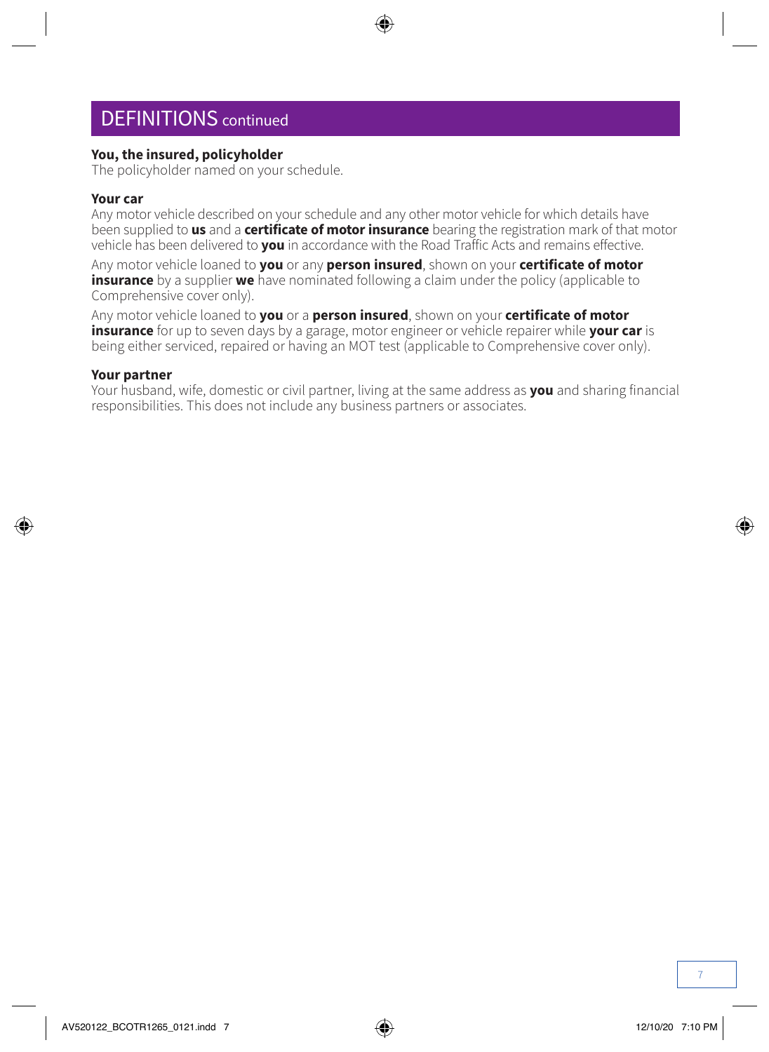## DEFINITIONS continued

**You, the insured, policyholder**
The policyholder named on your schedule.

**Your car**
Any motor vehicle described on your schedule and any other motor vehicle for which details have been supplied to **us** and a **certificate of motor insurance** bearing the registration mark of that motor vehicle has been delivered to **you** in accordance with the Road Traffic Acts and remains effective.

Any motor vehicle loaned to **you** or any **person insured**, shown on your **certificate of motor insurance** by a supplier **we** have nominated following a claim under the policy (applicable to Comprehensive cover only).

Any motor vehicle loaned to **you** or a **person insured**, shown on your **certificate of motor insurance** for up to seven days by a garage, motor engineer or vehicle repairer while **your car** is being either serviced, repaired or having an MOT test (applicable to Comprehensive cover only).

**Your partner**
Your husband, wife, domestic or civil partner, living at the same address as **you** and sharing financial responsibilities. This does not include any business partners or associates.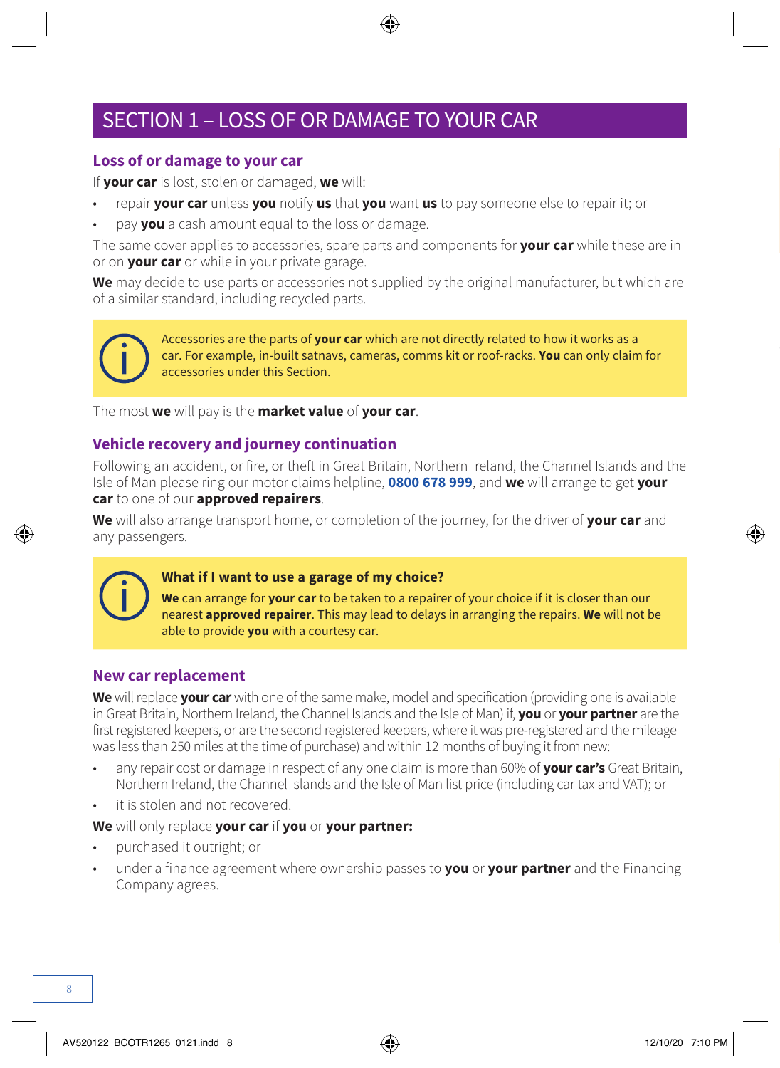# SECTION 1 – LOSS OF OR DAMAGE TO YOUR CAR

## Loss of or damage to your car

If **your car** is lost, stolen or damaged, **we** will:

- repair **your car** unless **you** notify **us** that **you** want **us** to pay someone else to repair it; or
- pay **you** a cash amount equal to the loss or damage.

The same cover applies to accessories, spare parts and components for **your car** while these are in or on **your car** or while in your private garage.

**We** may decide to use parts or accessories not supplied by the original manufacturer, but which are of a similar standard, including recycled parts.

> Accessories are the parts of **your car** which are not directly related to how it works as a car. For example, in-built satnavs, cameras, comms kit or roof-racks. **You** can only claim for accessories under this Section.

The most **we** will pay is the **market value** of **your car**.

## Vehicle recovery and journey continuation

Following an accident, or fire, or theft in Great Britain, Northern Ireland, the Channel Islands and the Isle of Man please ring our motor claims helpline, **0800 678 999**, and **we** will arrange to get **your car** to one of our **approved repairers**.

**We** will also arrange transport home, or completion of the journey, for the driver of **your car** and any passengers.

> **What if I want to use a garage of my choice?**
>
> **We** can arrange for **your car** to be taken to a repairer of your choice if it is closer than our nearest **approved repairer**. This may lead to delays in arranging the repairs. **We** will not be able to provide **you** with a courtesy car.

## New car replacement

**We** will replace **your car** with one of the same make, model and specification (providing one is available in Great Britain, Northern Ireland, the Channel Islands and the Isle of Man) if, **you** or **your partner** are the first registered keepers, or are the second registered keepers, where it was pre-registered and the mileage was less than 250 miles at the time of purchase) and within 12 months of buying it from new:

- any repair cost or damage in respect of any one claim is more than 60% of **your car's** Great Britain, Northern Ireland, the Channel Islands and the Isle of Man list price (including car tax and VAT); or
- it is stolen and not recovered.

**We** will only replace **your car** if **you** or **your partner:**

- purchased it outright; or
- under a finance agreement where ownership passes to **you** or **your partner** and the Financing Company agrees.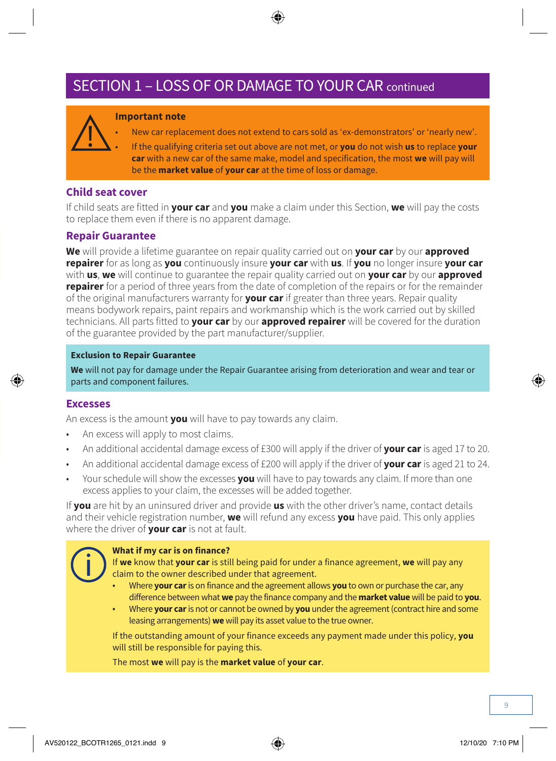## SECTION 1 – LOSS OF OR DAMAGE TO YOUR CAR continued

> **Important note**
> - New car replacement does not extend to cars sold as 'ex-demonstrators' or 'nearly new'.
> - If the qualifying criteria set out above are not met, or **you** do not wish **us** to replace **your car** with a new car of the same make, model and specification, the most **we** will pay will be the **market value** of **your car** at the time of loss or damage.

### Child seat cover

If child seats are fitted in **your car** and **you** make a claim under this Section, **we** will pay the costs to replace them even if there is no apparent damage.

### Repair Guarantee

**We** will provide a lifetime guarantee on repair quality carried out on **your car** by our **approved repairer** for as long as **you** continuously insure **your car** with **us**. If **you** no longer insure **your car** with **us**, **we** will continue to guarantee the repair quality carried out on **your car** by our **approved repairer** for a period of three years from the date of completion of the repairs or for the remainder of the original manufacturers warranty for **your car** if greater than three years. Repair quality means bodywork repairs, paint repairs and workmanship which is the work carried out by skilled technicians. All parts fitted to **your car** by our **approved repairer** will be covered for the duration of the guarantee provided by the part manufacturer/supplier.

> **Exclusion to Repair Guarantee**
>
> **We** will not pay for damage under the Repair Guarantee arising from deterioration and wear and tear or parts and component failures.

### Excesses

An excess is the amount **you** will have to pay towards any claim.

- An excess will apply to most claims.
- An additional accidental damage excess of £300 will apply if the driver of **your car** is aged 17 to 20.
- An additional accidental damage excess of £200 will apply if the driver of **your car** is aged 21 to 24.
- Your schedule will show the excesses **you** will have to pay towards any claim. If more than one excess applies to your claim, the excesses will be added together.

If **you** are hit by an uninsured driver and provide **us** with the other driver's name, contact details and their vehicle registration number, **we** will refund any excess **you** have paid. This only applies where the driver of **your car** is not at fault.

> **What if my car is on finance?**
>
> If **we** know that **your car** is still being paid for under a finance agreement, **we** will pay any claim to the owner described under that agreement.
> - Where **your car** is on finance and the agreement allows **you** to own or purchase the car, any difference between what **we** pay the finance company and the **market value** will be paid to **you**.
> - Where **your car** is not or cannot be owned by **you** under the agreement (contract hire and some leasing arrangements) **we** will pay its asset value to the true owner.
>
> If the outstanding amount of your finance exceeds any payment made under this policy, **you** will still be responsible for paying this.
>
> The most **we** will pay is the **market value** of **your car**.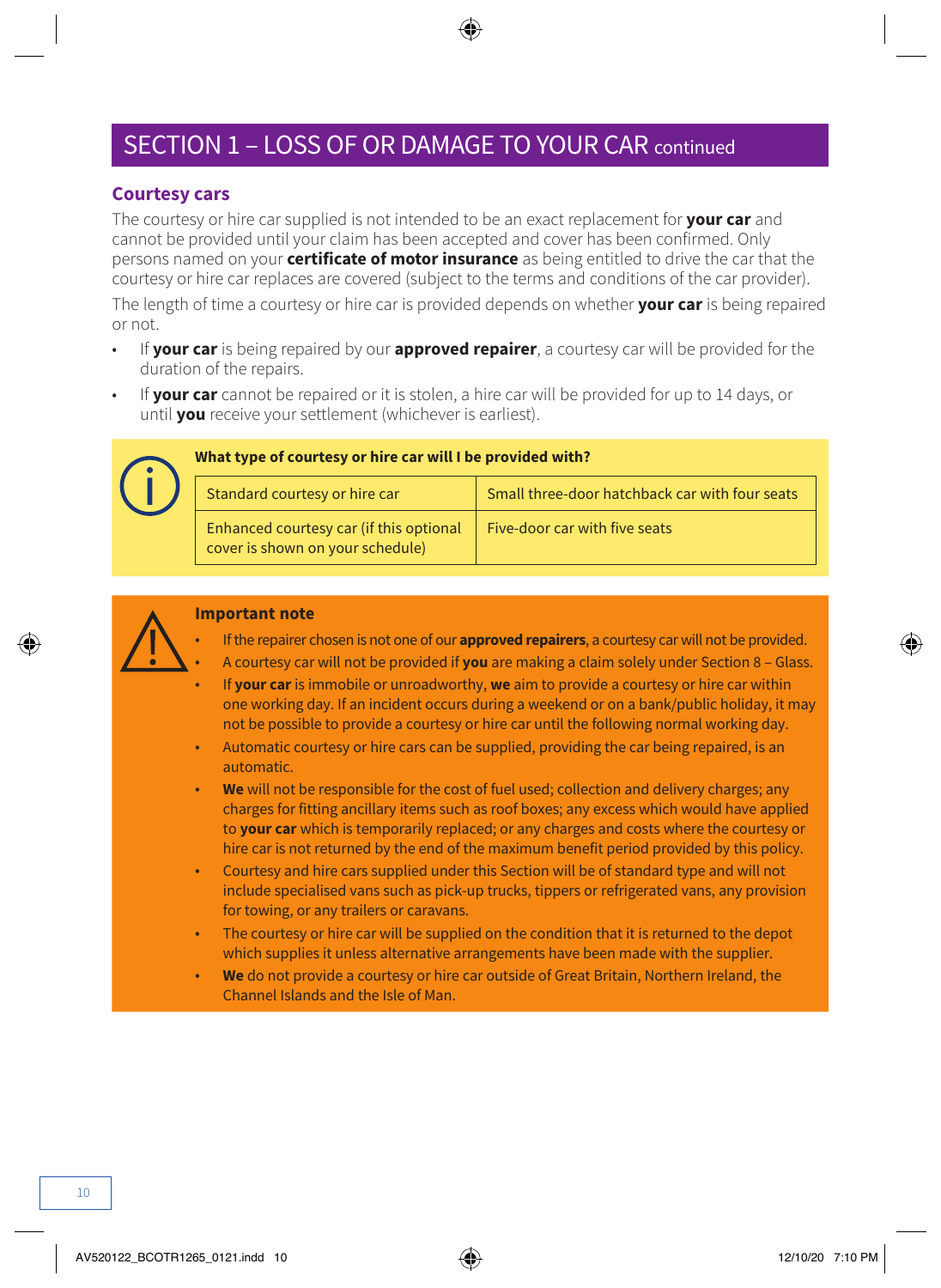## SECTION 1 – LOSS OF OR DAMAGE TO YOUR CAR continued

### Courtesy cars

The courtesy or hire car supplied is not intended to be an exact replacement for **your car** and cannot be provided until your claim has been accepted and cover has been confirmed. Only persons named on your **certificate of motor insurance** as being entitled to drive the car that the courtesy or hire car replaces are covered (subject to the terms and conditions of the car provider).

The length of time a courtesy or hire car is provided depends on whether **your car** is being repaired or not.

- If **your car** is being repaired by our **approved repairer**, a courtesy car will be provided for the duration of the repairs.
- If **your car** cannot be repaired or it is stolen, a hire car will be provided for up to 14 days, or until **you** receive your settlement (whichever is earliest).

**What type of courtesy or hire car will I be provided with?**

| | |
|---|---|
| Standard courtesy or hire car | Small three-door hatchback car with four seats |
| Enhanced courtesy car (if this optional cover is shown on your schedule) | Five-door car with five seats |

**Important note**

- If the repairer chosen is not one of our **approved repairers**, a courtesy car will not be provided.
- A courtesy car will not be provided if **you** are making a claim solely under Section 8 – Glass.
- If **your car** is immobile or unroadworthy, **we** aim to provide a courtesy or hire car within one working day. If an incident occurs during a weekend or on a bank/public holiday, it may not be possible to provide a courtesy or hire car until the following normal working day.
- Automatic courtesy or hire cars can be supplied, providing the car being repaired, is an automatic.
- **We** will not be responsible for the cost of fuel used; collection and delivery charges; any charges for fitting ancillary items such as roof boxes; any excess which would have applied to **your car** which is temporarily replaced; or any charges and costs where the courtesy or hire car is not returned by the end of the maximum benefit period provided by this policy.
- Courtesy and hire cars supplied under this Section will be of standard type and will not include specialised vans such as pick-up trucks, tippers or refrigerated vans, any provision for towing, or any trailers or caravans.
- The courtesy or hire car will be supplied on the condition that it is returned to the depot which supplies it unless alternative arrangements have been made with the supplier.
- **We** do not provide a courtesy or hire car outside of Great Britain, Northern Ireland, the Channel Islands and the Isle of Man.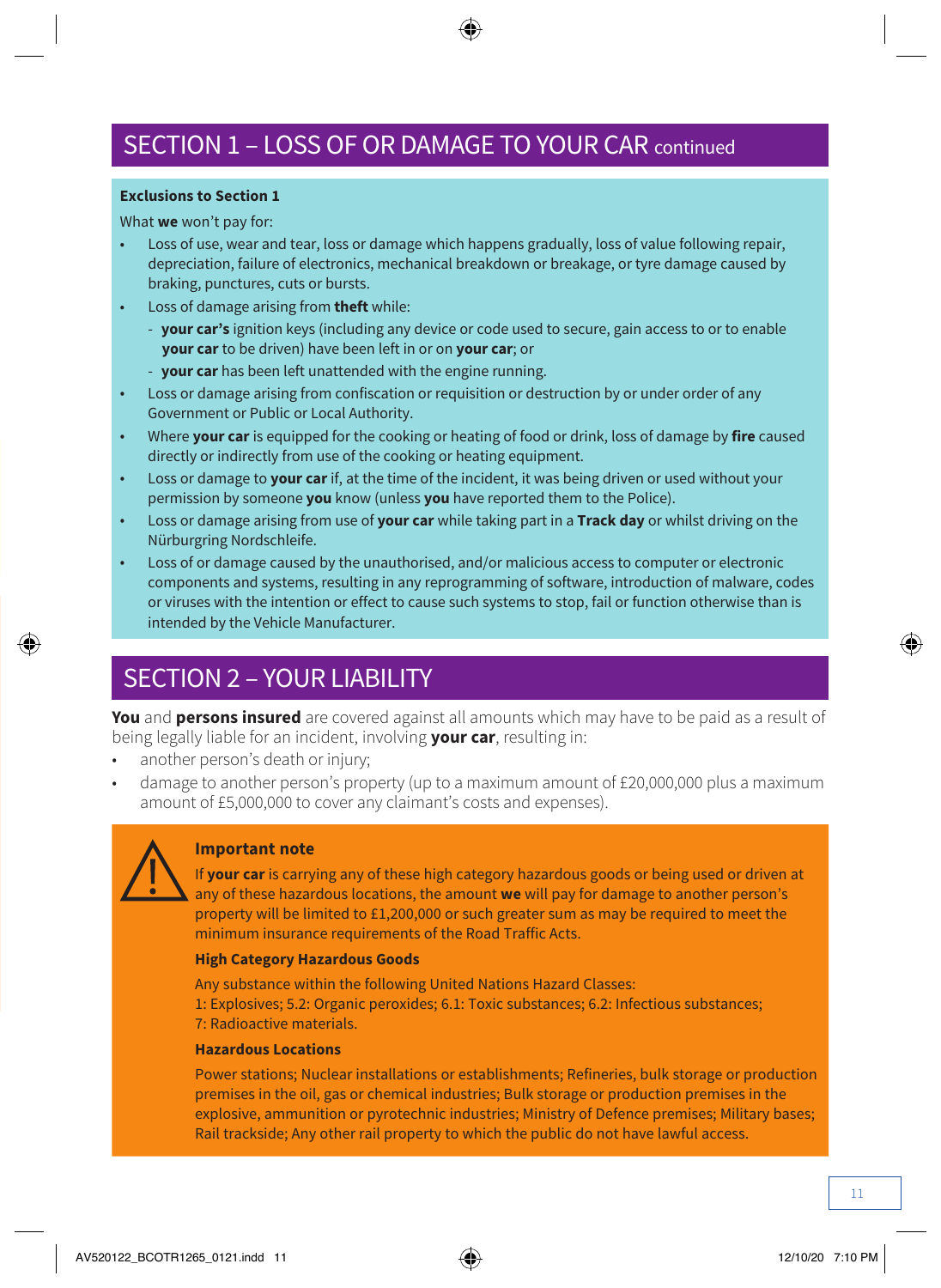## SECTION 1 – LOSS OF OR DAMAGE TO YOUR CAR continued

**Exclusions to Section 1**

What **we** won't pay for:

- Loss of use, wear and tear, loss or damage which happens gradually, loss of value following repair, depreciation, failure of electronics, mechanical breakdown or breakage, or tyre damage caused by braking, punctures, cuts or bursts.
- Loss of damage arising from **theft** while:
  - **your car's** ignition keys (including any device or code used to secure, gain access to or to enable **your car** to be driven) have been left in or on **your car**; or
  - **your car** has been left unattended with the engine running.
- Loss or damage arising from confiscation or requisition or destruction by or under order of any Government or Public or Local Authority.
- Where **your car** is equipped for the cooking or heating of food or drink, loss of damage by **fire** caused directly or indirectly from use of the cooking or heating equipment.
- Loss or damage to **your car** if, at the time of the incident, it was being driven or used without your permission by someone **you** know (unless **you** have reported them to the Police).
- Loss or damage arising from use of **your car** while taking part in a **Track day** or whilst driving on the Nürburgring Nordschleife.
- Loss of or damage caused by the unauthorised, and/or malicious access to computer or electronic components and systems, resulting in any reprogramming of software, introduction of malware, codes or viruses with the intention or effect to cause such systems to stop, fail or function otherwise than is intended by the Vehicle Manufacturer.

## SECTION 2 – YOUR LIABILITY

**You** and **persons insured** are covered against all amounts which may have to be paid as a result of being legally liable for an incident, involving **your car**, resulting in:

- another person's death or injury;
- damage to another person's property (up to a maximum amount of £20,000,000 plus a maximum amount of £5,000,000 to cover any claimant's costs and expenses).

**Important note**

If **your car** is carrying any of these high category hazardous goods or being used or driven at any of these hazardous locations, the amount **we** will pay for damage to another person's property will be limited to £1,200,000 or such greater sum as may be required to meet the minimum insurance requirements of the Road Traffic Acts.

**High Category Hazardous Goods**

Any substance within the following United Nations Hazard Classes:
1: Explosives; 5.2: Organic peroxides; 6.1: Toxic substances; 6.2: Infectious substances;
7: Radioactive materials.

**Hazardous Locations**

Power stations; Nuclear installations or establishments; Refineries, bulk storage or production premises in the oil, gas or chemical industries; Bulk storage or production premises in the explosive, ammunition or pyrotechnic industries; Ministry of Defence premises; Military bases; Rail trackside; Any other rail property to which the public do not have lawful access.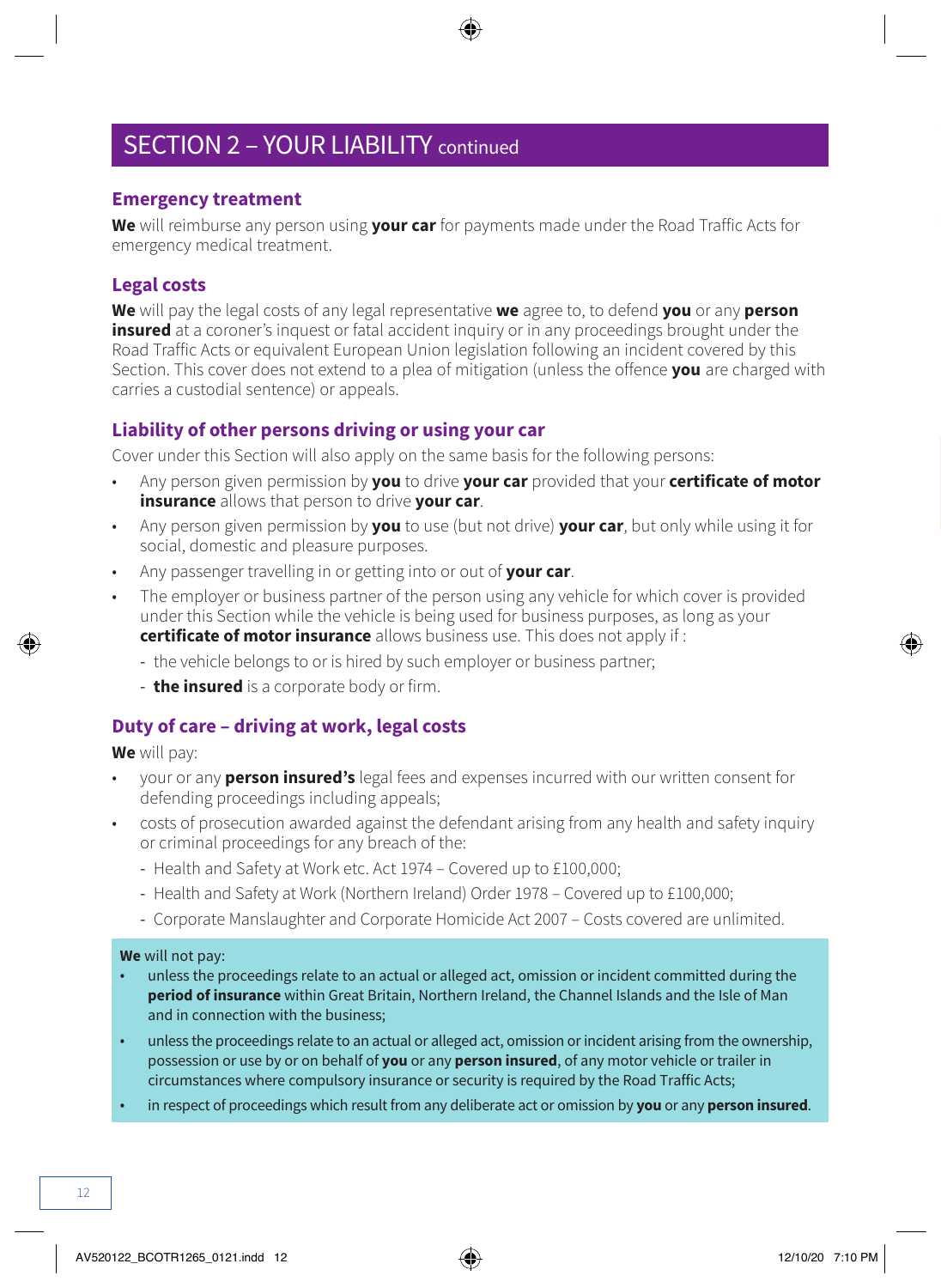# SECTION 2 – YOUR LIABILITY continued

## Emergency treatment

**We** will reimburse any person using **your car** for payments made under the Road Traffic Acts for emergency medical treatment.

## Legal costs

**We** will pay the legal costs of any legal representative **we** agree to, to defend **you** or any **person insured** at a coroner's inquest or fatal accident inquiry or in any proceedings brought under the Road Traffic Acts or equivalent European Union legislation following an incident covered by this Section. This cover does not extend to a plea of mitigation (unless the offence **you** are charged with carries a custodial sentence) or appeals.

## Liability of other persons driving or using your car

Cover under this Section will also apply on the same basis for the following persons:

- Any person given permission by **you** to drive **your car** provided that your **certificate of motor insurance** allows that person to drive **your car**.
- Any person given permission by **you** to use (but not drive) **your car**, but only while using it for social, domestic and pleasure purposes.
- Any passenger travelling in or getting into or out of **your car**.
- The employer or business partner of the person using any vehicle for which cover is provided under this Section while the vehicle is being used for business purposes, as long as your **certificate of motor insurance** allows business use. This does not apply if :
  - the vehicle belongs to or is hired by such employer or business partner;
  - **the insured** is a corporate body or firm.

## Duty of care – driving at work, legal costs

**We** will pay:

- your or any **person insured's** legal fees and expenses incurred with our written consent for defending proceedings including appeals;
- costs of prosecution awarded against the defendant arising from any health and safety inquiry or criminal proceedings for any breach of the:
  - Health and Safety at Work etc. Act 1974 – Covered up to £100,000;
  - Health and Safety at Work (Northern Ireland) Order 1978 – Covered up to £100,000;
  - Corporate Manslaughter and Corporate Homicide Act 2007 – Costs covered are unlimited.

**We** will not pay:

- unless the proceedings relate to an actual or alleged act, omission or incident committed during the **period of insurance** within Great Britain, Northern Ireland, the Channel Islands and the Isle of Man and in connection with the business;
- unless the proceedings relate to an actual or alleged act, omission or incident arising from the ownership, possession or use by or on behalf of **you** or any **person insured**, of any motor vehicle or trailer in circumstances where compulsory insurance or security is required by the Road Traffic Acts;
- in respect of proceedings which result from any deliberate act or omission by **you** or any **person insured**.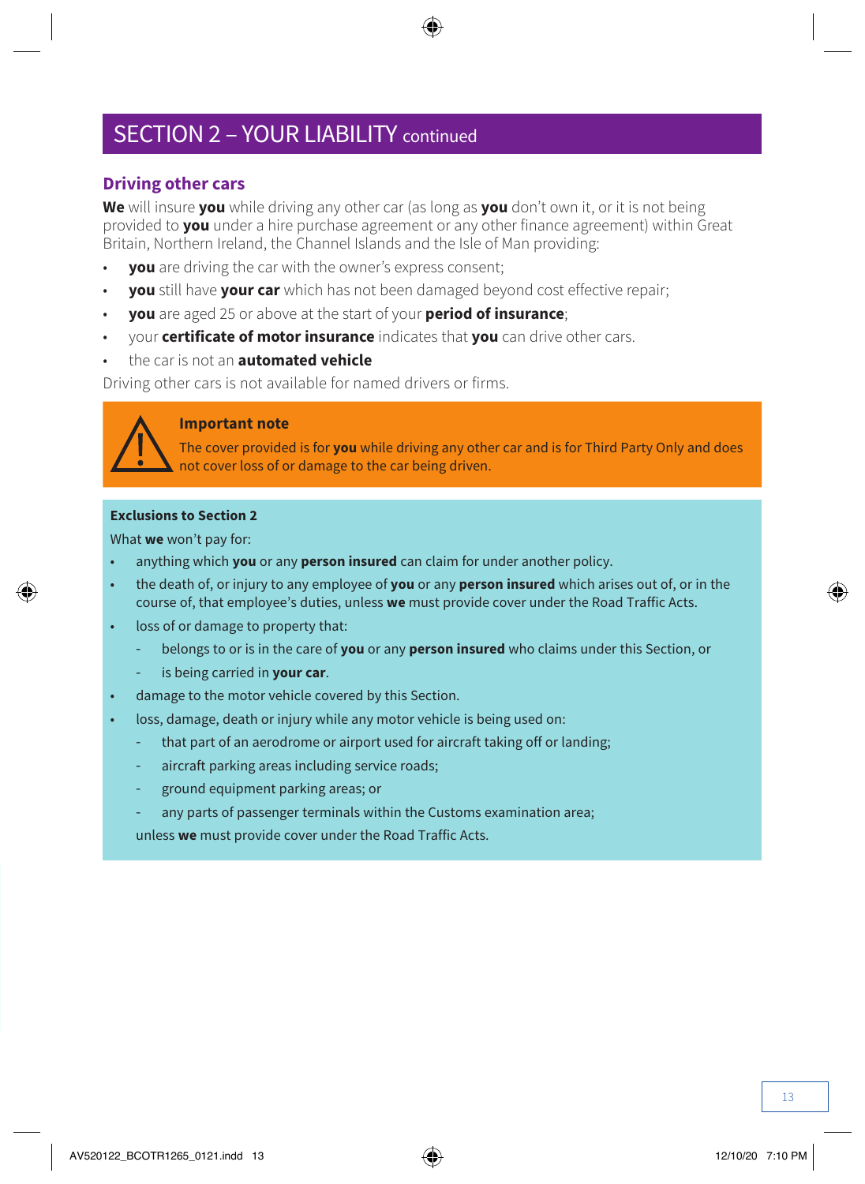# SECTION 2 – YOUR LIABILITY continued

## Driving other cars

**We** will insure **you** while driving any other car (as long as **you** don't own it, or it is not being provided to **you** under a hire purchase agreement or any other finance agreement) within Great Britain, Northern Ireland, the Channel Islands and the Isle of Man providing:

- **you** are driving the car with the owner's express consent;
- **you** still have **your car** which has not been damaged beyond cost effective repair;
- **you** are aged 25 or above at the start of your **period of insurance**;
- your **certificate of motor insurance** indicates that **you** can drive other cars.
- the car is not an **automated vehicle**

Driving other cars is not available for named drivers or firms.

**Important note**

The cover provided is for **you** while driving any other car and is for Third Party Only and does not cover loss of or damage to the car being driven.

**Exclusions to Section 2**

What **we** won't pay for:

- anything which **you** or any **person insured** can claim for under another policy.
- the death of, or injury to any employee of **you** or any **person insured** which arises out of, or in the course of, that employee's duties, unless **we** must provide cover under the Road Traffic Acts.
- loss of or damage to property that:
  - belongs to or is in the care of **you** or any **person insured** who claims under this Section, or
  - is being carried in **your car**.
- damage to the motor vehicle covered by this Section.
- loss, damage, death or injury while any motor vehicle is being used on:
  - that part of an aerodrome or airport used for aircraft taking off or landing;
  - aircraft parking areas including service roads;
  - ground equipment parking areas; or
  - any parts of passenger terminals within the Customs examination area;

  unless **we** must provide cover under the Road Traffic Acts.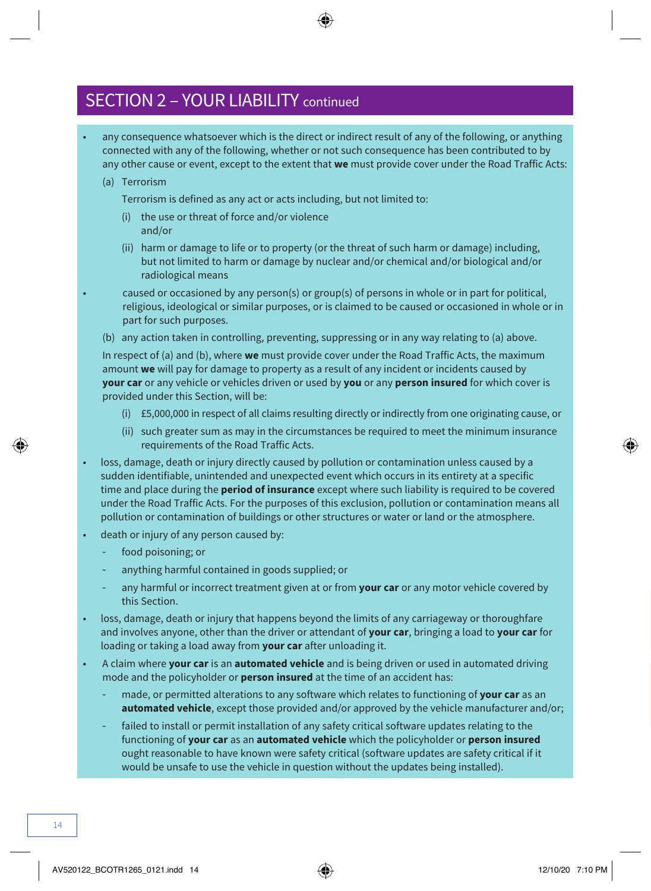## SECTION 2 – YOUR LIABILITY continued

- any consequence whatsoever which is the direct or indirect result of any of the following, or anything connected with any of the following, whether or not such consequence has been contributed to by any other cause or event, except to the extent that **we** must provide cover under the Road Traffic Acts:

  (a) Terrorism

  Terrorism is defined as any act or acts including, but not limited to:

  (i) the use or threat of force and/or violence and/or

  (ii) harm or damage to life or to property (or the threat of such harm or damage) including, but not limited to harm or damage by nuclear and/or chemical and/or biological and/or radiological means

- caused or occasioned by any person(s) or group(s) of persons in whole or in part for political, religious, ideological or similar purposes, or is claimed to be caused or occasioned in whole or in part for such purposes.

  (b) any action taken in controlling, preventing, suppressing or in any way relating to (a) above.

  In respect of (a) and (b), where **we** must provide cover under the Road Traffic Acts, the maximum amount **we** will pay for damage to property as a result of any incident or incidents caused by **your car** or any vehicle or vehicles driven or used by **you** or any **person insured** for which cover is provided under this Section, will be:

  (i) £5,000,000 in respect of all claims resulting directly or indirectly from one originating cause, or

  (ii) such greater sum as may in the circumstances be required to meet the minimum insurance requirements of the Road Traffic Acts.

- loss, damage, death or injury directly caused by pollution or contamination unless caused by a sudden identifiable, unintended and unexpected event which occurs in its entirety at a specific time and place during the **period of insurance** except where such liability is required to be covered under the Road Traffic Acts. For the purposes of this exclusion, pollution or contamination means all pollution or contamination of buildings or other structures or water or land or the atmosphere.
- death or injury of any person caused by:
  - food poisoning; or
  - anything harmful contained in goods supplied; or
  - any harmful or incorrect treatment given at or from **your car** or any motor vehicle covered by this Section.
- loss, damage, death or injury that happens beyond the limits of any carriageway or thoroughfare and involves anyone, other than the driver or attendant of **your car**, bringing a load to **your car** for loading or taking a load away from **your car** after unloading it.
- A claim where **your car** is an **automated vehicle** and is being driven or used in automated driving mode and the policyholder or **person insured** at the time of an accident has:
  - made, or permitted alterations to any software which relates to functioning of **your car** as an **automated vehicle**, except those provided and/or approved by the vehicle manufacturer and/or;
  - failed to install or permit installation of any safety critical software updates relating to the functioning of **your car** as an **automated vehicle** which the policyholder or **person insured** ought reasonable to have known were safety critical (software updates are safety critical if it would be unsafe to use the vehicle in question without the updates being installed).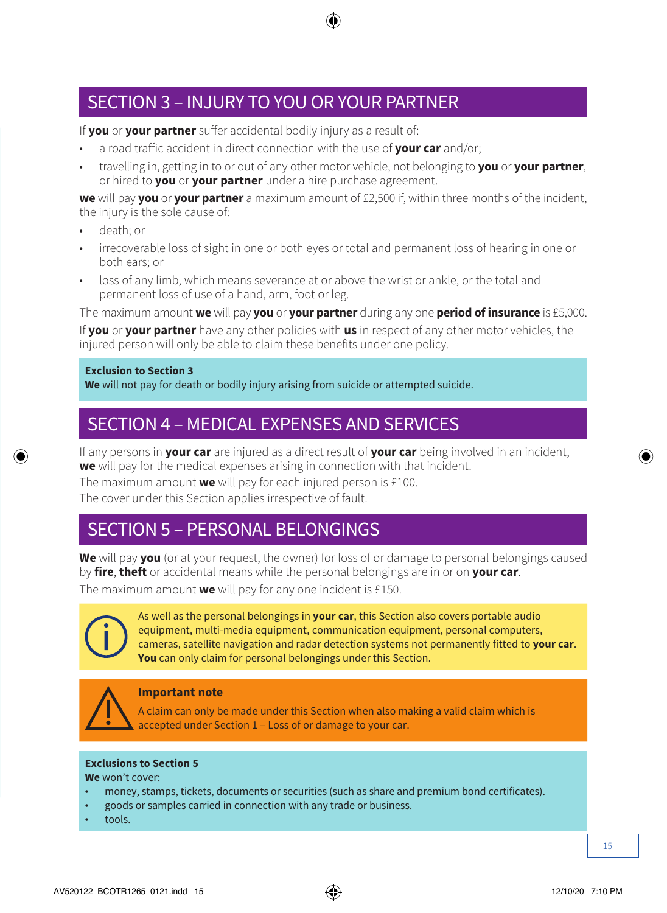## SECTION 3 – INJURY TO YOU OR YOUR PARTNER

If **you** or **your partner** suffer accidental bodily injury as a result of:

- a road traffic accident in direct connection with the use of **your car** and/or;
- travelling in, getting in to or out of any other motor vehicle, not belonging to **you** or **your partner**, or hired to **you** or **your partner** under a hire purchase agreement.

**we** will pay **you** or **your partner** a maximum amount of £2,500 if, within three months of the incident, the injury is the sole cause of:

- death; or
- irrecoverable loss of sight in one or both eyes or total and permanent loss of hearing in one or both ears; or
- loss of any limb, which means severance at or above the wrist or ankle, or the total and permanent loss of use of a hand, arm, foot or leg.

The maximum amount **we** will pay **you** or **your partner** during any one **period of insurance** is £5,000.

If **you** or **your partner** have any other policies with **us** in respect of any other motor vehicles, the injured person will only be able to claim these benefits under one policy.

**Exclusion to Section 3**
**We** will not pay for death or bodily injury arising from suicide or attempted suicide.

## SECTION 4 – MEDICAL EXPENSES AND SERVICES

If any persons in **your car** are injured as a direct result of **your car** being involved in an incident, **we** will pay for the medical expenses arising in connection with that incident.

The maximum amount **we** will pay for each injured person is £100.

The cover under this Section applies irrespective of fault.

## SECTION 5 – PERSONAL BELONGINGS

**We** will pay **you** (or at your request, the owner) for loss of or damage to personal belongings caused by **fire**, **theft** or accidental means while the personal belongings are in or on **your car**.

The maximum amount **we** will pay for any one incident is £150.

As well as the personal belongings in **your car**, this Section also covers portable audio equipment, multi-media equipment, communication equipment, personal computers, cameras, satellite navigation and radar detection systems not permanently fitted to **your car**. **You** can only claim for personal belongings under this Section.

**Important note**
A claim can only be made under this Section when also making a valid claim which is accepted under Section 1 – Loss of or damage to your car.

**Exclusions to Section 5**
**We** won't cover:

- money, stamps, tickets, documents or securities (such as share and premium bond certificates).
- goods or samples carried in connection with any trade or business.
- tools.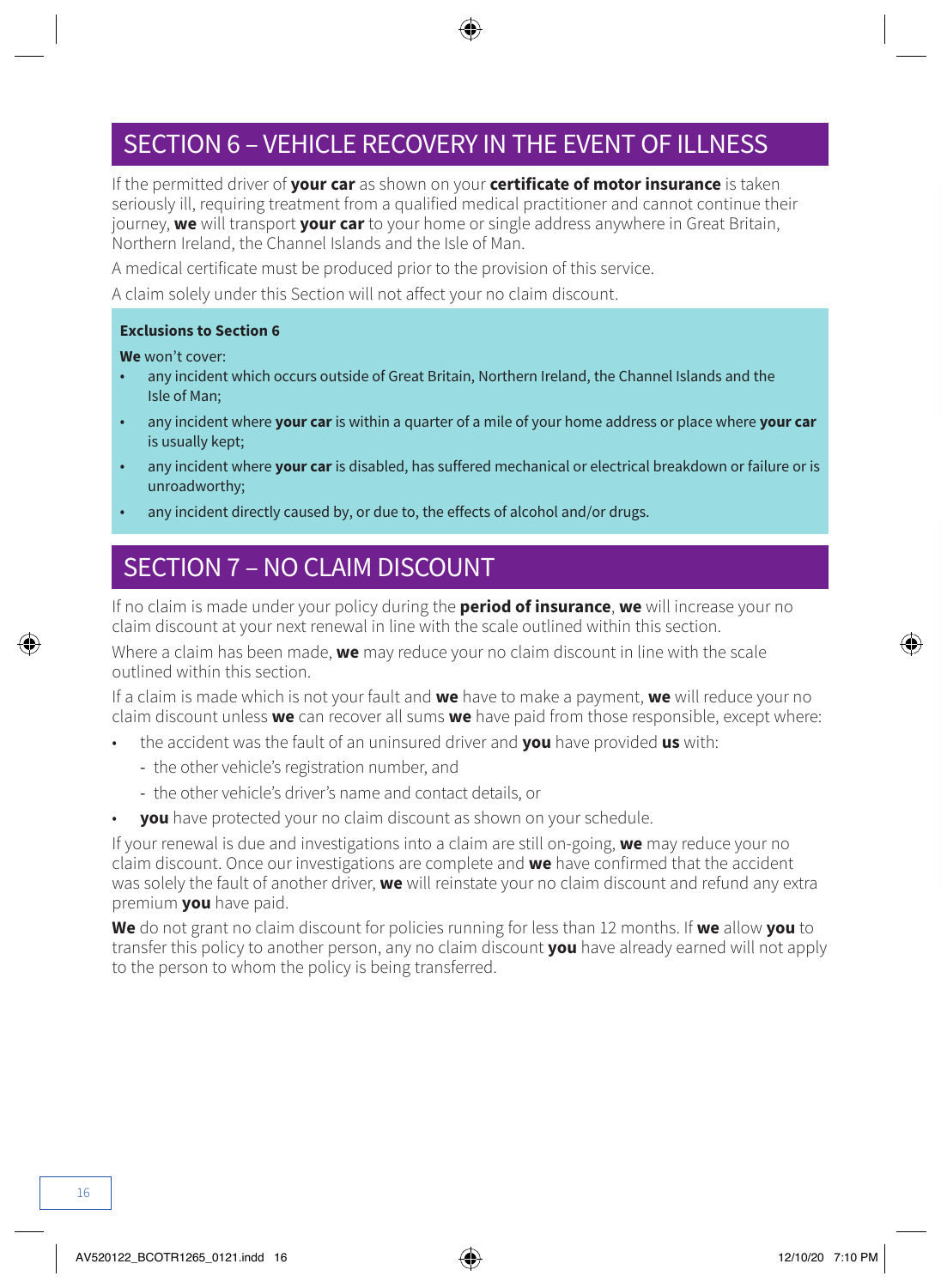## SECTION 6 – VEHICLE RECOVERY IN THE EVENT OF ILLNESS

If the permitted driver of **your car** as shown on your **certificate of motor insurance** is taken seriously ill, requiring treatment from a qualified medical practitioner and cannot continue their journey, **we** will transport **your car** to your home or single address anywhere in Great Britain, Northern Ireland, the Channel Islands and the Isle of Man.

A medical certificate must be produced prior to the provision of this service.

A claim solely under this Section will not affect your no claim discount.

**Exclusions to Section 6**

**We** won't cover:

- any incident which occurs outside of Great Britain, Northern Ireland, the Channel Islands and the Isle of Man;
- any incident where **your car** is within a quarter of a mile of your home address or place where **your car** is usually kept;
- any incident where **your car** is disabled, has suffered mechanical or electrical breakdown or failure or is unroadworthy;
- any incident directly caused by, or due to, the effects of alcohol and/or drugs.

## SECTION 7 – NO CLAIM DISCOUNT

If no claim is made under your policy during the **period of insurance**, **we** will increase your no claim discount at your next renewal in line with the scale outlined within this section.

Where a claim has been made, **we** may reduce your no claim discount in line with the scale outlined within this section.

If a claim is made which is not your fault and **we** have to make a payment, **we** will reduce your no claim discount unless **we** can recover all sums **we** have paid from those responsible, except where:

- the accident was the fault of an uninsured driver and **you** have provided **us** with:
  - the other vehicle's registration number, and
  - the other vehicle's driver's name and contact details, or
- **you** have protected your no claim discount as shown on your schedule.

If your renewal is due and investigations into a claim are still on-going, **we** may reduce your no claim discount. Once our investigations are complete and **we** have confirmed that the accident was solely the fault of another driver, **we** will reinstate your no claim discount and refund any extra premium **you** have paid.

**We** do not grant no claim discount for policies running for less than 12 months. If **we** allow **you** to transfer this policy to another person, any no claim discount **you** have already earned will not apply to the person to whom the policy is being transferred.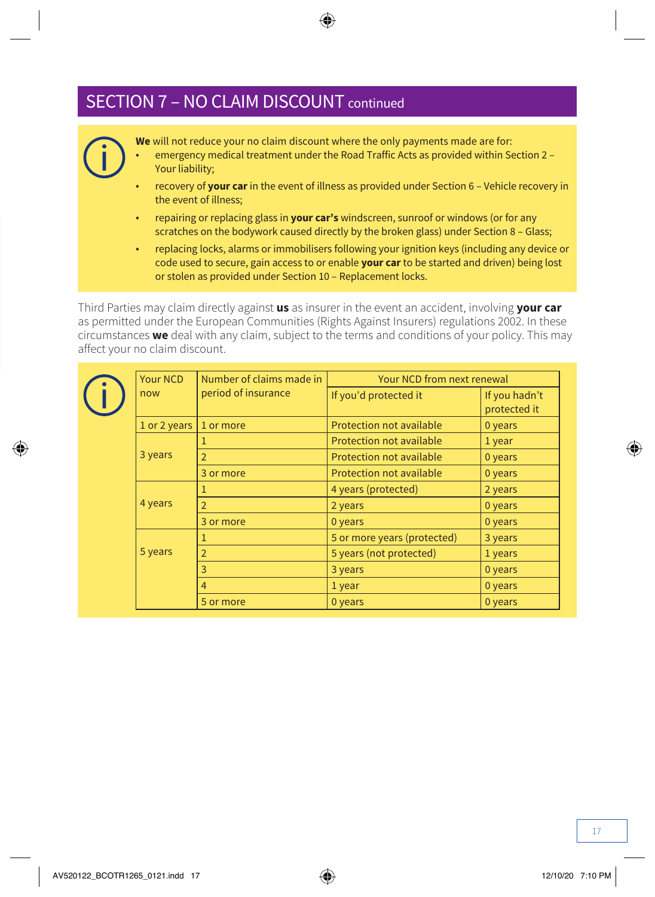## SECTION 7 – NO CLAIM DISCOUNT continued

**We** will not reduce your no claim discount where the only payments made are for:

- emergency medical treatment under the Road Traffic Acts as provided within Section 2 – Your liability;
- recovery of **your car** in the event of illness as provided under Section 6 – Vehicle recovery in the event of illness;
- repairing or replacing glass in **your car's** windscreen, sunroof or windows (or for any scratches on the bodywork caused directly by the broken glass) under Section 8 – Glass;
- replacing locks, alarms or immobilisers following your ignition keys (including any device or code used to secure, gain access to or enable **your car** to be started and driven) being lost or stolen as provided under Section 10 – Replacement locks.

Third Parties may claim directly against **us** as insurer in the event an accident, involving **your car** as permitted under the European Communities (Rights Against Insurers) regulations 2002. In these circumstances **we** deal with any claim, subject to the terms and conditions of your policy. This may affect your no claim discount.

| Your NCD now | Number of claims made in period of insurance | Your NCD from next renewal | |
|---|---|---|---|
| | | If you'd protected it | If you hadn't protected it |
| 1 or 2 years | 1 or more | Protection not available | 0 years |
| 3 years | 1 | Protection not available | 1 year |
| | 2 | Protection not available | 0 years |
| | 3 or more | Protection not available | 0 years |
| 4 years | 1 | 4 years (protected) | 2 years |
| | 2 | 2 years | 0 years |
| | 3 or more | 0 years | 0 years |
| 5 years | 1 | 5 or more years (protected) | 3 years |
| | 2 | 5 years (not protected) | 1 years |
| | 3 | 3 years | 0 years |
| | 4 | 1 year | 0 years |
| | 5 or more | 0 years | 0 years |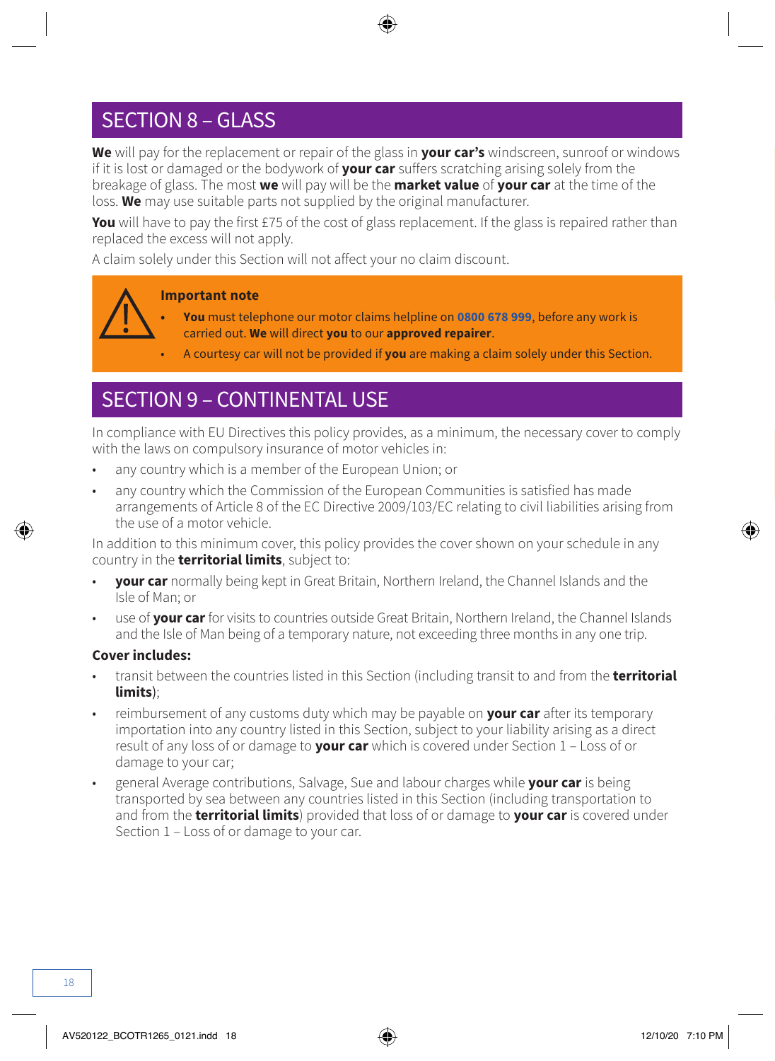## SECTION 8 – GLASS

**We** will pay for the replacement or repair of the glass in **your car's** windscreen, sunroof or windows if it is lost or damaged or the bodywork of **your car** suffers scratching arising solely from the breakage of glass. The most **we** will pay will be the **market value** of **your car** at the time of the loss. **We** may use suitable parts not supplied by the original manufacturer.

**You** will have to pay the first £75 of the cost of glass replacement. If the glass is repaired rather than replaced the excess will not apply.

A claim solely under this Section will not affect your no claim discount.

**Important note**

- **You** must telephone our motor claims helpline on **0800 678 999**, before any work is carried out. **We** will direct **you** to our **approved repairer**.
- A courtesy car will not be provided if **you** are making a claim solely under this Section.

## SECTION 9 – CONTINENTAL USE

In compliance with EU Directives this policy provides, as a minimum, the necessary cover to comply with the laws on compulsory insurance of motor vehicles in:

- any country which is a member of the European Union; or
- any country which the Commission of the European Communities is satisfied has made arrangements of Article 8 of the EC Directive 2009/103/EC relating to civil liabilities arising from the use of a motor vehicle.

In addition to this minimum cover, this policy provides the cover shown on your schedule in any country in the **territorial limits**, subject to:

- **your car** normally being kept in Great Britain, Northern Ireland, the Channel Islands and the Isle of Man; or
- use of **your car** for visits to countries outside Great Britain, Northern Ireland, the Channel Islands and the Isle of Man being of a temporary nature, not exceeding three months in any one trip.

**Cover includes:**

- transit between the countries listed in this Section (including transit to and from the **territorial limits**);
- reimbursement of any customs duty which may be payable on **your car** after its temporary importation into any country listed in this Section, subject to your liability arising as a direct result of any loss of or damage to **your car** which is covered under Section 1 – Loss of or damage to your car;
- general Average contributions, Salvage, Sue and labour charges while **your car** is being transported by sea between any countries listed in this Section (including transportation to and from the **territorial limits**) provided that loss of or damage to **your car** is covered under Section 1 – Loss of or damage to your car.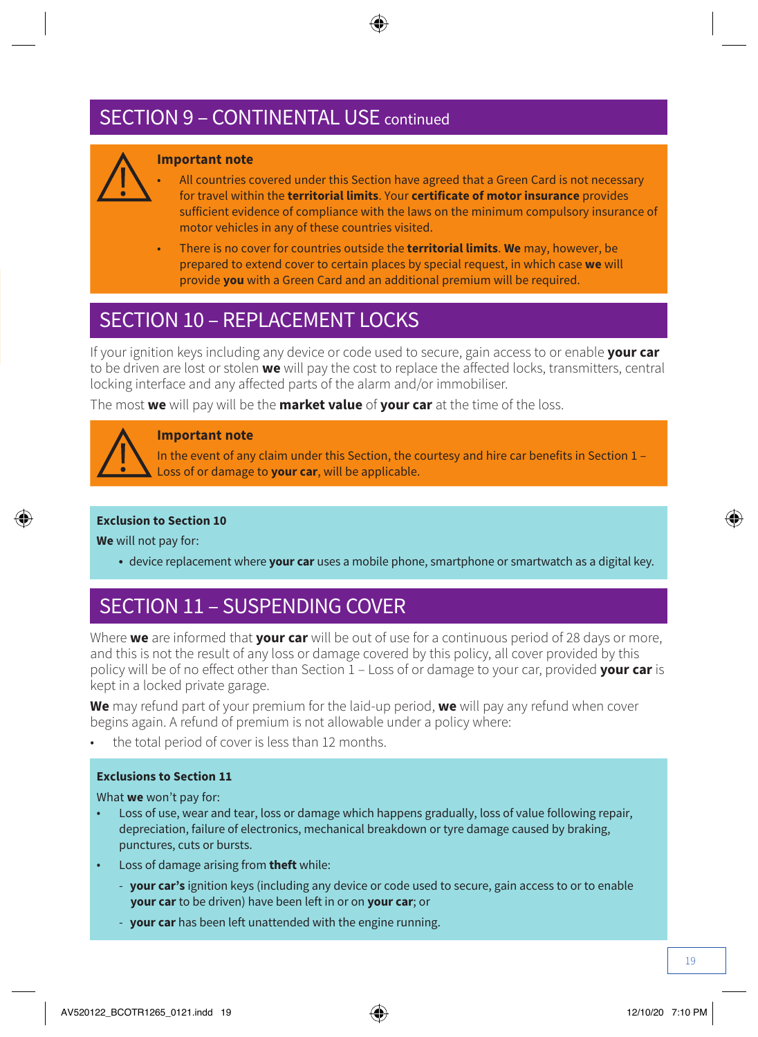## SECTION 9 – CONTINENTAL USE continued

**Important note**

- All countries covered under this Section have agreed that a Green Card is not necessary for travel within the **territorial limits**. Your **certificate of motor insurance** provides sufficient evidence of compliance with the laws on the minimum compulsory insurance of motor vehicles in any of these countries visited.
- There is no cover for countries outside the **territorial limits**. **We** may, however, be prepared to extend cover to certain places by special request, in which case **we** will provide **you** with a Green Card and an additional premium will be required.

## SECTION 10 – REPLACEMENT LOCKS

If your ignition keys including any device or code used to secure, gain access to or enable **your car** to be driven are lost or stolen **we** will pay the cost to replace the affected locks, transmitters, central locking interface and any affected parts of the alarm and/or immobiliser.

The most **we** will pay will be the **market value** of **your car** at the time of the loss.

**Important note**

In the event of any claim under this Section, the courtesy and hire car benefits in Section 1 – Loss of or damage to **your car**, will be applicable.

**Exclusion to Section 10**

**We** will not pay for:

- device replacement where **your car** uses a mobile phone, smartphone or smartwatch as a digital key.

## SECTION 11 – SUSPENDING COVER

Where **we** are informed that **your car** will be out of use for a continuous period of 28 days or more, and this is not the result of any loss or damage covered by this policy, all cover provided by this policy will be of no effect other than Section 1 – Loss of or damage to your car, provided **your car** is kept in a locked private garage.

**We** may refund part of your premium for the laid-up period, **we** will pay any refund when cover begins again. A refund of premium is not allowable under a policy where:

- the total period of cover is less than 12 months.

**Exclusions to Section 11**

What **we** won't pay for:

- Loss of use, wear and tear, loss or damage which happens gradually, loss of value following repair, depreciation, failure of electronics, mechanical breakdown or tyre damage caused by braking, punctures, cuts or bursts.
- Loss of damage arising from **theft** while:
  - **your car's** ignition keys (including any device or code used to secure, gain access to or to enable **your car** to be driven) have been left in or on **your car**; or
  - **your car** has been left unattended with the engine running.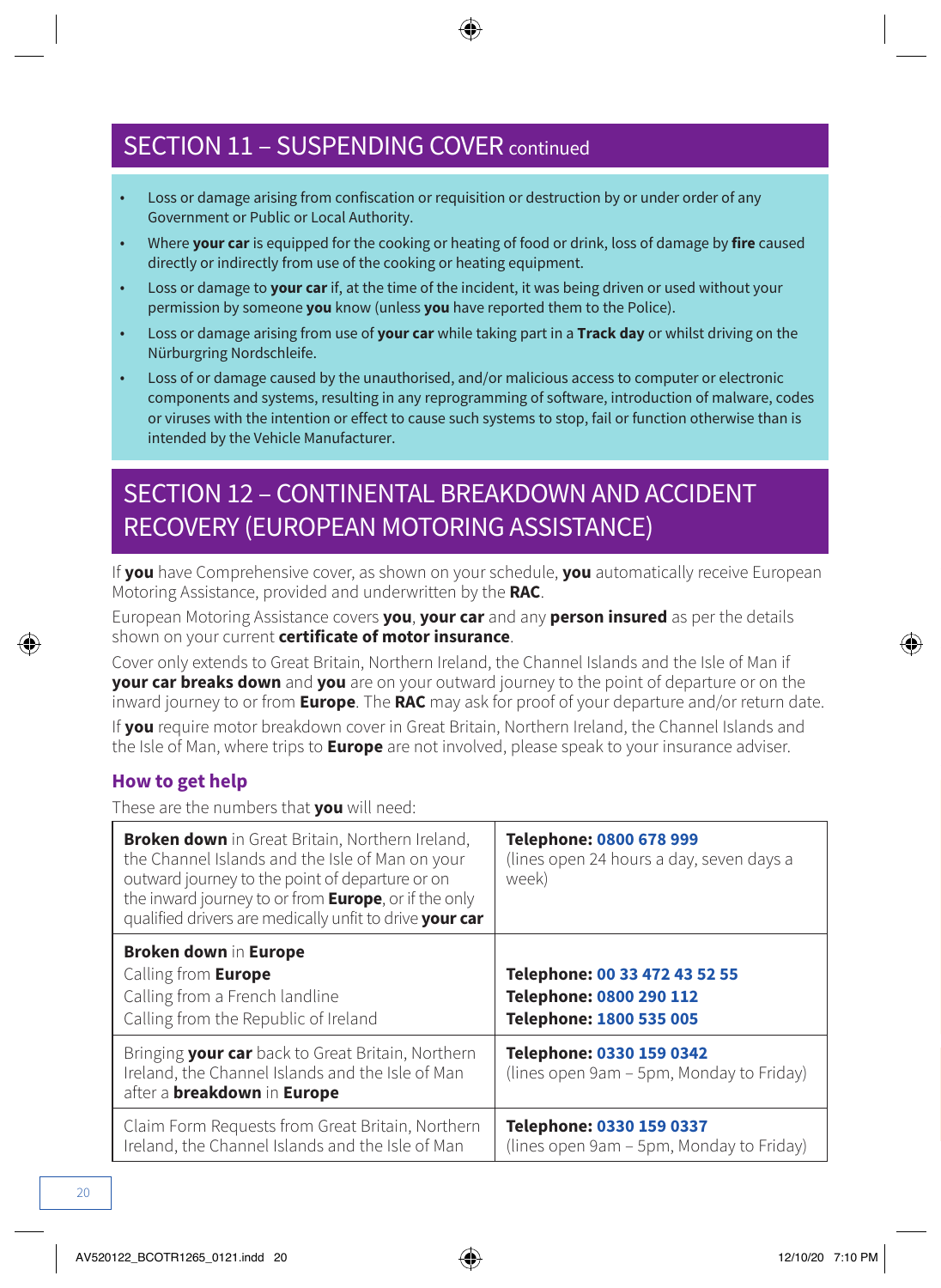## SECTION 11 – SUSPENDING COVER continued

- Loss or damage arising from confiscation or requisition or destruction by or under order of any Government or Public or Local Authority.
- Where **your car** is equipped for the cooking or heating of food or drink, loss of damage by **fire** caused directly or indirectly from use of the cooking or heating equipment.
- Loss or damage to **your car** if, at the time of the incident, it was being driven or used without your permission by someone **you** know (unless **you** have reported them to the Police).
- Loss or damage arising from use of **your car** while taking part in a **Track day** or whilst driving on the Nürburgring Nordschleife.
- Loss of or damage caused by the unauthorised, and/or malicious access to computer or electronic components and systems, resulting in any reprogramming of software, introduction of malware, codes or viruses with the intention or effect to cause such systems to stop, fail or function otherwise than is intended by the Vehicle Manufacturer.

## SECTION 12 – CONTINENTAL BREAKDOWN AND ACCIDENT RECOVERY (EUROPEAN MOTORING ASSISTANCE)

If **you** have Comprehensive cover, as shown on your schedule, **you** automatically receive European Motoring Assistance, provided and underwritten by the **RAC**.

European Motoring Assistance covers **you**, **your car** and any **person insured** as per the details shown on your current **certificate of motor insurance**.

Cover only extends to Great Britain, Northern Ireland, the Channel Islands and the Isle of Man if **your car breaks down** and **you** are on your outward journey to the point of departure or on the inward journey to or from **Europe**. The **RAC** may ask for proof of your departure and/or return date.

If **you** require motor breakdown cover in Great Britain, Northern Ireland, the Channel Islands and the Isle of Man, where trips to **Europe** are not involved, please speak to your insurance adviser.

### How to get help

These are the numbers that **you** will need:

| | |
|---|---|
| **Broken down** in Great Britain, Northern Ireland, the Channel Islands and the Isle of Man on your outward journey to the point of departure or on the inward journey to or from **Europe**, or if the only qualified drivers are medically unfit to drive **your car** | **Telephone: 0800 678 999** (lines open 24 hours a day, seven days a week) |
| **Broken down** in **Europe**<br>Calling from **Europe**<br>Calling from a French landline<br>Calling from the Republic of Ireland | <br>**Telephone: 00 33 472 43 52 55**<br>**Telephone: 0800 290 112**<br>**Telephone: 1800 535 005** |
| Bringing **your car** back to Great Britain, Northern Ireland, the Channel Islands and the Isle of Man after a **breakdown** in **Europe** | **Telephone: 0330 159 0342** (lines open 9am – 5pm, Monday to Friday) |
| Claim Form Requests from Great Britain, Northern Ireland, the Channel Islands and the Isle of Man | **Telephone: 0330 159 0337** (lines open 9am – 5pm, Monday to Friday) |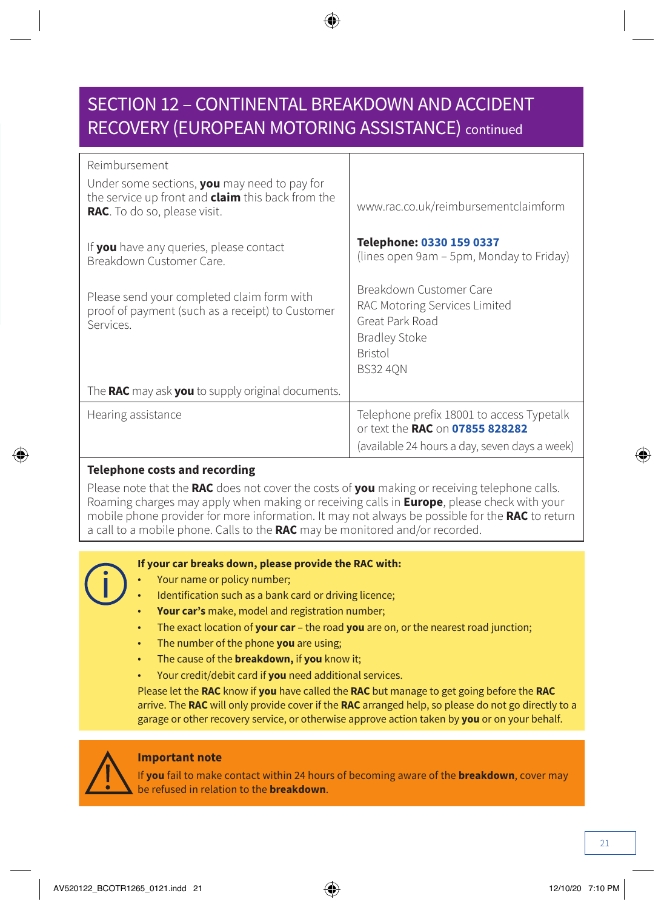## SECTION 12 – CONTINENTAL BREAKDOWN AND ACCIDENT RECOVERY (EUROPEAN MOTORING ASSISTANCE) continued

| | |
|---|---|
| Reimbursement<br><br>Under some sections, **you** may need to pay for the service up front and **claim** this back from the **RAC**. To do so, please visit. | www.rac.co.uk/reimbursementclaimform |
| If **you** have any queries, please contact Breakdown Customer Care. | **Telephone: 0330 159 0337**<br>(lines open 9am – 5pm, Monday to Friday) |
| Please send your completed claim form with proof of payment (such as a receipt) to Customer Services.<br><br>The **RAC** may ask **you** to supply original documents. | Breakdown Customer Care<br>RAC Motoring Services Limited<br>Great Park Road<br>Bradley Stoke<br>Bristol<br>BS32 4QN |
| Hearing assistance | Telephone prefix 18001 to access Typetalk or text the **RAC** on **07855 828282**<br>(available 24 hours a day, seven days a week) |

**Telephone costs and recording**

Please note that the **RAC** does not cover the costs of **you** making or receiving telephone calls. Roaming charges may apply when making or receiving calls in **Europe**, please check with your mobile phone provider for more information. It may not always be possible for the **RAC** to return a call to a mobile phone. Calls to the **RAC** may be monitored and/or recorded.

**If your car breaks down, please provide the RAC with:**

- Your name or policy number;
- Identification such as a bank card or driving licence;
- **Your car's** make, model and registration number;
- The exact location of **your car** – the road **you** are on, or the nearest road junction;
- The number of the phone **you** are using;
- The cause of the **breakdown,** if **you** know it;
- Your credit/debit card if **you** need additional services.

Please let the **RAC** know if **you** have called the **RAC** but manage to get going before the **RAC** arrive. The **RAC** will only provide cover if the **RAC** arranged help, so please do not go directly to a garage or other recovery service, or otherwise approve action taken by **you** or on your behalf.

**Important note**

If **you** fail to make contact within 24 hours of becoming aware of the **breakdown**, cover may be refused in relation to the **breakdown**.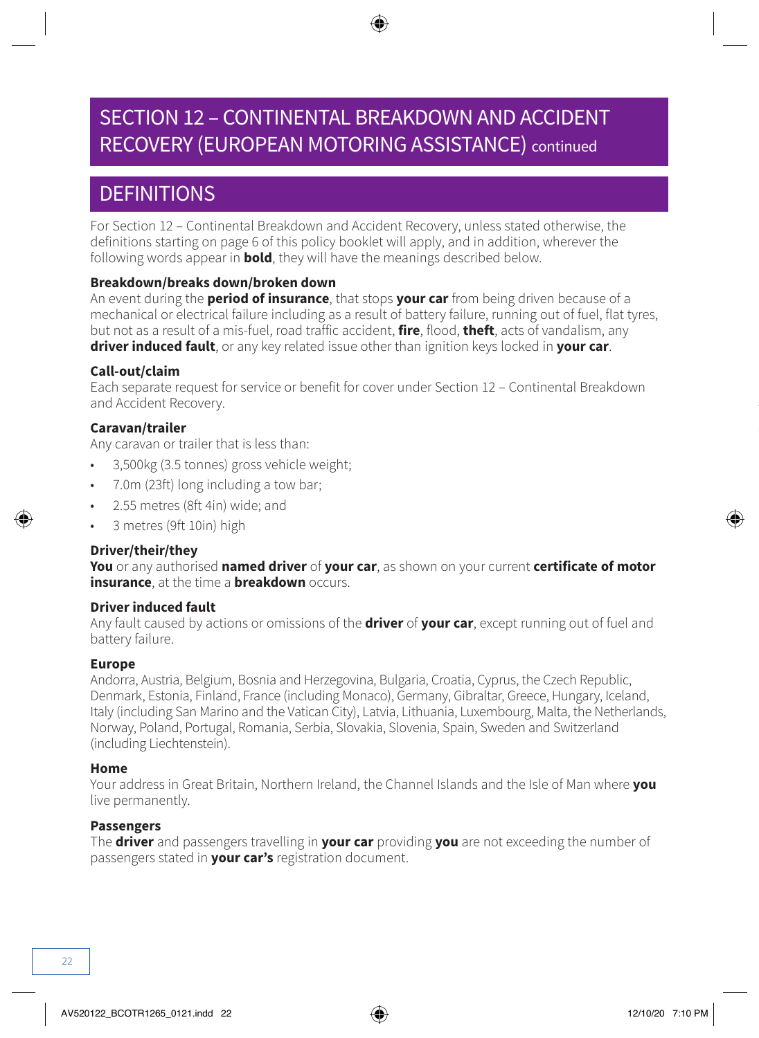# SECTION 12 – CONTINENTAL BREAKDOWN AND ACCIDENT RECOVERY (EUROPEAN MOTORING ASSISTANCE) continued

## DEFINITIONS

For Section 12 – Continental Breakdown and Accident Recovery, unless stated otherwise, the definitions starting on page 6 of this policy booklet will apply, and in addition, wherever the following words appear in **bold**, they will have the meanings described below.

### Breakdown/breaks down/broken down

An event during the **period of insurance**, that stops **your car** from being driven because of a mechanical or electrical failure including as a result of battery failure, running out of fuel, flat tyres, but not as a result of a mis-fuel, road traffic accident, **fire**, flood, **theft**, acts of vandalism, any **driver induced fault**, or any key related issue other than ignition keys locked in **your car**.

### Call-out/claim

Each separate request for service or benefit for cover under Section 12 – Continental Breakdown and Accident Recovery.

### Caravan/trailer

Any caravan or trailer that is less than:

- 3,500kg (3.5 tonnes) gross vehicle weight;
- 7.0m (23ft) long including a tow bar;
- 2.55 metres (8ft 4in) wide; and
- 3 metres (9ft 10in) high

### Driver/their/they

**You** or any authorised **named driver** of **your car**, as shown on your current **certificate of motor insurance**, at the time a **breakdown** occurs.

### Driver induced fault

Any fault caused by actions or omissions of the **driver** of **your car**, except running out of fuel and battery failure.

### Europe

Andorra, Austria, Belgium, Bosnia and Herzegovina, Bulgaria, Croatia, Cyprus, the Czech Republic, Denmark, Estonia, Finland, France (including Monaco), Germany, Gibraltar, Greece, Hungary, Iceland, Italy (including San Marino and the Vatican City), Latvia, Lithuania, Luxembourg, Malta, the Netherlands, Norway, Poland, Portugal, Romania, Serbia, Slovakia, Slovenia, Spain, Sweden and Switzerland (including Liechtenstein).

### Home

Your address in Great Britain, Northern Ireland, the Channel Islands and the Isle of Man where **you** live permanently.

### Passengers

The **driver** and passengers travelling in **your car** providing **you** are not exceeding the number of passengers stated in **your car's** registration document.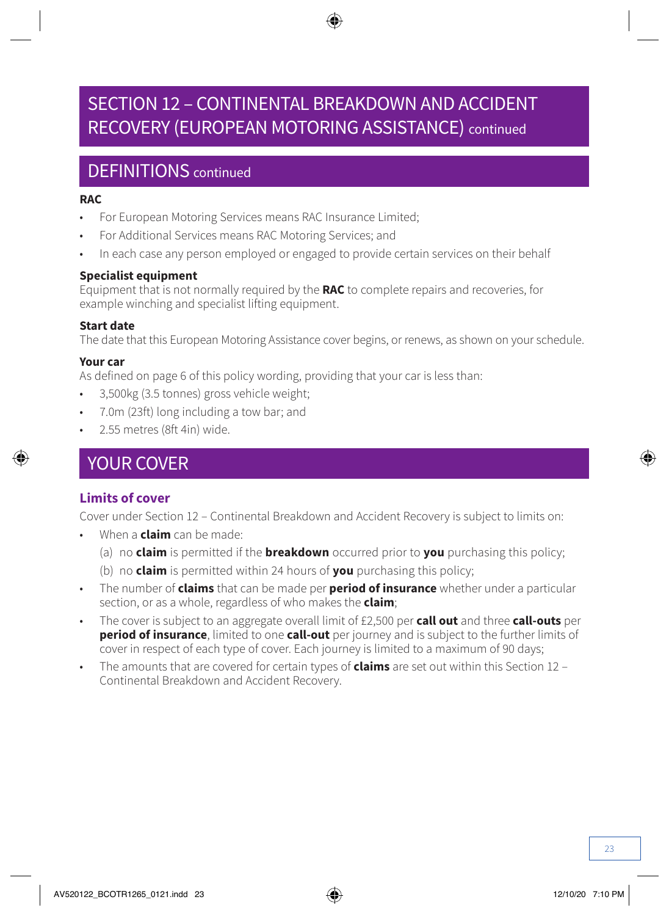# SECTION 12 – CONTINENTAL BREAKDOWN AND ACCIDENT RECOVERY (EUROPEAN MOTORING ASSISTANCE) continued

## DEFINITIONS continued

**RAC**

- For European Motoring Services means RAC Insurance Limited;
- For Additional Services means RAC Motoring Services; and
- In each case any person employed or engaged to provide certain services on their behalf

**Specialist equipment**
Equipment that is not normally required by the **RAC** to complete repairs and recoveries, for example winching and specialist lifting equipment.

**Start date**
The date that this European Motoring Assistance cover begins, or renews, as shown on your schedule.

**Your car**
As defined on page 6 of this policy wording, providing that your car is less than:

- 3,500kg (3.5 tonnes) gross vehicle weight;
- 7.0m (23ft) long including a tow bar; and
- 2.55 metres (8ft 4in) wide.

## YOUR COVER

### Limits of cover

Cover under Section 12 – Continental Breakdown and Accident Recovery is subject to limits on:

- When a **claim** can be made:
  (a) no **claim** is permitted if the **breakdown** occurred prior to **you** purchasing this policy;
  (b) no **claim** is permitted within 24 hours of **you** purchasing this policy;
- The number of **claims** that can be made per **period of insurance** whether under a particular section, or as a whole, regardless of who makes the **claim**;
- The cover is subject to an aggregate overall limit of £2,500 per **call out** and three **call-outs** per **period of insurance**, limited to one **call-out** per journey and is subject to the further limits of cover in respect of each type of cover. Each journey is limited to a maximum of 90 days;
- The amounts that are covered for certain types of **claims** are set out within this Section 12 – Continental Breakdown and Accident Recovery.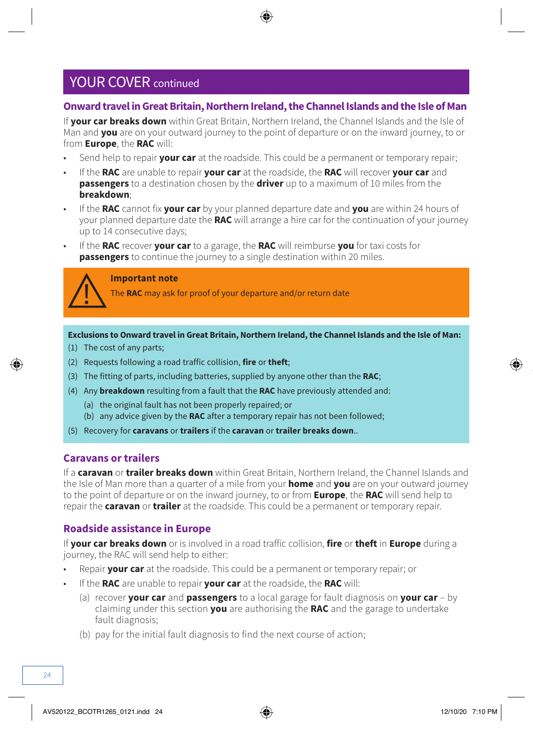## YOUR COVER continued

### Onward travel in Great Britain, Northern Ireland, the Channel Islands and the Isle of Man

If **your car breaks down** within Great Britain, Northern Ireland, the Channel Islands and the Isle of Man and **you** are on your outward journey to the point of departure or on the inward journey, to or from **Europe**, the **RAC** will:

- Send help to repair **your car** at the roadside. This could be a permanent or temporary repair;
- If the **RAC** are unable to repair **your car** at the roadside, the **RAC** will recover **your car** and **passengers** to a destination chosen by the **driver** up to a maximum of 10 miles from the **breakdown**;
- If the **RAC** cannot fix **your car** by your planned departure date and **you** are within 24 hours of your planned departure date the **RAC** will arrange a hire car for the continuation of your journey up to 14 consecutive days;
- If the **RAC** recover **your car** to a garage, the **RAC** will reimburse **you** for taxi costs for **passengers** to continue the journey to a single destination within 20 miles.

> **Important note**
> The **RAC** may ask for proof of your departure and/or return date

**Exclusions to Onward travel in Great Britain, Northern Ireland, the Channel Islands and the Isle of Man:**

(1) The cost of any parts;

(2) Requests following a road traffic collision, **fire** or **theft**;

(3) The fitting of parts, including batteries, supplied by anyone other than the **RAC**;

(4) Any **breakdown** resulting from a fault that the **RAC** have previously attended and:
  (a) the original fault has not been properly repaired; or
  (b) any advice given by the **RAC** after a temporary repair has not been followed;

(5) Recovery for **caravans** or **trailers** if the **caravan** or **trailer breaks down**..

### Caravans or trailers

If a **caravan** or **trailer breaks down** within Great Britain, Northern Ireland, the Channel Islands and the Isle of Man more than a quarter of a mile from your **home** and **you** are on your outward journey to the point of departure or on the inward journey, to or from **Europe**, the **RAC** will send help to repair the **caravan** or **trailer** at the roadside. This could be a permanent or temporary repair.

### Roadside assistance in Europe

If **your car breaks down** or is involved in a road traffic collision, **fire** or **theft** in **Europe** during a journey, the RAC will send help to either:

- Repair **your car** at the roadside. This could be a permanent or temporary repair; or
- If the **RAC** are unable to repair **your car** at the roadside, the **RAC** will:
  (a) recover **your car** and **passengers** to a local garage for fault diagnosis on **your car** – by claiming under this section **you** are authorising the **RAC** and the garage to undertake fault diagnosis;
  (b) pay for the initial fault diagnosis to find the next course of action;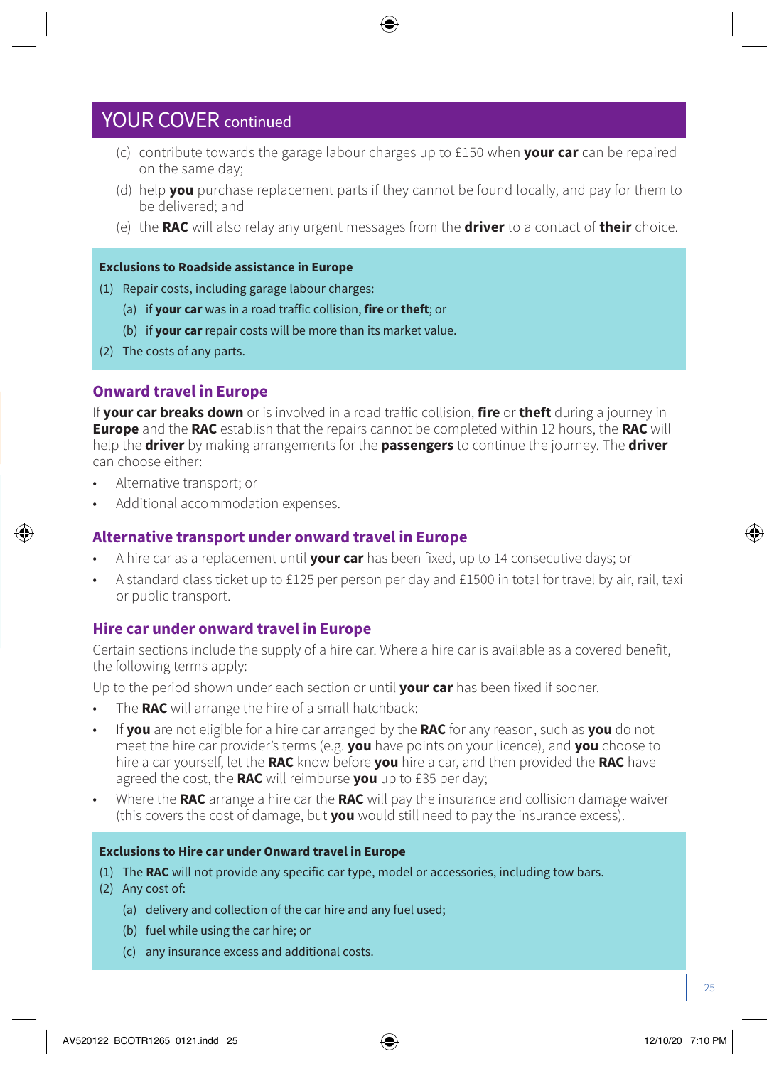## YOUR COVER continued

(c) contribute towards the garage labour charges up to £150 when **your car** can be repaired on the same day;

(d) help **you** purchase replacement parts if they cannot be found locally, and pay for them to be delivered; and

(e) the **RAC** will also relay any urgent messages from the **driver** to a contact of **their** choice.

**Exclusions to Roadside assistance in Europe**

(1) Repair costs, including garage labour charges:

(a) if **your car** was in a road traffic collision, **fire** or **theft**; or

(b) if **your car** repair costs will be more than its market value.

(2) The costs of any parts.

### Onward travel in Europe

If **your car breaks down** or is involved in a road traffic collision, **fire** or **theft** during a journey in **Europe** and the **RAC** establish that the repairs cannot be completed within 12 hours, the **RAC** will help the **driver** by making arrangements for the **passengers** to continue the journey. The **driver** can choose either:

- Alternative transport; or
- Additional accommodation expenses.

### Alternative transport under onward travel in Europe

- A hire car as a replacement until **your car** has been fixed, up to 14 consecutive days; or
- A standard class ticket up to £125 per person per day and £1500 in total for travel by air, rail, taxi or public transport.

### Hire car under onward travel in Europe

Certain sections include the supply of a hire car. Where a hire car is available as a covered benefit, the following terms apply:

Up to the period shown under each section or until **your car** has been fixed if sooner.

- The **RAC** will arrange the hire of a small hatchback:
- If **you** are not eligible for a hire car arranged by the **RAC** for any reason, such as **you** do not meet the hire car provider's terms (e.g. **you** have points on your licence), and **you** choose to hire a car yourself, let the **RAC** know before **you** hire a car, and then provided the **RAC** have agreed the cost, the **RAC** will reimburse **you** up to £35 per day;
- Where the **RAC** arrange a hire car the **RAC** will pay the insurance and collision damage waiver (this covers the cost of damage, but **you** would still need to pay the insurance excess).

**Exclusions to Hire car under Onward travel in Europe**

(1) The **RAC** will not provide any specific car type, model or accessories, including tow bars.

(2) Any cost of:

(a) delivery and collection of the car hire and any fuel used;

(b) fuel while using the car hire; or

(c) any insurance excess and additional costs.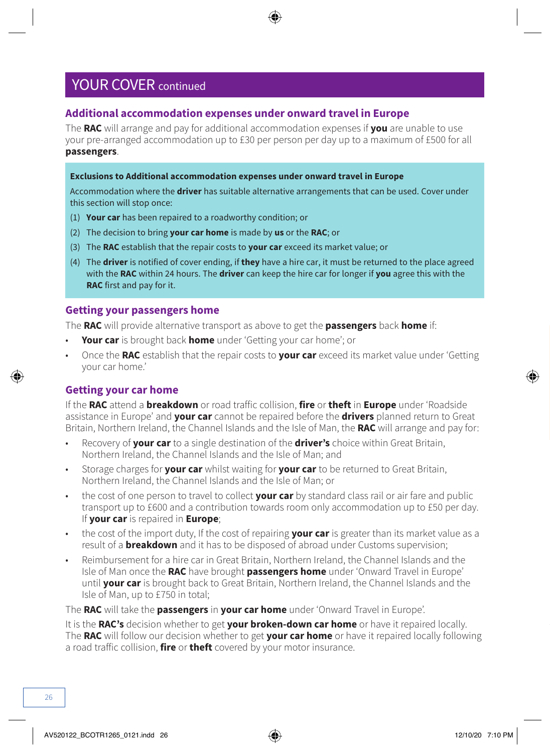# YOUR COVER continued

## Additional accommodation expenses under onward travel in Europe

The **RAC** will arrange and pay for additional accommodation expenses if **you** are unable to use your pre-arranged accommodation up to £30 per person per day up to a maximum of £500 for all **passengers**.

**Exclusions to Additional accommodation expenses under onward travel in Europe**

Accommodation where the **driver** has suitable alternative arrangements that can be used. Cover under this section will stop once:

(1) **Your car** has been repaired to a roadworthy condition; or

(2) The decision to bring **your car home** is made by **us** or the **RAC**; or

(3) The **RAC** establish that the repair costs to **your car** exceed its market value; or

(4) The **driver** is notified of cover ending, if **they** have a hire car, it must be returned to the place agreed with the **RAC** within 24 hours. The **driver** can keep the hire car for longer if **you** agree this with the **RAC** first and pay for it.

## Getting your passengers home

The **RAC** will provide alternative transport as above to get the **passengers** back **home** if:

- **Your car** is brought back **home** under 'Getting your car home'; or
- Once the **RAC** establish that the repair costs to **your car** exceed its market value under 'Getting your car home.'

## Getting your car home

If the **RAC** attend a **breakdown** or road traffic collision, **fire** or **theft** in **Europe** under 'Roadside assistance in Europe' and **your car** cannot be repaired before the **drivers** planned return to Great Britain, Northern Ireland, the Channel Islands and the Isle of Man, the **RAC** will arrange and pay for:

- Recovery of **your car** to a single destination of the **driver's** choice within Great Britain, Northern Ireland, the Channel Islands and the Isle of Man; and
- Storage charges for **your car** whilst waiting for **your car** to be returned to Great Britain, Northern Ireland, the Channel Islands and the Isle of Man; or
- the cost of one person to travel to collect **your car** by standard class rail or air fare and public transport up to £600 and a contribution towards room only accommodation up to £50 per day. If **your car** is repaired in **Europe**;
- the cost of the import duty, If the cost of repairing **your car** is greater than its market value as a result of a **breakdown** and it has to be disposed of abroad under Customs supervision;
- Reimbursement for a hire car in Great Britain, Northern Ireland, the Channel Islands and the Isle of Man once the **RAC** have brought **passengers home** under 'Onward Travel in Europe' until **your car** is brought back to Great Britain, Northern Ireland, the Channel Islands and the Isle of Man, up to £750 in total;

The **RAC** will take the **passengers** in **your car home** under 'Onward Travel in Europe'.

It is the **RAC's** decision whether to get **your broken-down car home** or have it repaired locally. The **RAC** will follow our decision whether to get **your car home** or have it repaired locally following a road traffic collision, **fire** or **theft** covered by your motor insurance.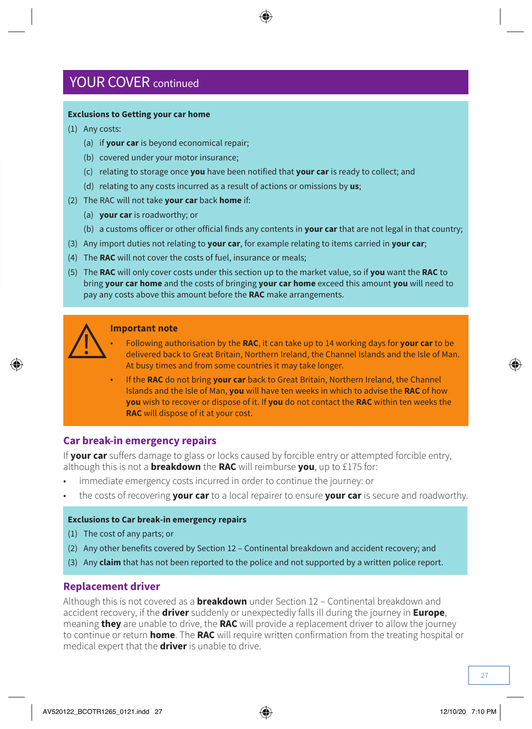## YOUR COVER continued

**Exclusions to Getting your car home**

(1) Any costs:

  (a) if **your car** is beyond economical repair;

  (b) covered under your motor insurance;

  (c) relating to storage once **you** have been notified that **your car** is ready to collect; and

  (d) relating to any costs incurred as a result of actions or omissions by **us**;

(2) The RAC will not take **your car** back **home** if:

  (a) **your car** is roadworthy; or

  (b) a customs officer or other official finds any contents in **your car** that are not legal in that country;

(3) Any import duties not relating to **your car**, for example relating to items carried in **your car**;

(4) The **RAC** will not cover the costs of fuel, insurance or meals;

(5) The **RAC** will only cover costs under this section up to the market value, so if **you** want the **RAC** to bring **your car home** and the costs of bringing **your car home** exceed this amount **you** will need to pay any costs above this amount before the **RAC** make arrangements.

**Important note**

- Following authorisation by the **RAC**, it can take up to 14 working days for **your car** to be delivered back to Great Britain, Northern Ireland, the Channel Islands and the Isle of Man. At busy times and from some countries it may take longer.
- If the **RAC** do not bring **your car** back to Great Britain, Northern Ireland, the Channel Islands and the Isle of Man, **you** will have ten weeks in which to advise the **RAC** of how **you** wish to recover or dispose of it. If **you** do not contact the **RAC** within ten weeks the **RAC** will dispose of it at your cost.

### Car break-in emergency repairs

If **your car** suffers damage to glass or locks caused by forcible entry or attempted forcible entry, although this is not a **breakdown** the **RAC** will reimburse **you**, up to £175 for:

- immediate emergency costs incurred in order to continue the journey: or
- the costs of recovering **your car** to a local repairer to ensure **your car** is secure and roadworthy.

**Exclusions to Car break-in emergency repairs**

(1) The cost of any parts; or

(2) Any other benefits covered by Section 12 – Continental breakdown and accident recovery; and

(3) Any **claim** that has not been reported to the police and not supported by a written police report.

### Replacement driver

Although this is not covered as a **breakdown** under Section 12 – Continental breakdown and accident recovery, if the **driver** suddenly or unexpectedly falls ill during the journey in **Europe**, meaning **they** are unable to drive, the **RAC** will provide a replacement driver to allow the journey to continue or return **home**. The **RAC** will require written confirmation from the treating hospital or medical expert that the **driver** is unable to drive.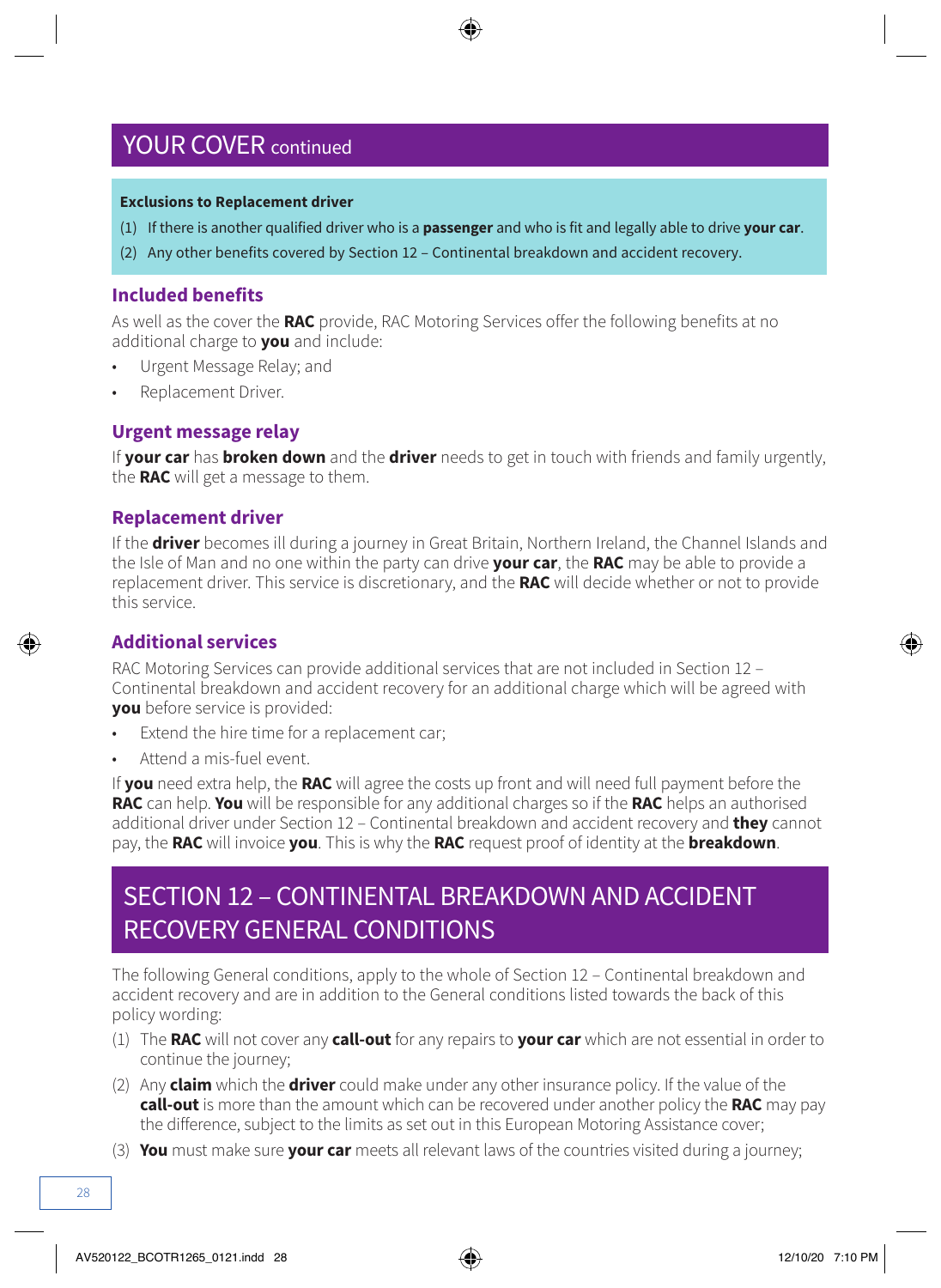## YOUR COVER continued

**Exclusions to Replacement driver**

(1) If there is another qualified driver who is a **passenger** and who is fit and legally able to drive **your car**.

(2) Any other benefits covered by Section 12 – Continental breakdown and accident recovery.

### Included benefits

As well as the cover the **RAC** provide, RAC Motoring Services offer the following benefits at no additional charge to **you** and include:

- Urgent Message Relay; and
- Replacement Driver.

### Urgent message relay

If **your car** has **broken down** and the **driver** needs to get in touch with friends and family urgently, the **RAC** will get a message to them.

### Replacement driver

If the **driver** becomes ill during a journey in Great Britain, Northern Ireland, the Channel Islands and the Isle of Man and no one within the party can drive **your car**, the **RAC** may be able to provide a replacement driver. This service is discretionary, and the **RAC** will decide whether or not to provide this service.

### Additional services

RAC Motoring Services can provide additional services that are not included in Section 12 – Continental breakdown and accident recovery for an additional charge which will be agreed with **you** before service is provided:

- Extend the hire time for a replacement car;
- Attend a mis-fuel event.

If **you** need extra help, the **RAC** will agree the costs up front and will need full payment before the **RAC** can help. **You** will be responsible for any additional charges so if the **RAC** helps an authorised additional driver under Section 12 – Continental breakdown and accident recovery and **they** cannot pay, the **RAC** will invoice **you**. This is why the **RAC** request proof of identity at the **breakdown**.

## SECTION 12 – CONTINENTAL BREAKDOWN AND ACCIDENT RECOVERY GENERAL CONDITIONS

The following General conditions, apply to the whole of Section 12 – Continental breakdown and accident recovery and are in addition to the General conditions listed towards the back of this policy wording:

(1) The **RAC** will not cover any **call-out** for any repairs to **your car** which are not essential in order to continue the journey;

(2) Any **claim** which the **driver** could make under any other insurance policy. If the value of the **call-out** is more than the amount which can be recovered under another policy the **RAC** may pay the difference, subject to the limits as set out in this European Motoring Assistance cover;

(3) **You** must make sure **your car** meets all relevant laws of the countries visited during a journey;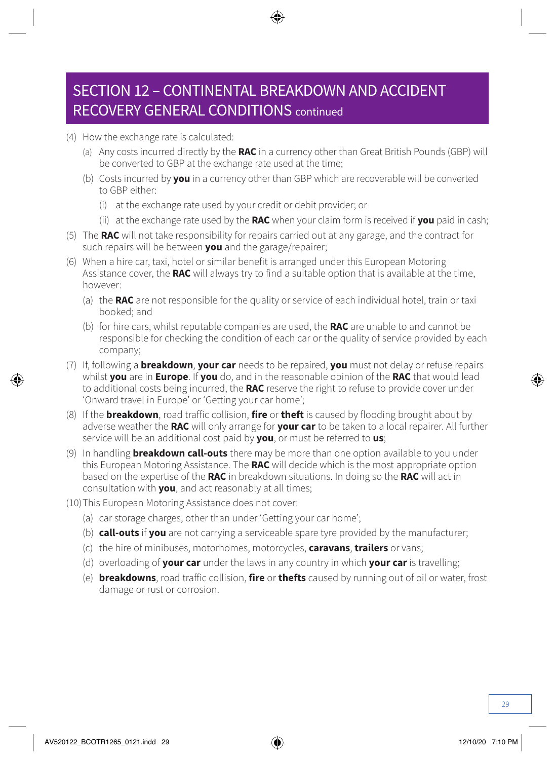## SECTION 12 – CONTINENTAL BREAKDOWN AND ACCIDENT RECOVERY GENERAL CONDITIONS continued

(4) How the exchange rate is calculated:

  (a) Any costs incurred directly by the **RAC** in a currency other than Great British Pounds (GBP) will be converted to GBP at the exchange rate used at the time;

  (b) Costs incurred by **you** in a currency other than GBP which are recoverable will be converted to GBP either:

    (i) at the exchange rate used by your credit or debit provider; or

    (ii) at the exchange rate used by the **RAC** when your claim form is received if **you** paid in cash;

(5) The **RAC** will not take responsibility for repairs carried out at any garage, and the contract for such repairs will be between **you** and the garage/repairer;

(6) When a hire car, taxi, hotel or similar benefit is arranged under this European Motoring Assistance cover, the **RAC** will always try to find a suitable option that is available at the time, however:

  (a) the **RAC** are not responsible for the quality or service of each individual hotel, train or taxi booked; and

  (b) for hire cars, whilst reputable companies are used, the **RAC** are unable to and cannot be responsible for checking the condition of each car or the quality of service provided by each company;

(7) If, following a **breakdown**, **your car** needs to be repaired, **you** must not delay or refuse repairs whilst **you** are in **Europe**. If **you** do, and in the reasonable opinion of the **RAC** that would lead to additional costs being incurred, the **RAC** reserve the right to refuse to provide cover under 'Onward travel in Europe' or 'Getting your car home';

(8) If the **breakdown**, road traffic collision, **fire** or **theft** is caused by flooding brought about by adverse weather the **RAC** will only arrange for **your car** to be taken to a local repairer. All further service will be an additional cost paid by **you**, or must be referred to **us**;

(9) In handling **breakdown call-outs** there may be more than one option available to you under this European Motoring Assistance. The **RAC** will decide which is the most appropriate option based on the expertise of the **RAC** in breakdown situations. In doing so the **RAC** will act in consultation with **you**, and act reasonably at all times;

(10) This European Motoring Assistance does not cover:

  (a) car storage charges, other than under 'Getting your car home';

  (b) **call-outs** if **you** are not carrying a serviceable spare tyre provided by the manufacturer;

  (c) the hire of minibuses, motorhomes, motorcycles, **caravans**, **trailers** or vans;

  (d) overloading of **your car** under the laws in any country in which **your car** is travelling;

  (e) **breakdowns**, road traffic collision, **fire** or **thefts** caused by running out of oil or water, frost damage or rust or corrosion.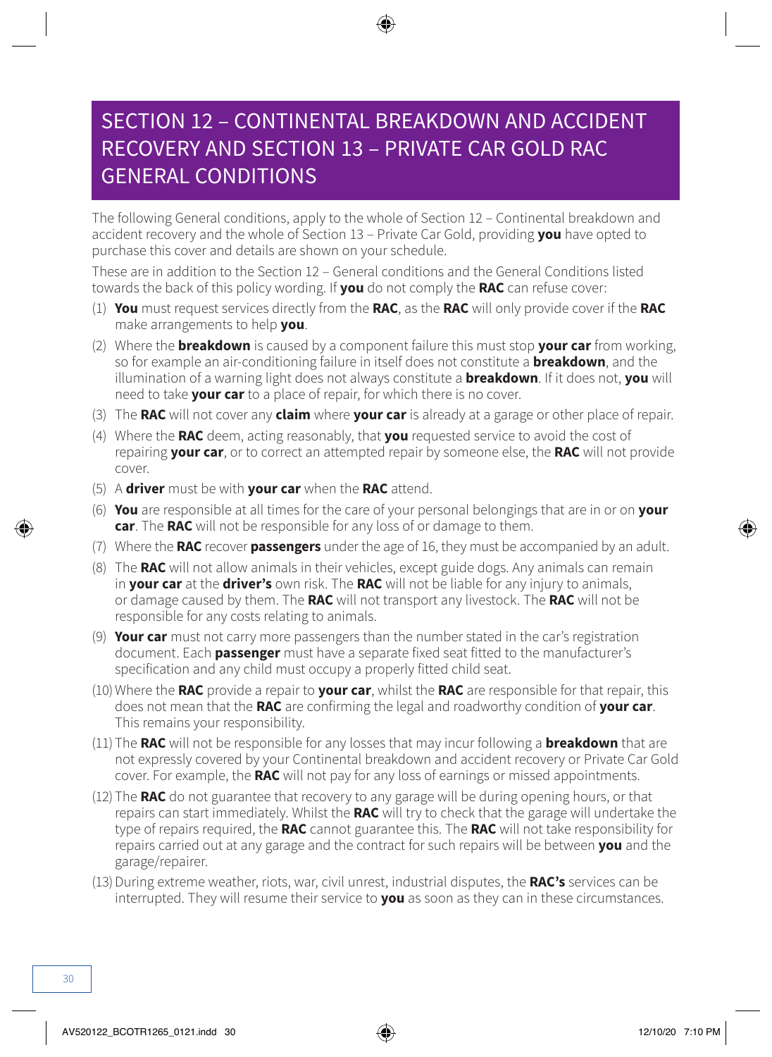# SECTION 12 – CONTINENTAL BREAKDOWN AND ACCIDENT RECOVERY AND SECTION 13 – PRIVATE CAR GOLD RAC GENERAL CONDITIONS

The following General conditions, apply to the whole of Section 12 – Continental breakdown and accident recovery and the whole of Section 13 – Private Car Gold, providing **you** have opted to purchase this cover and details are shown on your schedule.

These are in addition to the Section 12 – General conditions and the General Conditions listed towards the back of this policy wording. If **you** do not comply the **RAC** can refuse cover:

(1) **You** must request services directly from the **RAC**, as the **RAC** will only provide cover if the **RAC** make arrangements to help **you**.

(2) Where the **breakdown** is caused by a component failure this must stop **your car** from working, so for example an air-conditioning failure in itself does not constitute a **breakdown**, and the illumination of a warning light does not always constitute a **breakdown**. If it does not, **you** will need to take **your car** to a place of repair, for which there is no cover.

(3) The **RAC** will not cover any **claim** where **your car** is already at a garage or other place of repair.

(4) Where the **RAC** deem, acting reasonably, that **you** requested service to avoid the cost of repairing **your car**, or to correct an attempted repair by someone else, the **RAC** will not provide cover.

(5) A **driver** must be with **your car** when the **RAC** attend.

(6) **You** are responsible at all times for the care of your personal belongings that are in or on **your car**. The **RAC** will not be responsible for any loss of or damage to them.

(7) Where the **RAC** recover **passengers** under the age of 16, they must be accompanied by an adult.

(8) The **RAC** will not allow animals in their vehicles, except guide dogs. Any animals can remain in **your car** at the **driver's** own risk. The **RAC** will not be liable for any injury to animals, or damage caused by them. The **RAC** will not transport any livestock. The **RAC** will not be responsible for any costs relating to animals.

(9) **Your car** must not carry more passengers than the number stated in the car's registration document. Each **passenger** must have a separate fixed seat fitted to the manufacturer's specification and any child must occupy a properly fitted child seat.

(10) Where the **RAC** provide a repair to **your car**, whilst the **RAC** are responsible for that repair, this does not mean that the **RAC** are confirming the legal and roadworthy condition of **your car**. This remains your responsibility.

(11) The **RAC** will not be responsible for any losses that may incur following a **breakdown** that are not expressly covered by your Continental breakdown and accident recovery or Private Car Gold cover. For example, the **RAC** will not pay for any loss of earnings or missed appointments.

(12) The **RAC** do not guarantee that recovery to any garage will be during opening hours, or that repairs can start immediately. Whilst the **RAC** will try to check that the garage will undertake the type of repairs required, the **RAC** cannot guarantee this. The **RAC** will not take responsibility for repairs carried out at any garage and the contract for such repairs will be between **you** and the garage/repairer.

(13) During extreme weather, riots, war, civil unrest, industrial disputes, the **RAC's** services can be interrupted. They will resume their service to **you** as soon as they can in these circumstances.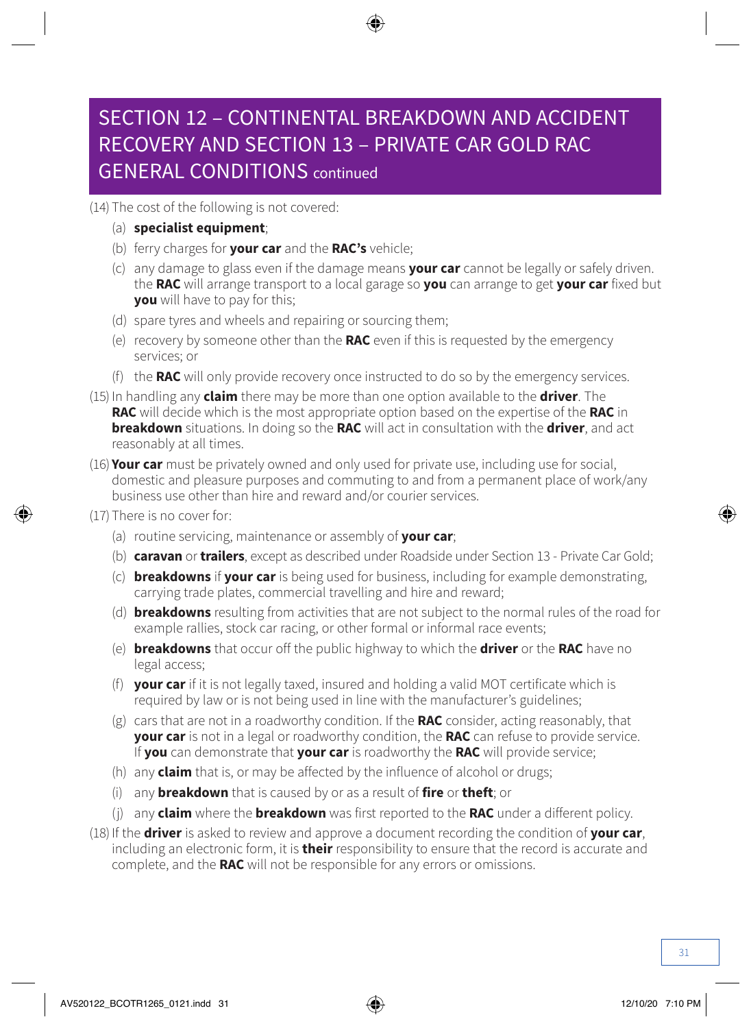# SECTION 12 – CONTINENTAL BREAKDOWN AND ACCIDENT RECOVERY AND SECTION 13 – PRIVATE CAR GOLD RAC GENERAL CONDITIONS continued

(14) The cost of the following is not covered:

(a) **specialist equipment**;

(b) ferry charges for **your car** and the **RAC's** vehicle;

(c) any damage to glass even if the damage means **your car** cannot be legally or safely driven. the **RAC** will arrange transport to a local garage so **you** can arrange to get **your car** fixed but **you** will have to pay for this;

(d) spare tyres and wheels and repairing or sourcing them;

(e) recovery by someone other than the **RAC** even if this is requested by the emergency services; or

(f) the **RAC** will only provide recovery once instructed to do so by the emergency services.

(15) In handling any **claim** there may be more than one option available to the **driver**. The **RAC** will decide which is the most appropriate option based on the expertise of the **RAC** in **breakdown** situations. In doing so the **RAC** will act in consultation with the **driver**, and act reasonably at all times.

(16) **Your car** must be privately owned and only used for private use, including use for social, domestic and pleasure purposes and commuting to and from a permanent place of work/any business use other than hire and reward and/or courier services.

(17) There is no cover for:

(a) routine servicing, maintenance or assembly of **your car**;

(b) **caravan** or **trailers**, except as described under Roadside under Section 13 - Private Car Gold;

(c) **breakdowns** if **your car** is being used for business, including for example demonstrating, carrying trade plates, commercial travelling and hire and reward;

(d) **breakdowns** resulting from activities that are not subject to the normal rules of the road for example rallies, stock car racing, or other formal or informal race events;

(e) **breakdowns** that occur off the public highway to which the **driver** or the **RAC** have no legal access;

(f) **your car** if it is not legally taxed, insured and holding a valid MOT certificate which is required by law or is not being used in line with the manufacturer's guidelines;

(g) cars that are not in a roadworthy condition. If the **RAC** consider, acting reasonably, that **your car** is not in a legal or roadworthy condition, the **RAC** can refuse to provide service. If **you** can demonstrate that **your car** is roadworthy the **RAC** will provide service;

(h) any **claim** that is, or may be affected by the influence of alcohol or drugs;

(i) any **breakdown** that is caused by or as a result of **fire** or **theft**; or

(j) any **claim** where the **breakdown** was first reported to the **RAC** under a different policy.

(18) If the **driver** is asked to review and approve a document recording the condition of **your car**, including an electronic form, it is **their** responsibility to ensure that the record is accurate and complete, and the **RAC** will not be responsible for any errors or omissions.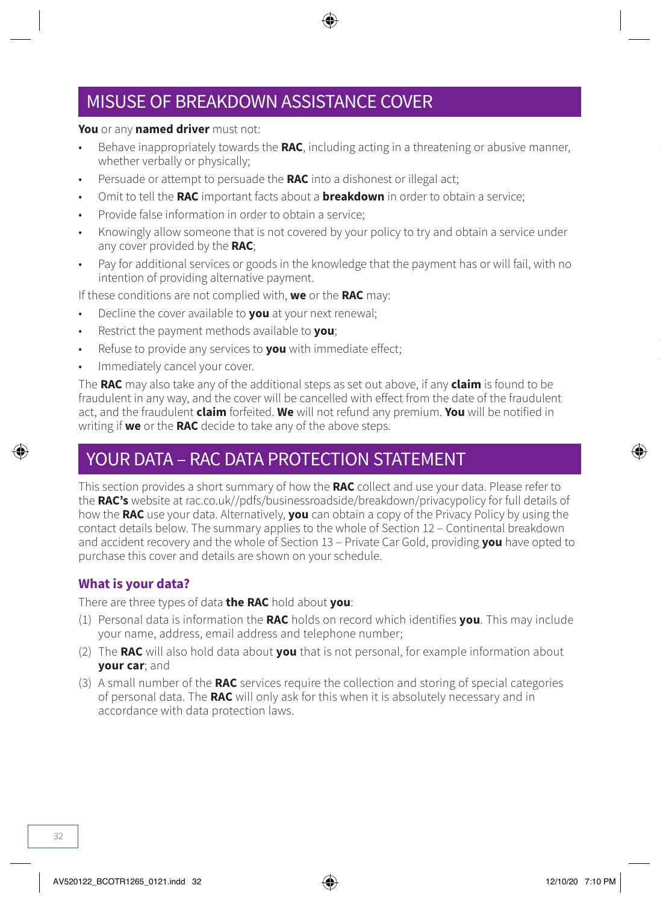## MISUSE OF BREAKDOWN ASSISTANCE COVER

**You** or any **named driver** must not:

- Behave inappropriately towards the **RAC**, including acting in a threatening or abusive manner, whether verbally or physically;
- Persuade or attempt to persuade the **RAC** into a dishonest or illegal act;
- Omit to tell the **RAC** important facts about a **breakdown** in order to obtain a service;
- Provide false information in order to obtain a service;
- Knowingly allow someone that is not covered by your policy to try and obtain a service under any cover provided by the **RAC**;
- Pay for additional services or goods in the knowledge that the payment has or will fail, with no intention of providing alternative payment.

If these conditions are not complied with, **we** or the **RAC** may:

- Decline the cover available to **you** at your next renewal;
- Restrict the payment methods available to **you**;
- Refuse to provide any services to **you** with immediate effect;
- Immediately cancel your cover.

The **RAC** may also take any of the additional steps as set out above, if any **claim** is found to be fraudulent in any way, and the cover will be cancelled with effect from the date of the fraudulent act, and the fraudulent **claim** forfeited. **We** will not refund any premium. **You** will be notified in writing if **we** or the **RAC** decide to take any of the above steps.

## YOUR DATA – RAC DATA PROTECTION STATEMENT

This section provides a short summary of how the **RAC** collect and use your data. Please refer to the **RAC's** website at rac.co.uk//pdfs/businessroadside/breakdown/privacypolicy for full details of how the **RAC** use your data. Alternatively, **you** can obtain a copy of the Privacy Policy by using the contact details below. The summary applies to the whole of Section 12 – Continental breakdown and accident recovery and the whole of Section 13 – Private Car Gold, providing **you** have opted to purchase this cover and details are shown on your schedule.

### What is your data?

There are three types of data **the RAC** hold about **you**:

(1) Personal data is information the **RAC** holds on record which identifies **you**. This may include your name, address, email address and telephone number;

(2) The **RAC** will also hold data about **you** that is not personal, for example information about **your car**; and

(3) A small number of the **RAC** services require the collection and storing of special categories of personal data. The **RAC** will only ask for this when it is absolutely necessary and in accordance with data protection laws.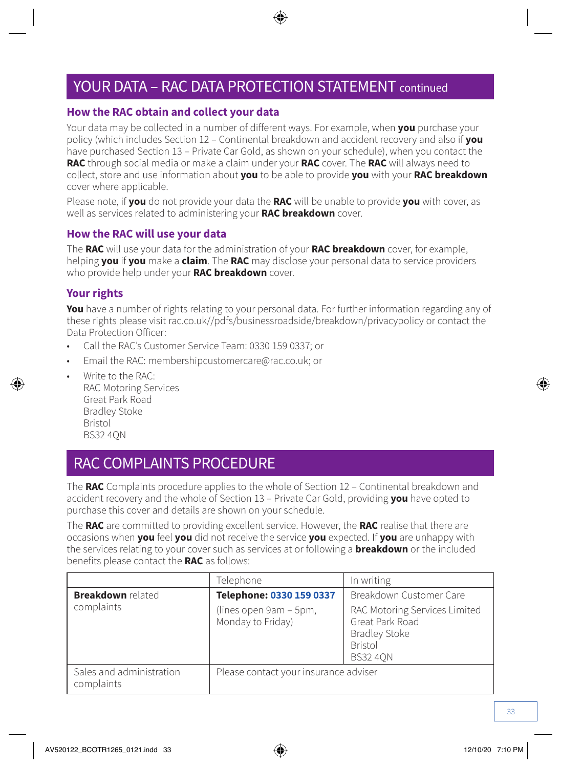# YOUR DATA – RAC DATA PROTECTION STATEMENT continued

### How the RAC obtain and collect your data

Your data may be collected in a number of different ways. For example, when **you** purchase your policy (which includes Section 12 – Continental breakdown and accident recovery and also if **you** have purchased Section 13 – Private Car Gold, as shown on your schedule), when you contact the **RAC** through social media or make a claim under your **RAC** cover. The **RAC** will always need to collect, store and use information about **you** to be able to provide **you** with your **RAC breakdown** cover where applicable.

Please note, if **you** do not provide your data the **RAC** will be unable to provide **you** with cover, as well as services related to administering your **RAC breakdown** cover.

### How the RAC will use your data

The **RAC** will use your data for the administration of your **RAC breakdown** cover, for example, helping **you** if **you** make a **claim**. The **RAC** may disclose your personal data to service providers who provide help under your **RAC breakdown** cover.

### Your rights

**You** have a number of rights relating to your personal data. For further information regarding any of these rights please visit rac.co.uk//pdfs/businessroadside/breakdown/privacypolicy or contact the Data Protection Officer:

- Call the RAC's Customer Service Team: 0330 159 0337; or
- Email the RAC: membershipcustomercare@rac.co.uk; or
- Write to the RAC:
  RAC Motoring Services
  Great Park Road
  Bradley Stoke
  Bristol
  BS32 4QN

# RAC COMPLAINTS PROCEDURE

The **RAC** Complaints procedure applies to the whole of Section 12 – Continental breakdown and accident recovery and the whole of Section 13 – Private Car Gold, providing **you** have opted to purchase this cover and details are shown on your schedule.

The **RAC** are committed to providing excellent service. However, the **RAC** realise that there are occasions when **you** feel **you** did not receive the service **you** expected. If **you** are unhappy with the services relating to your cover such as services at or following a **breakdown** or the included benefits please contact the **RAC** as follows:

| | Telephone | In writing |
|---|---|---|
| **Breakdown** related complaints | **Telephone: 0330 159 0337** (lines open 9am – 5pm, Monday to Friday) | Breakdown Customer Care<br>RAC Motoring Services Limited<br>Great Park Road<br>Bradley Stoke<br>Bristol<br>BS32 4QN |
| Sales and administration complaints | Please contact your insurance adviser | |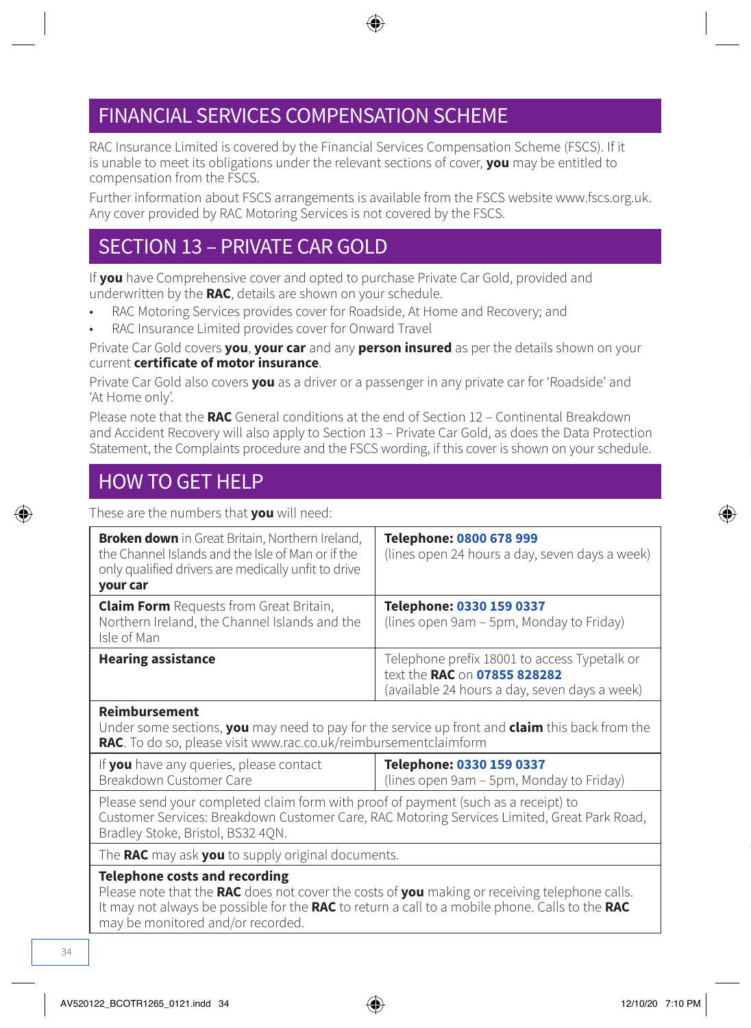## FINANCIAL SERVICES COMPENSATION SCHEME

RAC Insurance Limited is covered by the Financial Services Compensation Scheme (FSCS). If it is unable to meet its obligations under the relevant sections of cover, **you** may be entitled to compensation from the FSCS.

Further information about FSCS arrangements is available from the FSCS website www.fscs.org.uk. Any cover provided by RAC Motoring Services is not covered by the FSCS.

## SECTION 13 – PRIVATE CAR GOLD

If **you** have Comprehensive cover and opted to purchase Private Car Gold, provided and underwritten by the **RAC**, details are shown on your schedule.

- RAC Motoring Services provides cover for Roadside, At Home and Recovery; and
- RAC Insurance Limited provides cover for Onward Travel

Private Car Gold covers **you**, **your car** and any **person insured** as per the details shown on your current **certificate of motor insurance**.

Private Car Gold also covers **you** as a driver or a passenger in any private car for 'Roadside' and 'At Home only'.

Please note that the **RAC** General conditions at the end of Section 12 – Continental Breakdown and Accident Recovery will also apply to Section 13 – Private Car Gold, as does the Data Protection Statement, the Complaints procedure and the FSCS wording, if this cover is shown on your schedule.

## HOW TO GET HELP

These are the numbers that **you** will need:

| | |
|---|---|
| **Broken down** in Great Britain, Northern Ireland, the Channel Islands and the Isle of Man or if the only qualified drivers are medically unfit to drive **your car** | **Telephone: 0800 678 999** (lines open 24 hours a day, seven days a week) |
| **Claim Form** Requests from Great Britain, Northern Ireland, the Channel Islands and the Isle of Man | **Telephone: 0330 159 0337** (lines open 9am – 5pm, Monday to Friday) |
| **Hearing assistance** | Telephone prefix 18001 to access Typetalk or text the **RAC** on **07855 828282** (available 24 hours a day, seven days a week) |
| **Reimbursement** Under some sections, **you** may need to pay for the service up front and **claim** this back from the **RAC**. To do so, please visit www.rac.co.uk/reimbursementclaimform | |
| If **you** have any queries, please contact Breakdown Customer Care | **Telephone: 0330 159 0337** (lines open 9am – 5pm, Monday to Friday) |
| Please send your completed claim form with proof of payment (such as a receipt) to Customer Services: Breakdown Customer Care, RAC Motoring Services Limited, Great Park Road, Bradley Stoke, Bristol, BS32 4QN. | |
| The **RAC** may ask **you** to supply original documents. | |
| **Telephone costs and recording** Please note that the **RAC** does not cover the costs of **you** making or receiving telephone calls. It may not always be possible for the **RAC** to return a call to a mobile phone. Calls to the **RAC** may be monitored and/or recorded. | |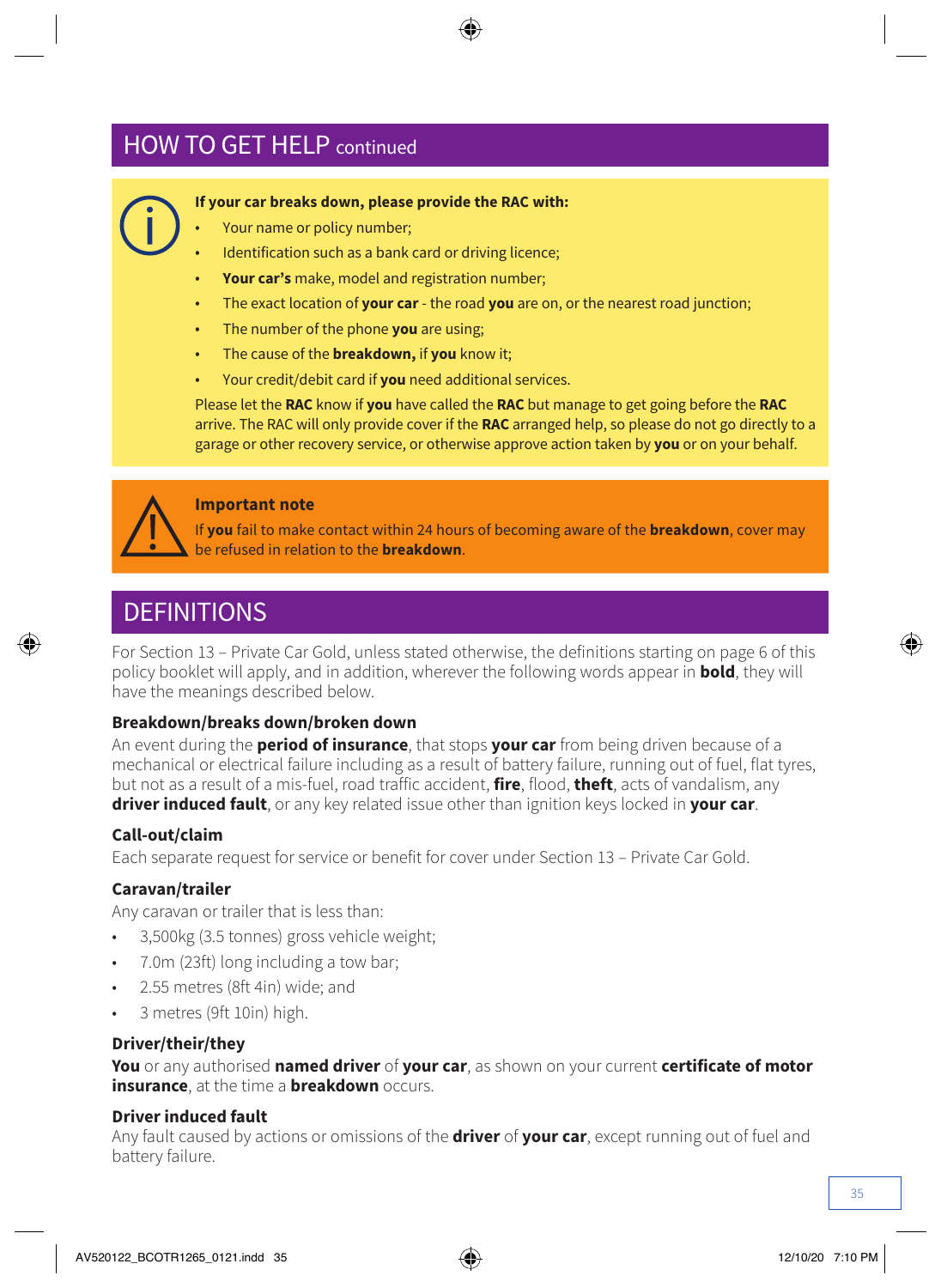## HOW TO GET HELP continued

**If your car breaks down, please provide the RAC with:**

- Your name or policy number;
- Identification such as a bank card or driving licence;
- **Your car's** make, model and registration number;
- The exact location of **your car** - the road **you** are on, or the nearest road junction;
- The number of the phone **you** are using;
- The cause of the **breakdown,** if **you** know it;
- Your credit/debit card if **you** need additional services.

Please let the **RAC** know if **you** have called the **RAC** but manage to get going before the **RAC** arrive. The RAC will only provide cover if the **RAC** arranged help, so please do not go directly to a garage or other recovery service, or otherwise approve action taken by **you** or on your behalf.

**Important note**

If **you** fail to make contact within 24 hours of becoming aware of the **breakdown**, cover may be refused in relation to the **breakdown**.

## DEFINITIONS

For Section 13 – Private Car Gold, unless stated otherwise, the definitions starting on page 6 of this policy booklet will apply, and in addition, wherever the following words appear in **bold**, they will have the meanings described below.

### Breakdown/breaks down/broken down

An event during the **period of insurance**, that stops **your car** from being driven because of a mechanical or electrical failure including as a result of battery failure, running out of fuel, flat tyres, but not as a result of a mis-fuel, road traffic accident, **fire**, flood, **theft**, acts of vandalism, any **driver induced fault**, or any key related issue other than ignition keys locked in **your car**.

### Call-out/claim

Each separate request for service or benefit for cover under Section 13 – Private Car Gold.

### Caravan/trailer

Any caravan or trailer that is less than:

- 3,500kg (3.5 tonnes) gross vehicle weight;
- 7.0m (23ft) long including a tow bar;
- 2.55 metres (8ft 4in) wide; and
- 3 metres (9ft 10in) high.

### Driver/their/they

**You** or any authorised **named driver** of **your car**, as shown on your current **certificate of motor insurance**, at the time a **breakdown** occurs.

### Driver induced fault

Any fault caused by actions or omissions of the **driver** of **your car**, except running out of fuel and battery failure.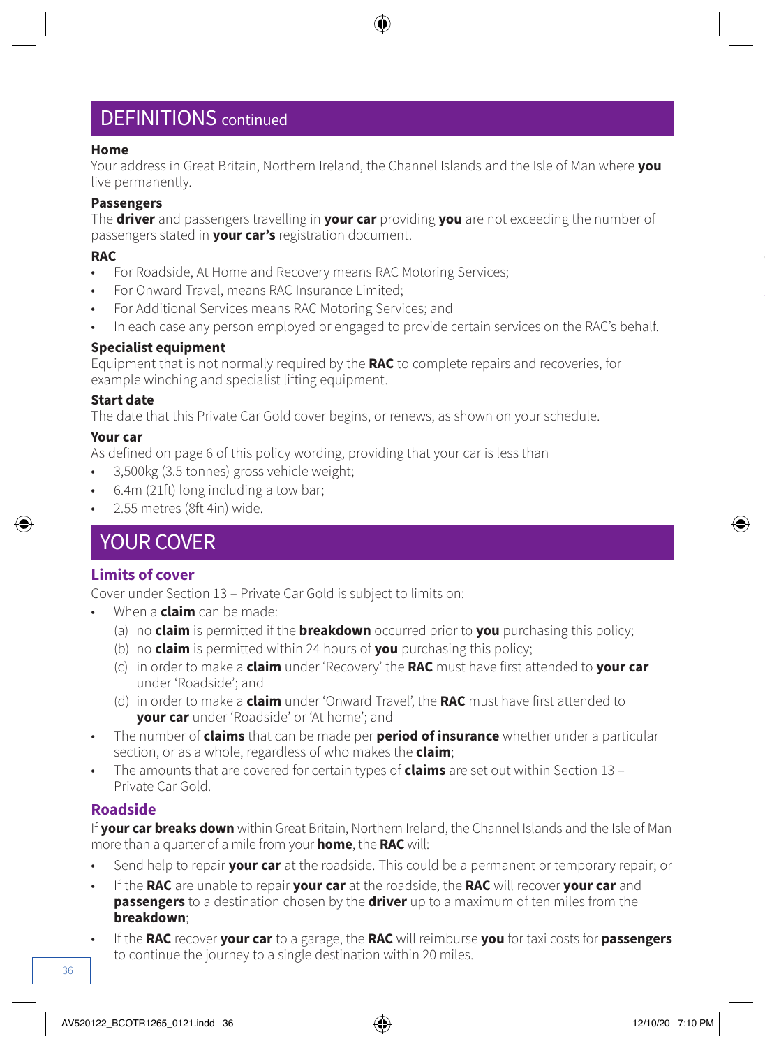## DEFINITIONS continued

**Home**
Your address in Great Britain, Northern Ireland, the Channel Islands and the Isle of Man where **you** live permanently.

**Passengers**
The **driver** and passengers travelling in **your car** providing **you** are not exceeding the number of passengers stated in **your car's** registration document.

**RAC**

- For Roadside, At Home and Recovery means RAC Motoring Services;
- For Onward Travel, means RAC Insurance Limited;
- For Additional Services means RAC Motoring Services; and
- In each case any person employed or engaged to provide certain services on the RAC's behalf.

**Specialist equipment**
Equipment that is not normally required by the **RAC** to complete repairs and recoveries, for example winching and specialist lifting equipment.

**Start date**
The date that this Private Car Gold cover begins, or renews, as shown on your schedule.

**Your car**
As defined on page 6 of this policy wording, providing that your car is less than

- 3,500kg (3.5 tonnes) gross vehicle weight;
- 6.4m (21ft) long including a tow bar;
- 2.55 metres (8ft 4in) wide.

## YOUR COVER

### Limits of cover

Cover under Section 13 – Private Car Gold is subject to limits on:

- When a **claim** can be made:
  - (a) no **claim** is permitted if the **breakdown** occurred prior to **you** purchasing this policy;
  - (b) no **claim** is permitted within 24 hours of **you** purchasing this policy;
  - (c) in order to make a **claim** under 'Recovery' the **RAC** must have first attended to **your car** under 'Roadside'; and
  - (d) in order to make a **claim** under 'Onward Travel', the **RAC** must have first attended to **your car** under 'Roadside' or 'At home'; and
- The number of **claims** that can be made per **period of insurance** whether under a particular section, or as a whole, regardless of who makes the **claim**;
- The amounts that are covered for certain types of **claims** are set out within Section 13 – Private Car Gold.

### Roadside

If **your car breaks down** within Great Britain, Northern Ireland, the Channel Islands and the Isle of Man more than a quarter of a mile from your **home**, the **RAC** will:

- Send help to repair **your car** at the roadside. This could be a permanent or temporary repair; or
- If the **RAC** are unable to repair **your car** at the roadside, the **RAC** will recover **your car** and **passengers** to a destination chosen by the **driver** up to a maximum of ten miles from the **breakdown**;
- If the **RAC** recover **your car** to a garage, the **RAC** will reimburse **you** for taxi costs for **passengers** to continue the journey to a single destination within 20 miles.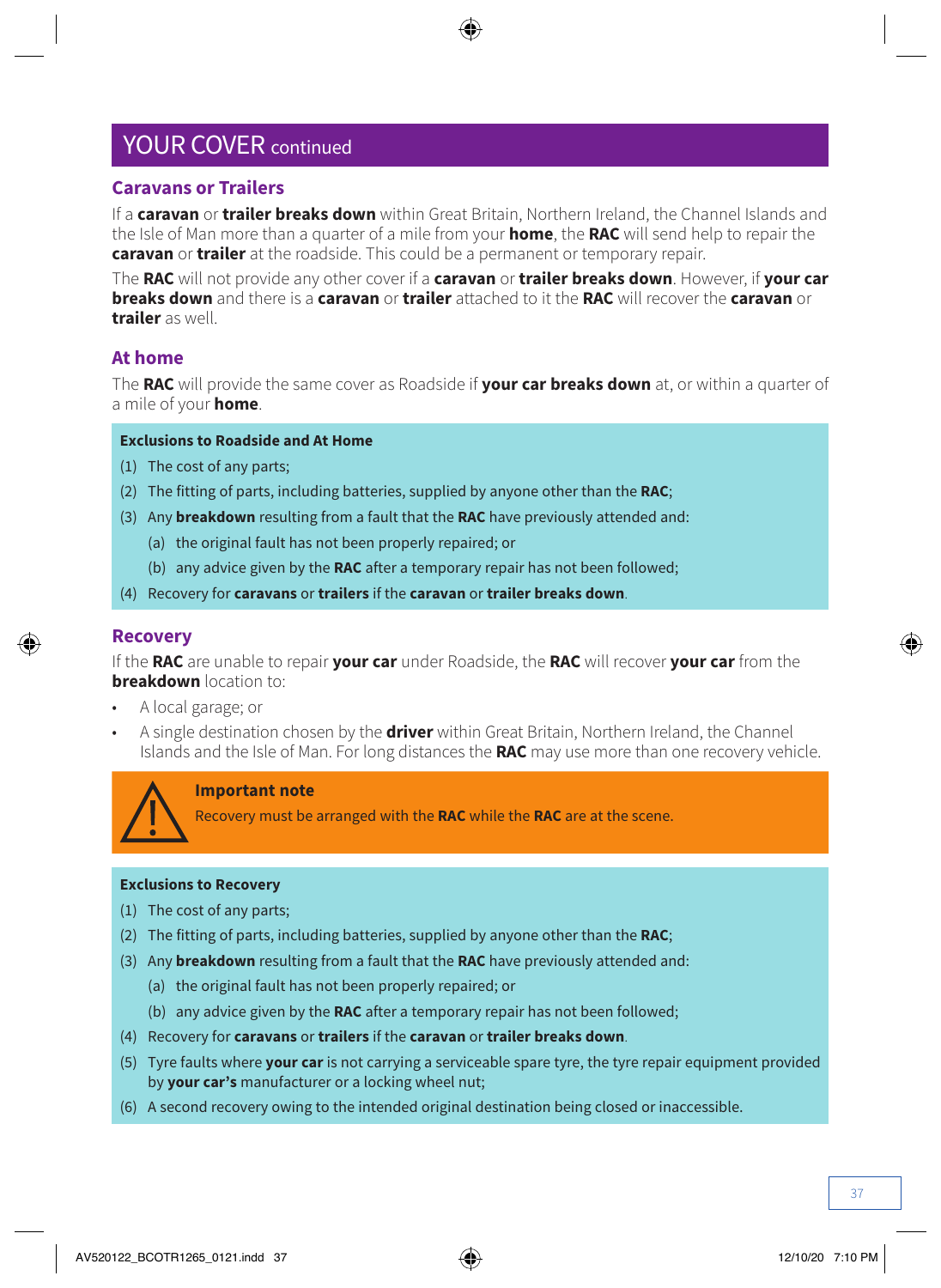## YOUR COVER continued

### Caravans or Trailers

If a **caravan** or **trailer breaks down** within Great Britain, Northern Ireland, the Channel Islands and the Isle of Man more than a quarter of a mile from your **home**, the **RAC** will send help to repair the **caravan** or **trailer** at the roadside. This could be a permanent or temporary repair.

The **RAC** will not provide any other cover if a **caravan** or **trailer breaks down**. However, if **your car breaks down** and there is a **caravan** or **trailer** attached to it the **RAC** will recover the **caravan** or **trailer** as well.

### At home

The **RAC** will provide the same cover as Roadside if **your car breaks down** at, or within a quarter of a mile of your **home**.

**Exclusions to Roadside and At Home**

(1) The cost of any parts;

(2) The fitting of parts, including batteries, supplied by anyone other than the **RAC**;

(3) Any **breakdown** resulting from a fault that the **RAC** have previously attended and:

   (a) the original fault has not been properly repaired; or

   (b) any advice given by the **RAC** after a temporary repair has not been followed;

(4) Recovery for **caravans** or **trailers** if the **caravan** or **trailer breaks down**.

### Recovery

If the **RAC** are unable to repair **your car** under Roadside, the **RAC** will recover **your car** from the **breakdown** location to:

- A local garage; or
- A single destination chosen by the **driver** within Great Britain, Northern Ireland, the Channel Islands and the Isle of Man. For long distances the **RAC** may use more than one recovery vehicle.

**Important note**

Recovery must be arranged with the **RAC** while the **RAC** are at the scene.

**Exclusions to Recovery**

(1) The cost of any parts;

(2) The fitting of parts, including batteries, supplied by anyone other than the **RAC**;

(3) Any **breakdown** resulting from a fault that the **RAC** have previously attended and:

   (a) the original fault has not been properly repaired; or

   (b) any advice given by the **RAC** after a temporary repair has not been followed;

(4) Recovery for **caravans** or **trailers** if the **caravan** or **trailer breaks down**.

(5) Tyre faults where **your car** is not carrying a serviceable spare tyre, the tyre repair equipment provided by **your car's** manufacturer or a locking wheel nut;

(6) A second recovery owing to the intended original destination being closed or inaccessible.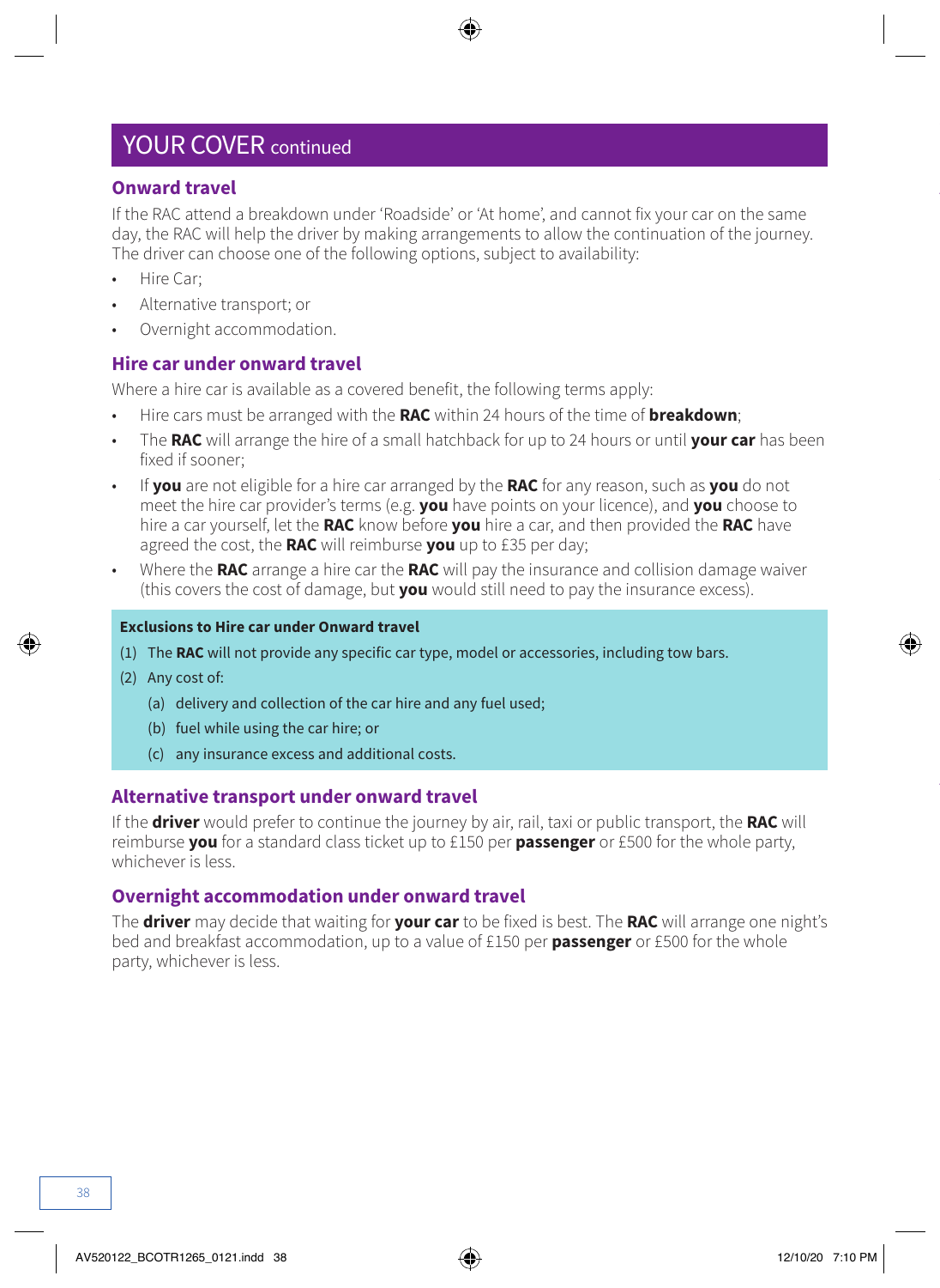## YOUR COVER continued

### Onward travel

If the RAC attend a breakdown under 'Roadside' or 'At home', and cannot fix your car on the same day, the RAC will help the driver by making arrangements to allow the continuation of the journey. The driver can choose one of the following options, subject to availability:

- Hire Car;
- Alternative transport; or
- Overnight accommodation.

### Hire car under onward travel

Where a hire car is available as a covered benefit, the following terms apply:

- Hire cars must be arranged with the **RAC** within 24 hours of the time of **breakdown**;
- The **RAC** will arrange the hire of a small hatchback for up to 24 hours or until **your car** has been fixed if sooner;
- If **you** are not eligible for a hire car arranged by the **RAC** for any reason, such as **you** do not meet the hire car provider's terms (e.g. **you** have points on your licence), and **you** choose to hire a car yourself, let the **RAC** know before **you** hire a car, and then provided the **RAC** have agreed the cost, the **RAC** will reimburse **you** up to £35 per day;
- Where the **RAC** arrange a hire car the **RAC** will pay the insurance and collision damage waiver (this covers the cost of damage, but **you** would still need to pay the insurance excess).

**Exclusions to Hire car under Onward travel**

(1) The **RAC** will not provide any specific car type, model or accessories, including tow bars.

(2) Any cost of:

   (a) delivery and collection of the car hire and any fuel used;

   (b) fuel while using the car hire; or

   (c) any insurance excess and additional costs.

### Alternative transport under onward travel

If the **driver** would prefer to continue the journey by air, rail, taxi or public transport, the **RAC** will reimburse **you** for a standard class ticket up to £150 per **passenger** or £500 for the whole party, whichever is less.

### Overnight accommodation under onward travel

The **driver** may decide that waiting for **your car** to be fixed is best. The **RAC** will arrange one night's bed and breakfast accommodation, up to a value of £150 per **passenger** or £500 for the whole party, whichever is less.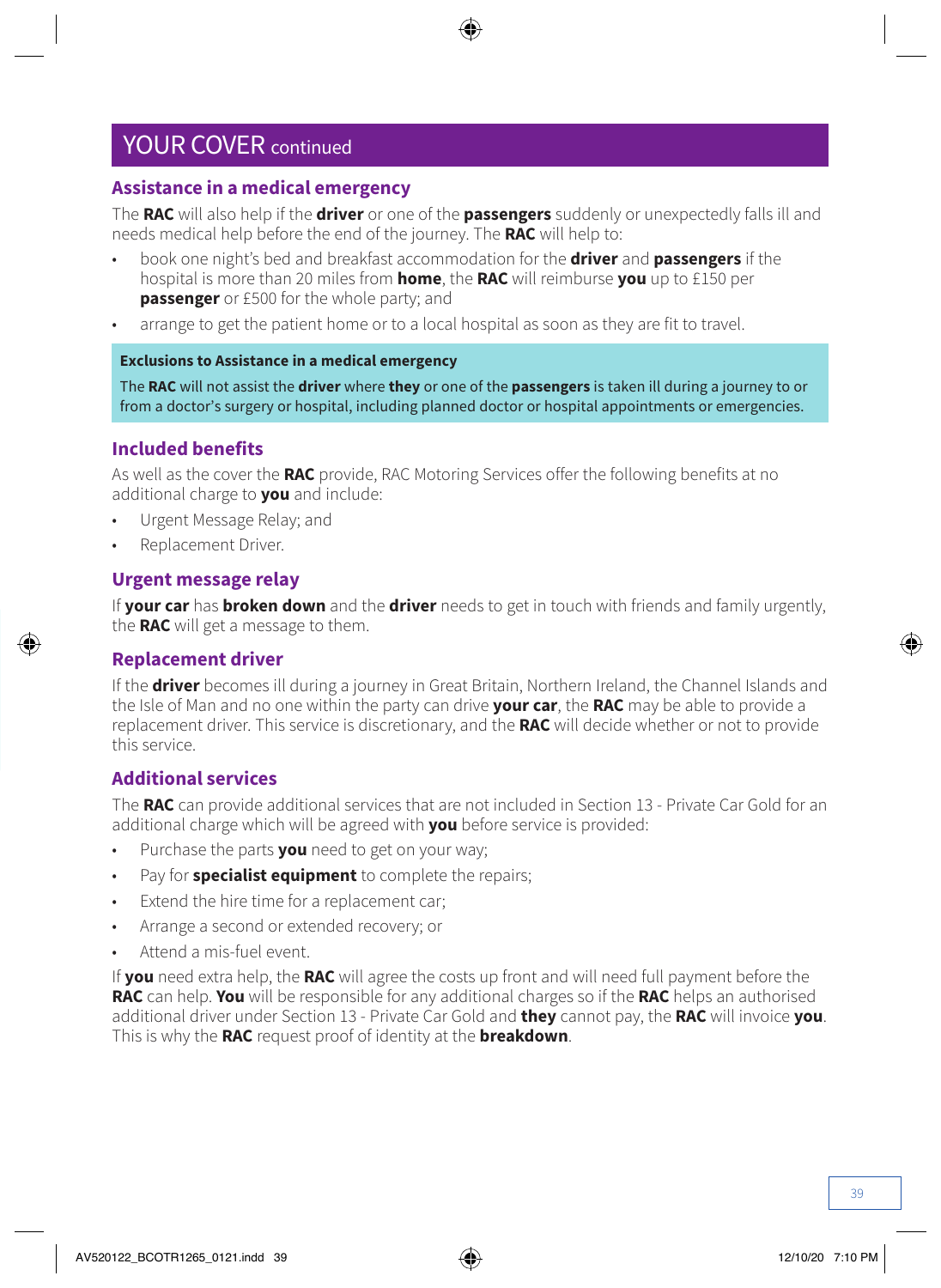# YOUR COVER continued

## Assistance in a medical emergency

The **RAC** will also help if the **driver** or one of the **passengers** suddenly or unexpectedly falls ill and needs medical help before the end of the journey. The **RAC** will help to:

- book one night's bed and breakfast accommodation for the **driver** and **passengers** if the hospital is more than 20 miles from **home**, the **RAC** will reimburse **you** up to £150 per **passenger** or £500 for the whole party; and
- arrange to get the patient home or to a local hospital as soon as they are fit to travel.

**Exclusions to Assistance in a medical emergency**

The **RAC** will not assist the **driver** where **they** or one of the **passengers** is taken ill during a journey to or from a doctor's surgery or hospital, including planned doctor or hospital appointments or emergencies.

## Included benefits

As well as the cover the **RAC** provide, RAC Motoring Services offer the following benefits at no additional charge to **you** and include:

- Urgent Message Relay; and
- Replacement Driver.

## Urgent message relay

If **your car** has **broken down** and the **driver** needs to get in touch with friends and family urgently, the **RAC** will get a message to them.

## Replacement driver

If the **driver** becomes ill during a journey in Great Britain, Northern Ireland, the Channel Islands and the Isle of Man and no one within the party can drive **your car**, the **RAC** may be able to provide a replacement driver. This service is discretionary, and the **RAC** will decide whether or not to provide this service.

## Additional services

The **RAC** can provide additional services that are not included in Section 13 - Private Car Gold for an additional charge which will be agreed with **you** before service is provided:

- Purchase the parts **you** need to get on your way;
- Pay for **specialist equipment** to complete the repairs;
- Extend the hire time for a replacement car;
- Arrange a second or extended recovery; or
- Attend a mis-fuel event.

If **you** need extra help, the **RAC** will agree the costs up front and will need full payment before the **RAC** can help. **You** will be responsible for any additional charges so if the **RAC** helps an authorised additional driver under Section 13 - Private Car Gold and **they** cannot pay, the **RAC** will invoice **you**. This is why the **RAC** request proof of identity at the **breakdown**.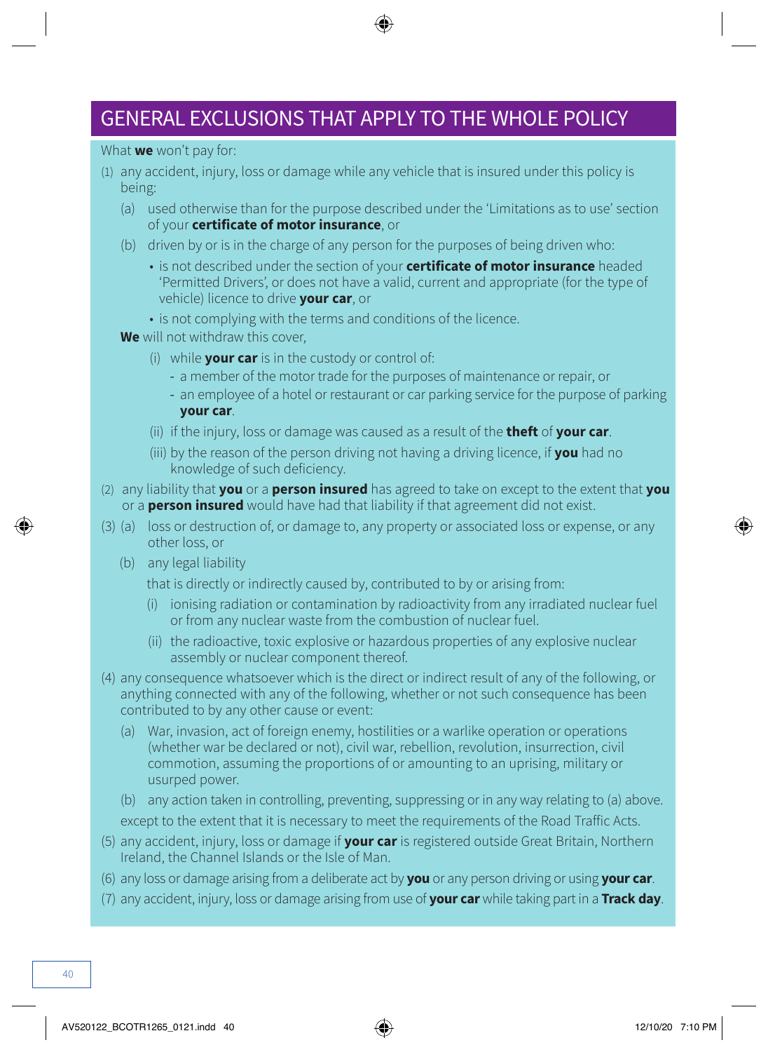# GENERAL EXCLUSIONS THAT APPLY TO THE WHOLE POLICY

What **we** won't pay for:

(1) any accident, injury, loss or damage while any vehicle that is insured under this policy is being:

   (a) used otherwise than for the purpose described under the 'Limitations as to use' section of your **certificate of motor insurance**, or

   (b) driven by or is in the charge of any person for the purposes of being driven who:

   - is not described under the section of your **certificate of motor insurance** headed 'Permitted Drivers', or does not have a valid, current and appropriate (for the type of vehicle) licence to drive **your car**, or
   - is not complying with the terms and conditions of the licence.

   **We** will not withdraw this cover,

   (i) while **your car** is in the custody or control of:
      - a member of the motor trade for the purposes of maintenance or repair, or
      - an employee of a hotel or restaurant or car parking service for the purpose of parking **your car**.

   (ii) if the injury, loss or damage was caused as a result of the **theft** of **your car**.

   (iii) by the reason of the person driving not having a driving licence, if **you** had no knowledge of such deficiency.

(2) any liability that **you** or a **person insured** has agreed to take on except to the extent that **you** or a **person insured** would have had that liability if that agreement did not exist.

(3) (a) loss or destruction of, or damage to, any property or associated loss or expense, or any other loss, or

   (b) any legal liability

   that is directly or indirectly caused by, contributed to by or arising from:

   (i) ionising radiation or contamination by radioactivity from any irradiated nuclear fuel or from any nuclear waste from the combustion of nuclear fuel.

   (ii) the radioactive, toxic explosive or hazardous properties of any explosive nuclear assembly or nuclear component thereof.

(4) any consequence whatsoever which is the direct or indirect result of any of the following, or anything connected with any of the following, whether or not such consequence has been contributed to by any other cause or event:

   (a) War, invasion, act of foreign enemy, hostilities or a warlike operation or operations (whether war be declared or not), civil war, rebellion, revolution, insurrection, civil commotion, assuming the proportions of or amounting to an uprising, military or usurped power.

   (b) any action taken in controlling, preventing, suppressing or in any way relating to (a) above.

   except to the extent that it is necessary to meet the requirements of the Road Traffic Acts.

(5) any accident, injury, loss or damage if **your car** is registered outside Great Britain, Northern Ireland, the Channel Islands or the Isle of Man.

(6) any loss or damage arising from a deliberate act by **you** or any person driving or using **your car**.

(7) any accident, injury, loss or damage arising from use of **your car** while taking part in a **Track day**.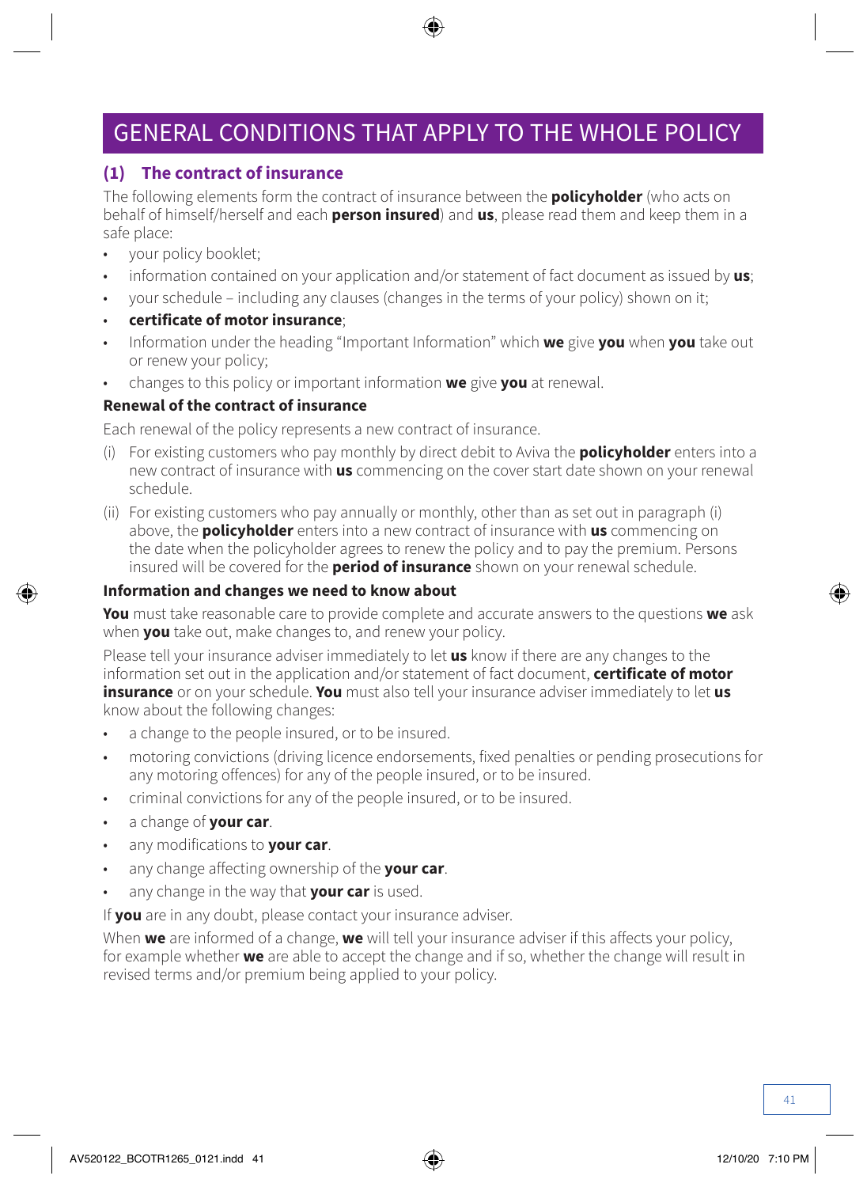# GENERAL CONDITIONS THAT APPLY TO THE WHOLE POLICY

## (1) The contract of insurance

The following elements form the contract of insurance between the **policyholder** (who acts on behalf of himself/herself and each **person insured**) and **us**, please read them and keep them in a safe place:

- your policy booklet;
- information contained on your application and/or statement of fact document as issued by **us**;
- your schedule – including any clauses (changes in the terms of your policy) shown on it;
- **certificate of motor insurance**;
- Information under the heading "Important Information" which **we** give **you** when **you** take out or renew your policy;
- changes to this policy or important information **we** give **you** at renewal.

### Renewal of the contract of insurance

Each renewal of the policy represents a new contract of insurance.

(i) For existing customers who pay monthly by direct debit to Aviva the **policyholder** enters into a new contract of insurance with **us** commencing on the cover start date shown on your renewal schedule.

(ii) For existing customers who pay annually or monthly, other than as set out in paragraph (i) above, the **policyholder** enters into a new contract of insurance with **us** commencing on the date when the policyholder agrees to renew the policy and to pay the premium. Persons insured will be covered for the **period of insurance** shown on your renewal schedule.

### Information and changes we need to know about

**You** must take reasonable care to provide complete and accurate answers to the questions **we** ask when **you** take out, make changes to, and renew your policy.

Please tell your insurance adviser immediately to let **us** know if there are any changes to the information set out in the application and/or statement of fact document, **certificate of motor insurance** or on your schedule. **You** must also tell your insurance adviser immediately to let **us** know about the following changes:

- a change to the people insured, or to be insured.
- motoring convictions (driving licence endorsements, fixed penalties or pending prosecutions for any motoring offences) for any of the people insured, or to be insured.
- criminal convictions for any of the people insured, or to be insured.
- a change of **your car**.
- any modifications to **your car**.
- any change affecting ownership of the **your car**.
- any change in the way that **your car** is used.

If **you** are in any doubt, please contact your insurance adviser.

When **we** are informed of a change, **we** will tell your insurance adviser if this affects your policy, for example whether **we** are able to accept the change and if so, whether the change will result in revised terms and/or premium being applied to your policy.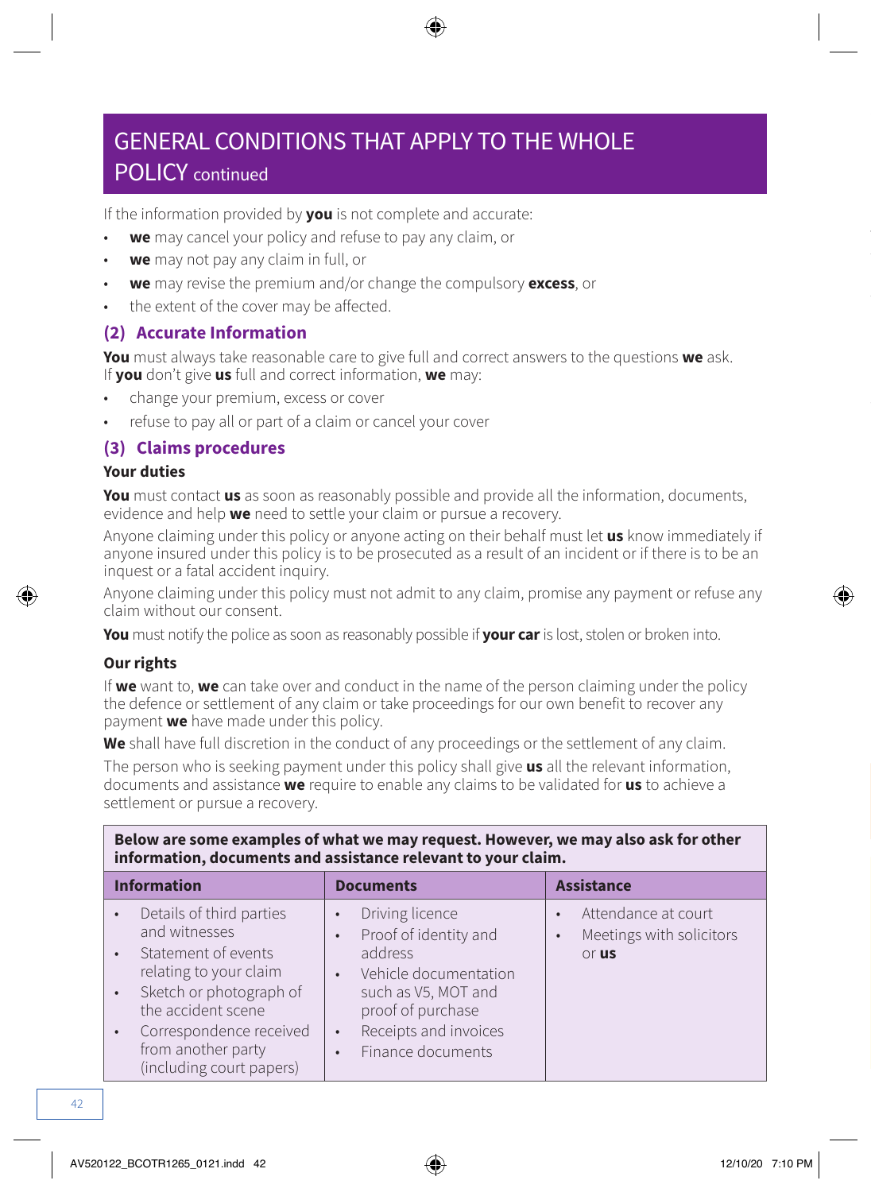# GENERAL CONDITIONS THAT APPLY TO THE WHOLE POLICY continued

If the information provided by **you** is not complete and accurate:

- **we** may cancel your policy and refuse to pay any claim, or
- **we** may not pay any claim in full, or
- **we** may revise the premium and/or change the compulsory **excess**, or
- the extent of the cover may be affected.

## (2) Accurate Information

**You** must always take reasonable care to give full and correct answers to the questions **we** ask. If **you** don't give **us** full and correct information, **we** may:

- change your premium, excess or cover
- refuse to pay all or part of a claim or cancel your cover

## (3) Claims procedures

### Your duties

**You** must contact **us** as soon as reasonably possible and provide all the information, documents, evidence and help **we** need to settle your claim or pursue a recovery.

Anyone claiming under this policy or anyone acting on their behalf must let **us** know immediately if anyone insured under this policy is to be prosecuted as a result of an incident or if there is to be an inquest or a fatal accident inquiry.

Anyone claiming under this policy must not admit to any claim, promise any payment or refuse any claim without our consent.

**You** must notify the police as soon as reasonably possible if **your car** is lost, stolen or broken into.

### Our rights

If **we** want to, **we** can take over and conduct in the name of the person claiming under the policy the defence or settlement of any claim or take proceedings for our own benefit to recover any payment **we** have made under this policy.

**We** shall have full discretion in the conduct of any proceedings or the settlement of any claim.

The person who is seeking payment under this policy shall give **us** all the relevant information, documents and assistance **we** require to enable any claims to be validated for **us** to achieve a settlement or pursue a recovery.

**Below are some examples of what we may request. However, we may also ask for other information, documents and assistance relevant to your claim.**

| Information | Documents | Assistance |
|---|---|---|
| • Details of third parties and witnesses<br>• Statement of events relating to your claim<br>• Sketch or photograph of the accident scene<br>• Correspondence received from another party (including court papers) | • Driving licence<br>• Proof of identity and address<br>• Vehicle documentation such as V5, MOT and proof of purchase<br>• Receipts and invoices<br>• Finance documents | • Attendance at court<br>• Meetings with solicitors or **us** |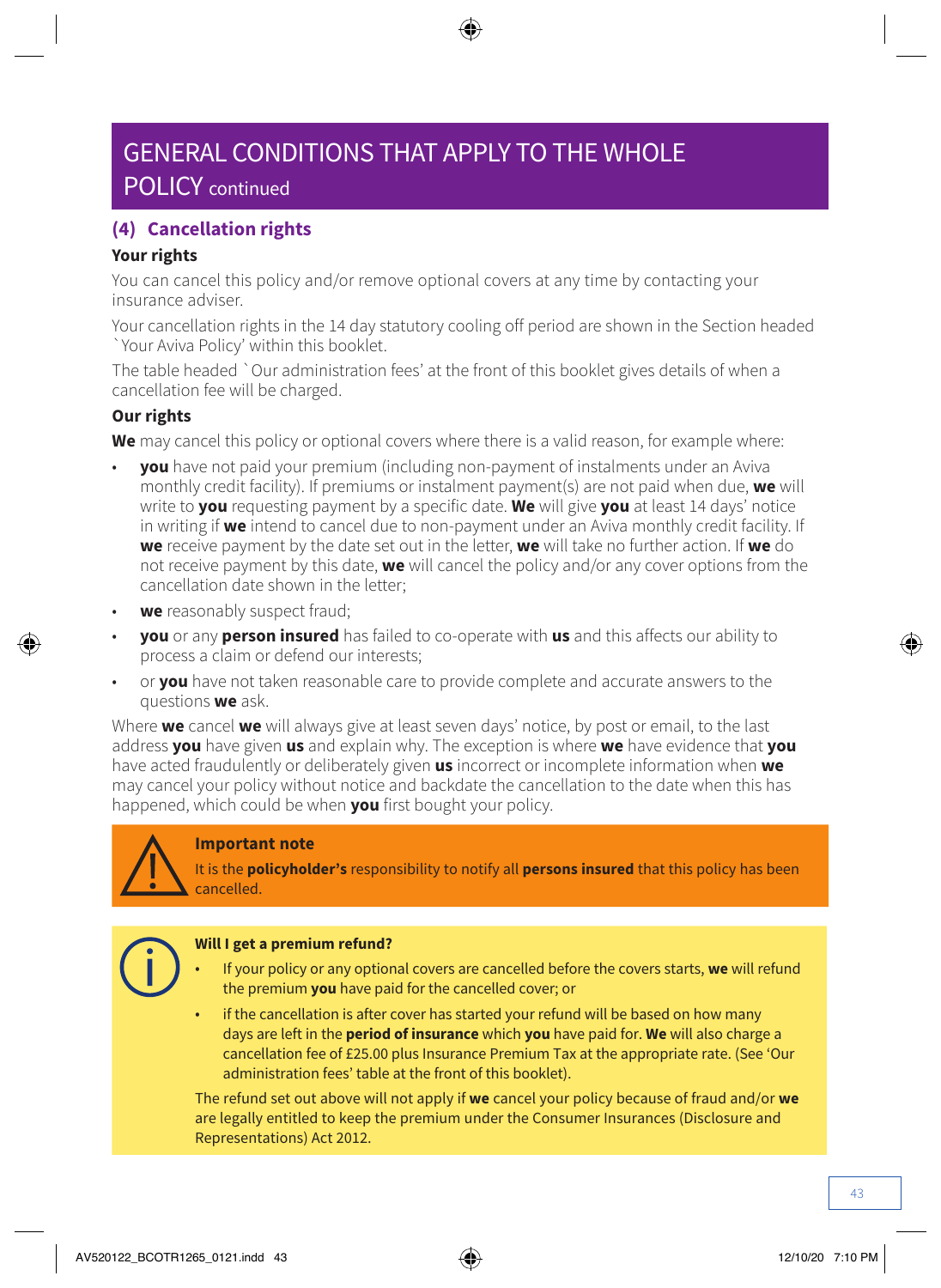# GENERAL CONDITIONS THAT APPLY TO THE WHOLE POLICY continued

## (4) Cancellation rights

### Your rights

You can cancel this policy and/or remove optional covers at any time by contacting your insurance adviser.

Your cancellation rights in the 14 day statutory cooling off period are shown in the Section headed `Your Aviva Policy' within this booklet.

The table headed `Our administration fees' at the front of this booklet gives details of when a cancellation fee will be charged.

### Our rights

**We** may cancel this policy or optional covers where there is a valid reason, for example where:

- **you** have not paid your premium (including non-payment of instalments under an Aviva monthly credit facility). If premiums or instalment payment(s) are not paid when due, **we** will write to **you** requesting payment by a specific date. **We** will give **you** at least 14 days' notice in writing if **we** intend to cancel due to non-payment under an Aviva monthly credit facility. If **we** receive payment by the date set out in the letter, **we** will take no further action. If **we** do not receive payment by this date, **we** will cancel the policy and/or any cover options from the cancellation date shown in the letter;
- **we** reasonably suspect fraud;
- **you** or any **person insured** has failed to co-operate with **us** and this affects our ability to process a claim or defend our interests;
- or **you** have not taken reasonable care to provide complete and accurate answers to the questions **we** ask.

Where **we** cancel **we** will always give at least seven days' notice, by post or email, to the last address **you** have given **us** and explain why. The exception is where **we** have evidence that **you** have acted fraudulently or deliberately given **us** incorrect or incomplete information when **we** may cancel your policy without notice and backdate the cancellation to the date when this has happened, which could be when **you** first bought your policy.

**Important note**

It is the **policyholder's** responsibility to notify all **persons insured** that this policy has been cancelled.

**Will I get a premium refund?**

- If your policy or any optional covers are cancelled before the covers starts, **we** will refund the premium **you** have paid for the cancelled cover; or
- if the cancellation is after cover has started your refund will be based on how many days are left in the **period of insurance** which **you** have paid for. **We** will also charge a cancellation fee of £25.00 plus Insurance Premium Tax at the appropriate rate. (See 'Our administration fees' table at the front of this booklet).

The refund set out above will not apply if **we** cancel your policy because of fraud and/or **we** are legally entitled to keep the premium under the Consumer Insurances (Disclosure and Representations) Act 2012.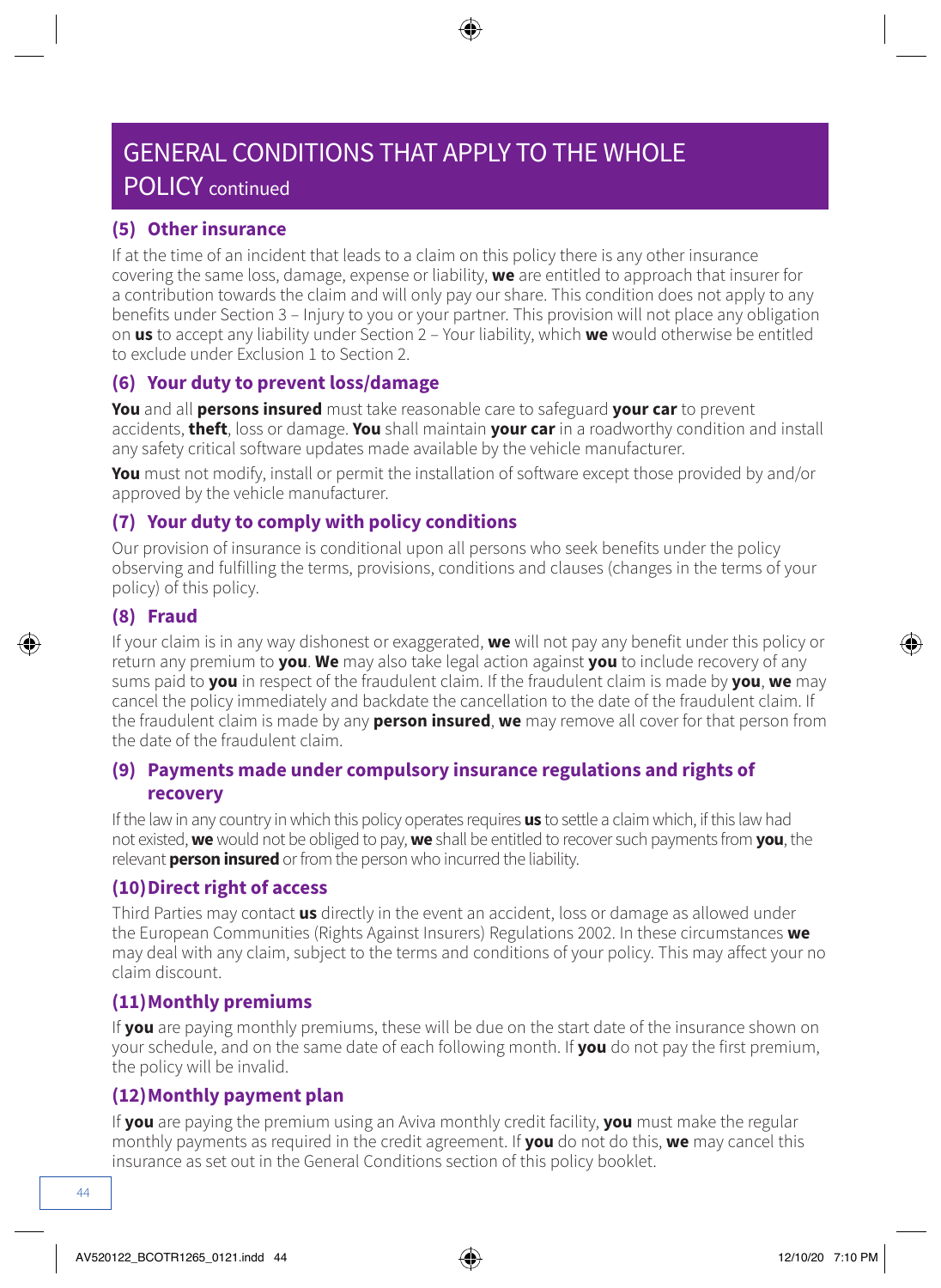# GENERAL CONDITIONS THAT APPLY TO THE WHOLE POLICY continued

### (5) Other insurance

If at the time of an incident that leads to a claim on this policy there is any other insurance covering the same loss, damage, expense or liability, **we** are entitled to approach that insurer for a contribution towards the claim and will only pay our share. This condition does not apply to any benefits under Section 3 – Injury to you or your partner. This provision will not place any obligation on **us** to accept any liability under Section 2 – Your liability, which **we** would otherwise be entitled to exclude under Exclusion 1 to Section 2.

### (6) Your duty to prevent loss/damage

**You** and all **persons insured** must take reasonable care to safeguard **your car** to prevent accidents, **theft**, loss or damage. **You** shall maintain **your car** in a roadworthy condition and install any safety critical software updates made available by the vehicle manufacturer.

**You** must not modify, install or permit the installation of software except those provided by and/or approved by the vehicle manufacturer.

### (7) Your duty to comply with policy conditions

Our provision of insurance is conditional upon all persons who seek benefits under the policy observing and fulfilling the terms, provisions, conditions and clauses (changes in the terms of your policy) of this policy.

### (8) Fraud

If your claim is in any way dishonest or exaggerated, **we** will not pay any benefit under this policy or return any premium to **you**. **We** may also take legal action against **you** to include recovery of any sums paid to **you** in respect of the fraudulent claim. If the fraudulent claim is made by **you**, **we** may cancel the policy immediately and backdate the cancellation to the date of the fraudulent claim. If the fraudulent claim is made by any **person insured**, **we** may remove all cover for that person from the date of the fraudulent claim.

### (9) Payments made under compulsory insurance regulations and rights of recovery

If the law in any country in which this policy operates requires **us** to settle a claim which, if this law had not existed, **we** would not be obliged to pay, **we** shall be entitled to recover such payments from **you**, the relevant **person insured** or from the person who incurred the liability.

### (10) Direct right of access

Third Parties may contact **us** directly in the event an accident, loss or damage as allowed under the European Communities (Rights Against Insurers) Regulations 2002. In these circumstances **we** may deal with any claim, subject to the terms and conditions of your policy. This may affect your no claim discount.

### (11) Monthly premiums

If **you** are paying monthly premiums, these will be due on the start date of the insurance shown on your schedule, and on the same date of each following month. If **you** do not pay the first premium, the policy will be invalid.

### (12) Monthly payment plan

If **you** are paying the premium using an Aviva monthly credit facility, **you** must make the regular monthly payments as required in the credit agreement. If **you** do not do this, **we** may cancel this insurance as set out in the General Conditions section of this policy booklet.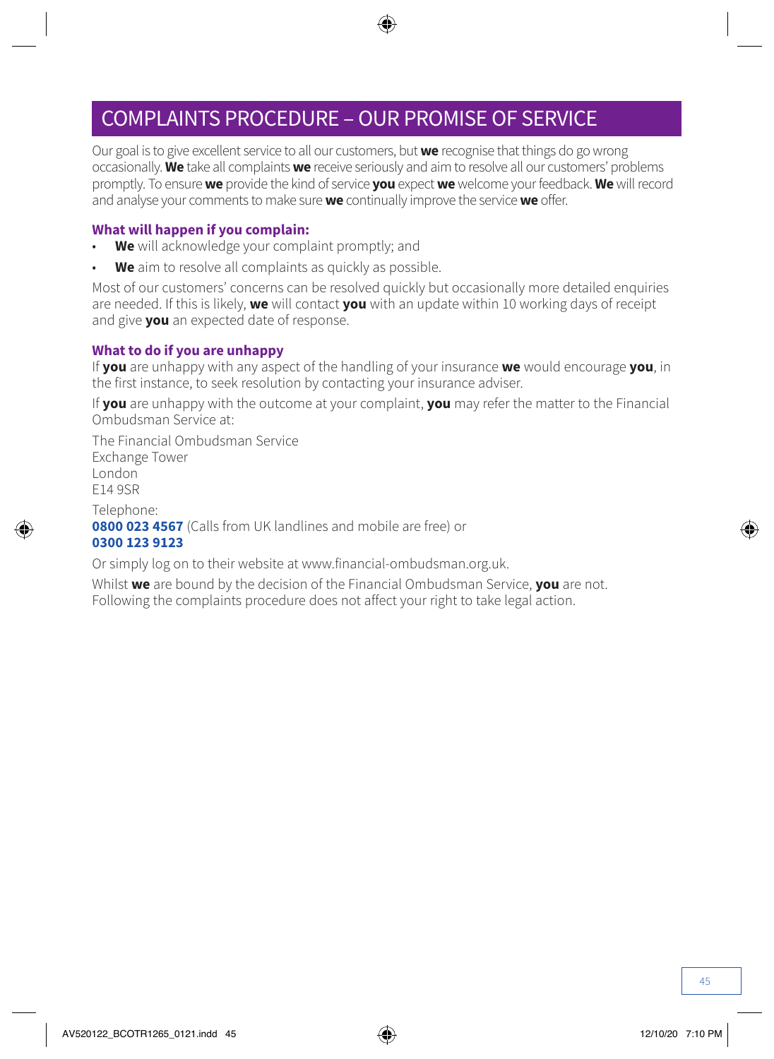# COMPLAINTS PROCEDURE – OUR PROMISE OF SERVICE

Our goal is to give excellent service to all our customers, but **we** recognise that things do go wrong occasionally. **We** take all complaints **we** receive seriously and aim to resolve all our customers' problems promptly. To ensure **we** provide the kind of service **you** expect **we** welcome your feedback. **We** will record and analyse your comments to make sure **we** continually improve the service **we** offer.

### What will happen if you complain:

- **We** will acknowledge your complaint promptly; and
- **We** aim to resolve all complaints as quickly as possible.

Most of our customers' concerns can be resolved quickly but occasionally more detailed enquiries are needed. If this is likely, **we** will contact **you** with an update within 10 working days of receipt and give **you** an expected date of response.

### What to do if you are unhappy

If **you** are unhappy with any aspect of the handling of your insurance **we** would encourage **you**, in the first instance, to seek resolution by contacting your insurance adviser.

If **you** are unhappy with the outcome at your complaint, **you** may refer the matter to the Financial Ombudsman Service at:

The Financial Ombudsman Service
Exchange Tower
London
E14 9SR

Telephone:
**0800 023 4567** (Calls from UK landlines and mobile are free) or
**0300 123 9123**

Or simply log on to their website at www.financial-ombudsman.org.uk.

Whilst **we** are bound by the decision of the Financial Ombudsman Service, **you** are not. Following the complaints procedure does not affect your right to take legal action.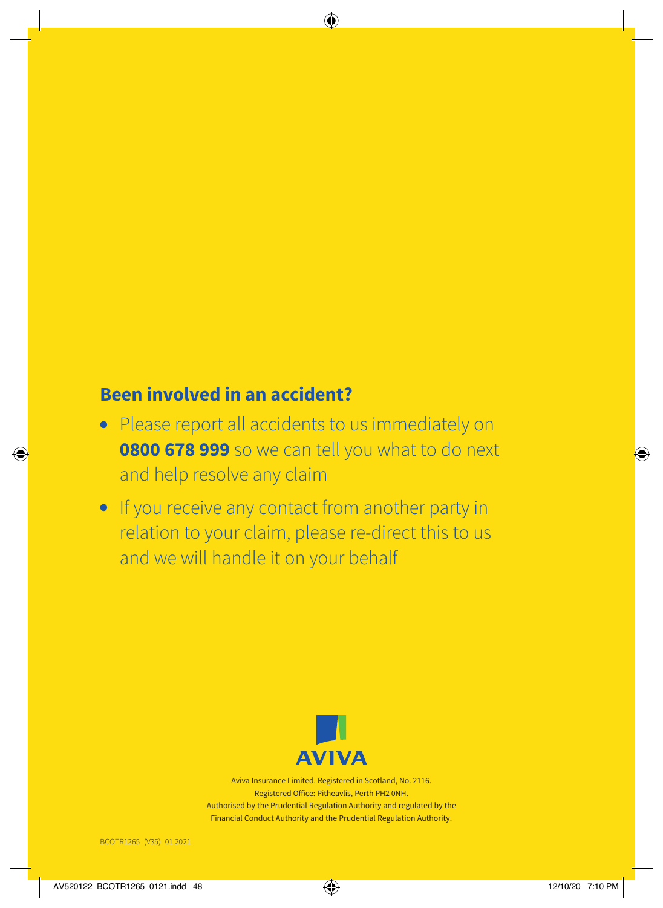## Been involved in an accident?

- Please report all accidents to us immediately on **0800 678 999** so we can tell you what to do next and help resolve any claim
- If you receive any contact from another party in relation to your claim, please re-direct this to us and we will handle it on your behalf

AVIVA

Aviva Insurance Limited. Registered in Scotland, No. 2116.
Registered Office: Pitheavlis, Perth PH2 0NH.
Authorised by the Prudential Regulation Authority and regulated by the Financial Conduct Authority and the Prudential Regulation Authority.

BCOTR1265 (V35) 01.2021